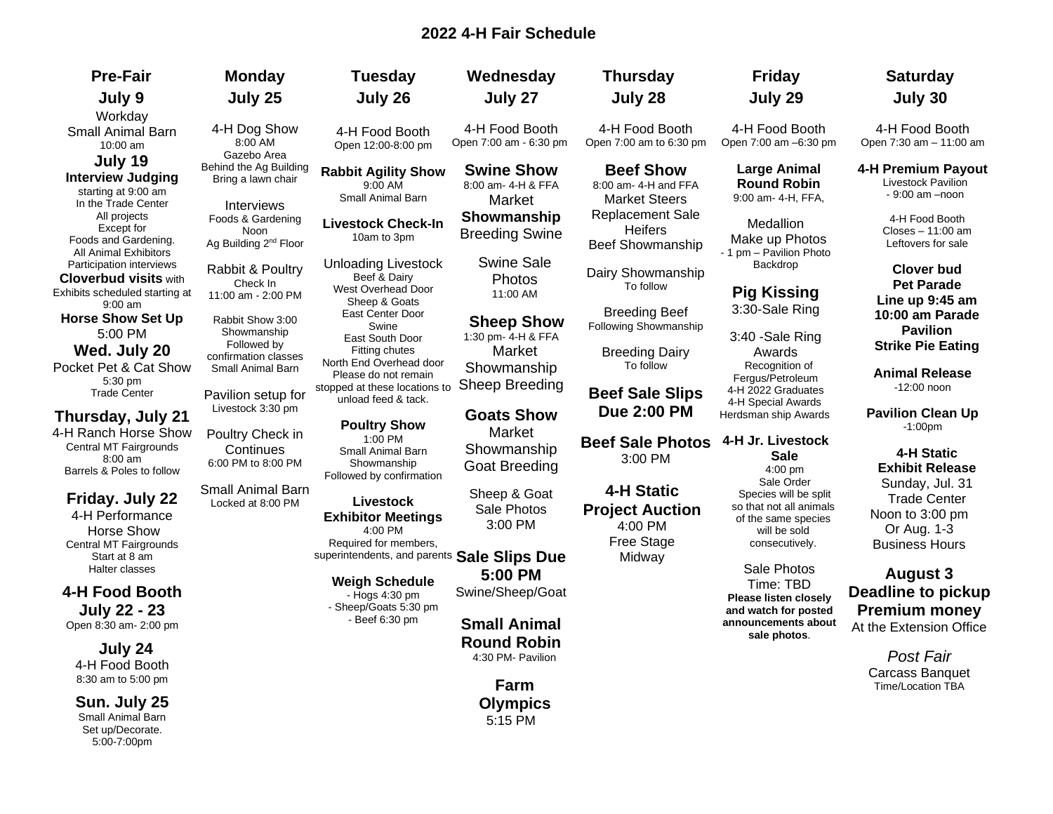# 2022 4-H Fair Schedule

## Pre-Fair

### July 9

Workday
Small Animal Barn
10:00 am

### July 19

**Interview Judging**
starting at 9:00 am
In the Trade Center
All projects
Except for
Foods and Gardening.
All Animal Exhibitors
Participation interviews

**Cloverbud visits** with Exhibits scheduled starting at 9:00 am

**Horse Show Set Up**
5:00 PM

### Wed. July 20

Pocket Pet & Cat Show
5:30 pm
Trade Center

### Thursday, July 21

4-H Ranch Horse Show
Central MT Fairgrounds
8:00 am
Barrels & Poles to follow

### Friday. July 22

4-H Performance Horse Show
Central MT Fairgrounds
Start at 8 am
Halter classes

### 4-H Food Booth July 22 - 23

Open 8:30 am- 2:00 pm

### July 24

4-H Food Booth
8:30 am to 5:00 pm

### Sun. July 25

Small Animal Barn
Set up/Decorate.
5:00-7:00pm

## Monday July 25

4-H Dog Show
8:00 AM
Gazebo Area
Behind the Ag Building
Bring a lawn chair

Interviews
Foods & Gardening
Noon
Ag Building 2nd Floor

Rabbit & Poultry Check In
11:00 am - 2:00 PM

Rabbit Show 3:00
Showmanship
Followed by confirmation classes
Small Animal Barn

Pavilion setup for Livestock 3:30 pm

Poultry Check in Continues
6:00 PM to 8:00 PM

Small Animal Barn Locked at 8:00 PM

## Tuesday July 26

4-H Food Booth
Open 12:00-8:00 pm

**Rabbit Agility Show**
9:00 AM
Small Animal Barn

**Livestock Check-In**
10am to 3pm

Unloading Livestock
Beef & Dairy
West Overhead Door
Sheep & Goats
East Center Door
Swine
East South Door
Fitting chutes
North End Overhead door
Please do not remain stopped at these locations to unload feed & tack.

**Poultry Show**
1:00 PM
Small Animal Barn
Showmanship
Followed by confirmation

**Livestock Exhibitor Meetings**
4:00 PM
Required for members, superintendents, and parents

**Weigh Schedule**
- Hogs 4:30 pm
- Sheep/Goats 5:30 pm
- Beef 6:30 pm

## Wednesday July 27

4-H Food Booth
Open 7:00 am - 6:30 pm

**Swine Show**
8:00 am- 4-H & FFA
Market
**Showmanship**
Breeding Swine

Swine Sale Photos
11:00 AM

**Sheep Show**
1:30 pm- 4-H & FFA
Market
Showmanship
Sheep Breeding

**Goats Show**
Market
Showmanship
Goat Breeding

Sheep & Goat Sale Photos
3:00 PM

**Sale Slips Due 5:00 PM**
Swine/Sheep/Goat

**Small Animal Round Robin**
4:30 PM- Pavilion

**Farm Olympics**
5:15 PM

## Thursday July 28

4-H Food Booth
Open 7:00 am to 6:30 pm

**Beef Show**
8:00 am- 4-H and FFA
Market Steers
Replacement Sale Heifers
Beef Showmanship

Dairy Showmanship
To follow

Breeding Beef
Following Showmanship

Breeding Dairy
To follow

**Beef Sale Slips Due 2:00 PM**

**Beef Sale Photos**
3:00 PM

**4-H Static Project Auction**
4:00 PM
Free Stage
Midway

## Friday July 29

4-H Food Booth
Open 7:00 am –6:30 pm

**Large Animal Round Robin**
9:00 am- 4-H, FFA,

Medallion
Make up Photos
- 1 pm – Pavilion Photo Backdrop

**Pig Kissing**
3:30-Sale Ring

3:40 -Sale Ring
Awards
Recognition of Fergus/Petroleum 4-H 2022 Graduates
4-H Special Awards
Herdsman ship Awards

**4-H Jr. Livestock Sale**
4:00 pm
Sale Order
Species will be split so that not all animals of the same species will be sold consecutively.

Sale Photos
Time: TBD
**Please listen closely and watch for posted announcements about sale photos**.

## Saturday July 30

4-H Food Booth
Open 7:30 am – 11:00 am

**4-H Premium Payout**
Livestock Pavilion
- 9:00 am –noon

4-H Food Booth
Closes – 11:00 am
Leftovers for sale

**Clover bud Pet Parade**
**Line up 9:45 am**
**10:00 am Parade**
**Pavilion**
**Strike Pie Eating**

**Animal Release**
-12:00 noon

**Pavilion Clean Up**
-1:00pm

**4-H Static Exhibit Release**
Sunday, Jul. 31
Trade Center
Noon to 3:00 pm
Or Aug. 1-3
Business Hours

**August 3**
**Deadline to pickup Premium money**
At the Extension Office

*Post Fair*
Carcass Banquet
Time/Location TBA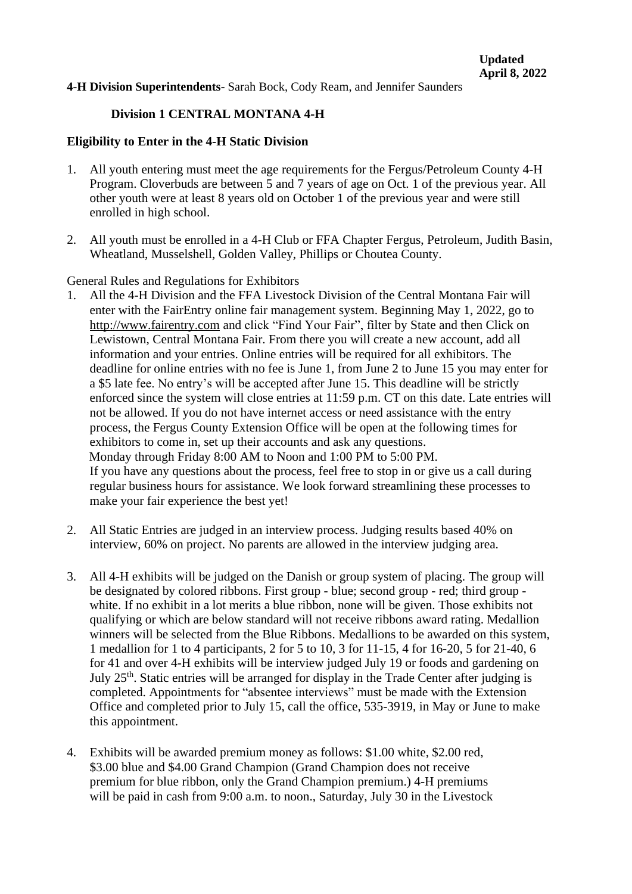**Updated April 8, 2022**

**4-H Division Superintendents-** Sarah Bock, Cody Ream, and Jennifer Saunders

## Division 1 CENTRAL MONTANA 4-H

### Eligibility to Enter in the 4-H Static Division

1. All youth entering must meet the age requirements for the Fergus/Petroleum County 4-H Program. Cloverbuds are between 5 and 7 years of age on Oct. 1 of the previous year. All other youth were at least 8 years old on October 1 of the previous year and were still enrolled in high school.

2. All youth must be enrolled in a 4-H Club or FFA Chapter Fergus, Petroleum, Judith Basin, Wheatland, Musselshell, Golden Valley, Phillips or Choutea County.

General Rules and Regulations for Exhibitors

1. All the 4-H Division and the FFA Livestock Division of the Central Montana Fair will enter with the FairEntry online fair management system. Beginning May 1, 2022, go to http://www.fairentry.com and click "Find Your Fair", filter by State and then Click on Lewistown, Central Montana Fair. From there you will create a new account, add all information and your entries. Online entries will be required for all exhibitors. The deadline for online entries with no fee is June 1, from June 2 to June 15 you may enter for a $5 late fee. No entry's will be accepted after June 15. This deadline will be strictly enforced since the system will close entries at 11:59 p.m. CT on this date. Late entries will not be allowed. If you do not have internet access or need assistance with the entry process, the Fergus County Extension Office will be open at the following times for exhibitors to come in, set up their accounts and ask any questions.
   Monday through Friday 8:00 AM to Noon and 1:00 PM to 5:00 PM.
   If you have any questions about the process, feel free to stop in or give us a call during regular business hours for assistance. We look forward streamlining these processes to make your fair experience the best yet!

2. All Static Entries are judged in an interview process. Judging results based 40% on interview, 60% on project. No parents are allowed in the interview judging area.

3. All 4-H exhibits will be judged on the Danish or group system of placing. The group will be designated by colored ribbons. First group - blue; second group - red; third group - white. If no exhibit in a lot merits a blue ribbon, none will be given. Those exhibits not qualifying or which are below standard will not receive ribbons award rating. Medallion winners will be selected from the Blue Ribbons. Medallions to be awarded on this system, 1 medallion for 1 to 4 participants, 2 for 5 to 10, 3 for 11-15, 4 for 16-20, 5 for 21-40, 6 for 41 and over 4-H exhibits will be interview judged July 19 or foods and gardening on July 25th. Static entries will be arranged for display in the Trade Center after judging is completed. Appointments for "absentee interviews" must be made with the Extension Office and completed prior to July 15, call the office, 535-3919, in May or June to make this appointment.

4. Exhibits will be awarded premium money as follows: $1.00 white, $2.00 red, $3.00 blue and $4.00 Grand Champion (Grand Champion does not receive premium for blue ribbon, only the Grand Champion premium.) 4-H premiums will be paid in cash from 9:00 a.m. to noon., Saturday, July 30 in the Livestock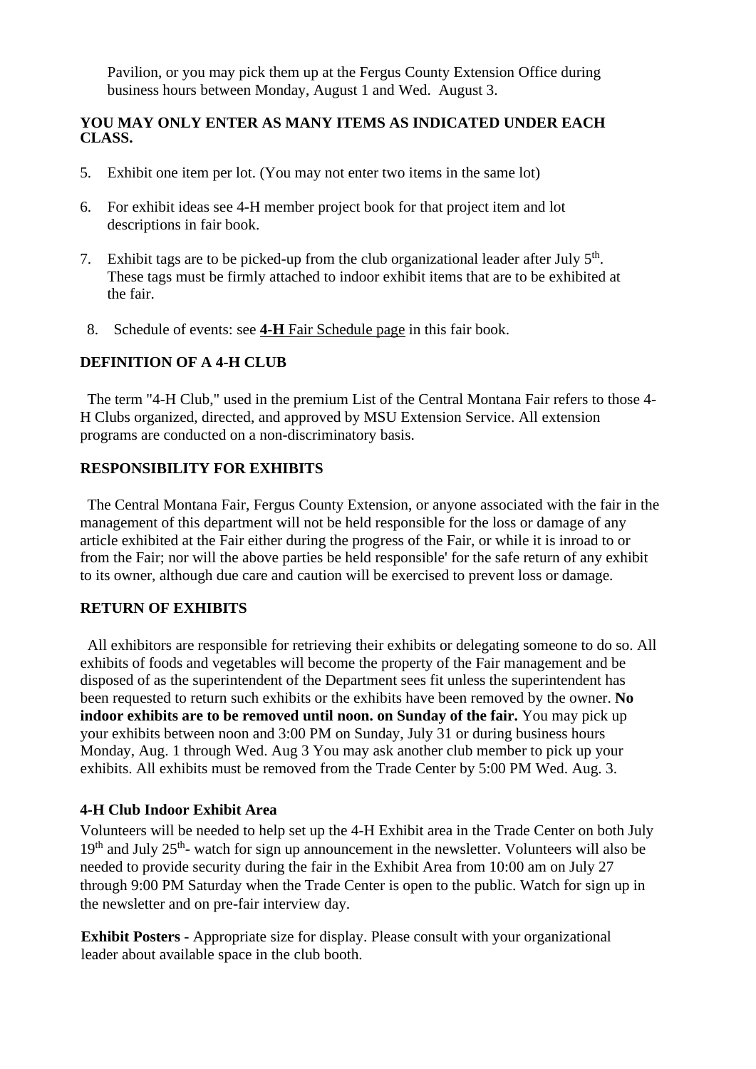Pavilion, or you may pick them up at the Fergus County Extension Office during business hours between Monday, August 1 and Wed. August 3.

**YOU MAY ONLY ENTER AS MANY ITEMS AS INDICATED UNDER EACH CLASS.**

5. Exhibit one item per lot. (You may not enter two items in the same lot)
6. For exhibit ideas see 4-H member project book for that project item and lot descriptions in fair book.
7. Exhibit tags are to be picked-up from the club organizational leader after July 5th. These tags must be firmly attached to indoor exhibit items that are to be exhibited at the fair.
8. Schedule of events: see **4-H** Fair Schedule page in this fair book.

**DEFINITION OF A 4-H CLUB**

The term "4-H Club," used in the premium List of the Central Montana Fair refers to those 4-H Clubs organized, directed, and approved by MSU Extension Service. All extension programs are conducted on a non-discriminatory basis.

**RESPONSIBILITY FOR EXHIBITS**

The Central Montana Fair, Fergus County Extension, or anyone associated with the fair in the management of this department will not be held responsible for the loss or damage of any article exhibited at the Fair either during the progress of the Fair, or while it is inroad to or from the Fair; nor will the above parties be held responsible' for the safe return of any exhibit to its owner, although due care and caution will be exercised to prevent loss or damage.

**RETURN OF EXHIBITS**

All exhibitors are responsible for retrieving their exhibits or delegating someone to do so. All exhibits of foods and vegetables will become the property of the Fair management and be disposed of as the superintendent of the Department sees fit unless the superintendent has been requested to return such exhibits or the exhibits have been removed by the owner. **No indoor exhibits are to be removed until noon. on Sunday of the fair.** You may pick up your exhibits between noon and 3:00 PM on Sunday, July 31 or during business hours Monday, Aug. 1 through Wed. Aug 3 You may ask another club member to pick up your exhibits. All exhibits must be removed from the Trade Center by 5:00 PM Wed. Aug. 3.

**4-H Club Indoor Exhibit Area**

Volunteers will be needed to help set up the 4-H Exhibit area in the Trade Center on both July 19th and July 25th- watch for sign up announcement in the newsletter. Volunteers will also be needed to provide security during the fair in the Exhibit Area from 10:00 am on July 27 through 9:00 PM Saturday when the Trade Center is open to the public. Watch for sign up in the newsletter and on pre-fair interview day.

**Exhibit Posters** - Appropriate size for display. Please consult with your organizational leader about available space in the club booth.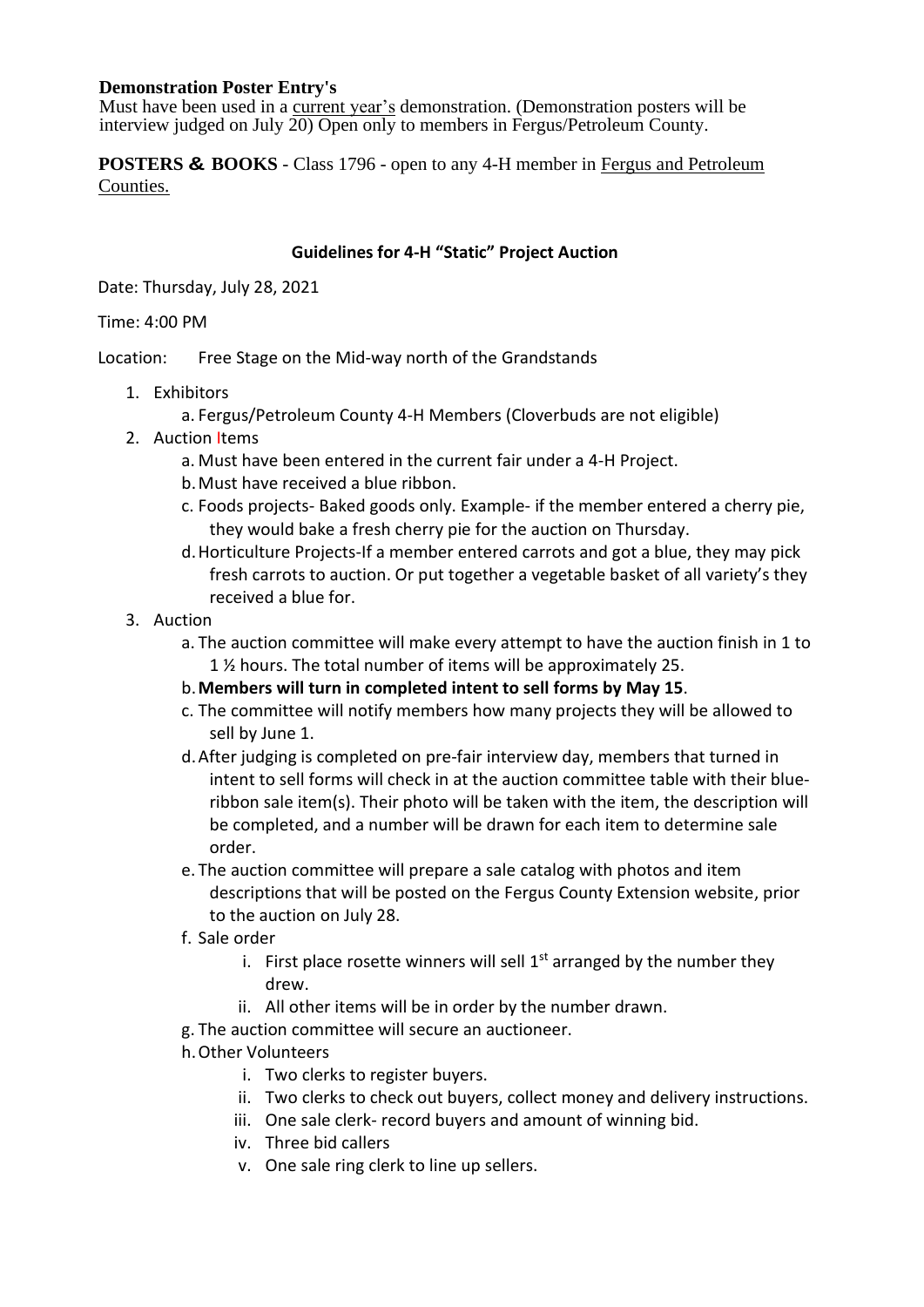**Demonstration Poster Entry's**
Must have been used in a current year's demonstration. (Demonstration posters will be interview judged on July 20) Open only to members in Fergus/Petroleum County.

**POSTERS & BOOKS** - Class 1796 - open to any 4-H member in Fergus and Petroleum Counties.

## Guidelines for 4-H "Static" Project Auction

Date: Thursday, July 28, 2021

Time: 4:00 PM

Location: Free Stage on the Mid-way north of the Grandstands

1. Exhibitors
   a. Fergus/Petroleum County 4-H Members (Cloverbuds are not eligible)
2. Auction Items
   a. Must have been entered in the current fair under a 4-H Project.
   b. Must have received a blue ribbon.
   c. Foods projects- Baked goods only. Example- if the member entered a cherry pie, they would bake a fresh cherry pie for the auction on Thursday.
   d. Horticulture Projects-If a member entered carrots and got a blue, they may pick fresh carrots to auction. Or put together a vegetable basket of all variety's they received a blue for.
3. Auction
   a. The auction committee will make every attempt to have the auction finish in 1 to 1 ½ hours. The total number of items will be approximately 25.
   b. **Members will turn in completed intent to sell forms by May 15**.
   c. The committee will notify members how many projects they will be allowed to sell by June 1.
   d. After judging is completed on pre-fair interview day, members that turned in intent to sell forms will check in at the auction committee table with their blue-ribbon sale item(s). Their photo will be taken with the item, the description will be completed, and a number will be drawn for each item to determine sale order.
   e. The auction committee will prepare a sale catalog with photos and item descriptions that will be posted on the Fergus County Extension website, prior to the auction on July 28.
   f. Sale order
      i. First place rosette winners will sell 1st arranged by the number they drew.
      ii. All other items will be in order by the number drawn.
   g. The auction committee will secure an auctioneer.
   h. Other Volunteers
      i. Two clerks to register buyers.
      ii. Two clerks to check out buyers, collect money and delivery instructions.
      iii. One sale clerk- record buyers and amount of winning bid.
      iv. Three bid callers
      v. One sale ring clerk to line up sellers.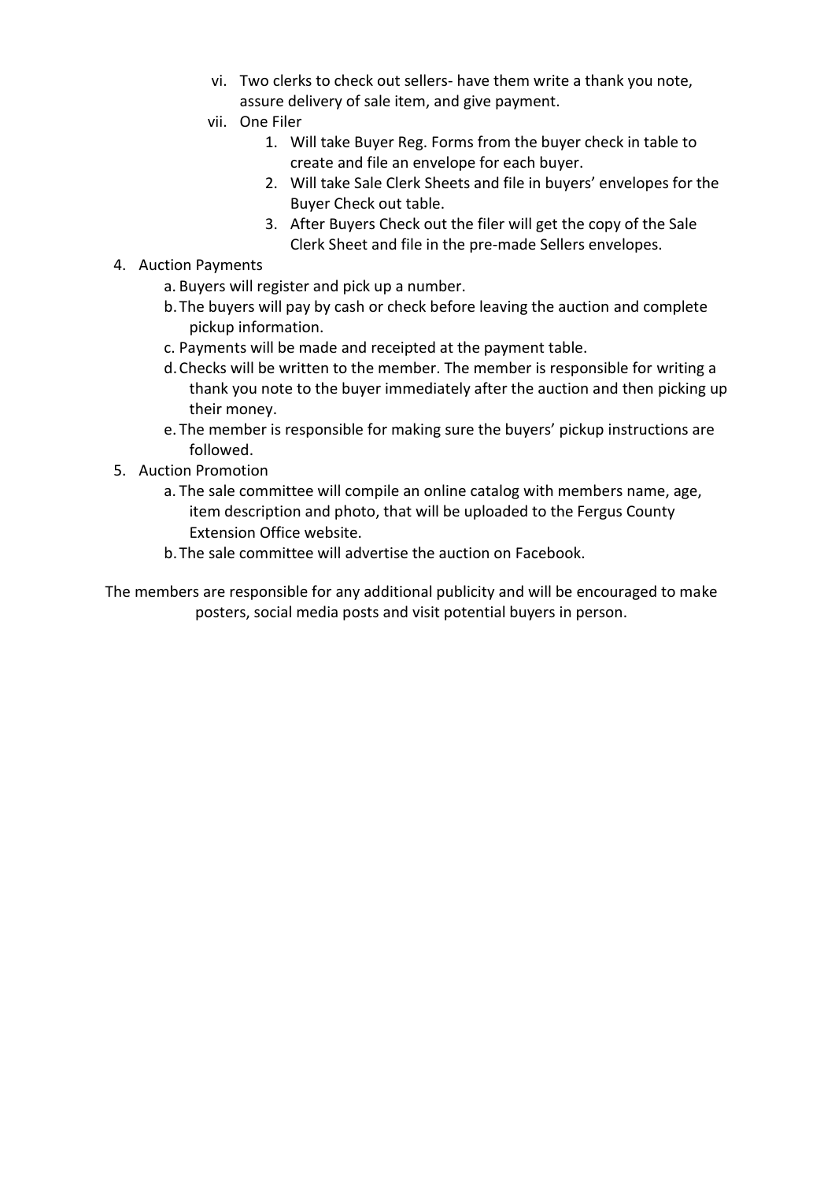vi. Two clerks to check out sellers- have them write a thank you note, assure delivery of sale item, and give payment.
   vii. One Filer
      1. Will take Buyer Reg. Forms from the buyer check in table to create and file an envelope for each buyer.
      2. Will take Sale Clerk Sheets and file in buyers' envelopes for the Buyer Check out table.
      3. After Buyers Check out the filer will get the copy of the Sale Clerk Sheet and file in the pre-made Sellers envelopes.

4. Auction Payments
   a. Buyers will register and pick up a number.
   b. The buyers will pay by cash or check before leaving the auction and complete pickup information.
   c. Payments will be made and receipted at the payment table.
   d. Checks will be written to the member. The member is responsible for writing a thank you note to the buyer immediately after the auction and then picking up their money.
   e. The member is responsible for making sure the buyers' pickup instructions are followed.
5. Auction Promotion
   a. The sale committee will compile an online catalog with members name, age, item description and photo, that will be uploaded to the Fergus County Extension Office website.
   b. The sale committee will advertise the auction on Facebook.

The members are responsible for any additional publicity and will be encouraged to make posters, social media posts and visit potential buyers in person.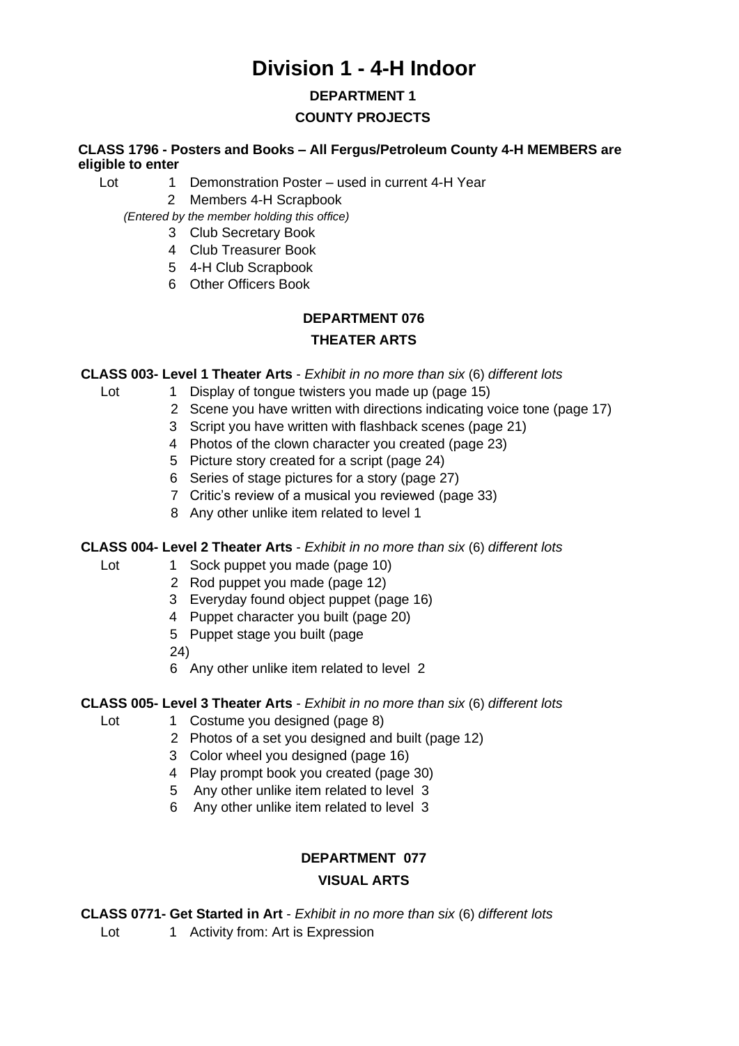# Division 1 - 4-H Indoor

## DEPARTMENT 1

## COUNTY PROJECTS

**CLASS 1796 - Posters and Books – All Fergus/Petroleum County 4-H MEMBERS are eligible to enter**

Lot
1 Demonstration Poster – used in current 4-H Year
2 Members 4-H Scrapbook

*(Entered by the member holding this office)*

3 Club Secretary Book
4 Club Treasurer Book
5 4-H Club Scrapbook
6 Other Officers Book

## DEPARTMENT 076

## THEATER ARTS

**CLASS 003- Level 1 Theater Arts** - *Exhibit in no more than six* (6) *different lots*

Lot
1 Display of tongue twisters you made up (page 15)
2 Scene you have written with directions indicating voice tone (page 17)
3 Script you have written with flashback scenes (page 21)
4 Photos of the clown character you created (page 23)
5 Picture story created for a script (page 24)
6 Series of stage pictures for a story (page 27)
7 Critic's review of a musical you reviewed (page 33)
8 Any other unlike item related to level 1

**CLASS 004- Level 2 Theater Arts** - *Exhibit in no more than six* (6) *different lots*

Lot
1 Sock puppet you made (page 10)
2 Rod puppet you made (page 12)
3 Everyday found object puppet (page 16)
4 Puppet character you built (page 20)
5 Puppet stage you built (page 24)
6 Any other unlike item related to level 2

**CLASS 005- Level 3 Theater Arts** - *Exhibit in no more than six* (6) *different lots*

Lot
1 Costume you designed (page 8)
2 Photos of a set you designed and built (page 12)
3 Color wheel you designed (page 16)
4 Play prompt book you created (page 30)
5 Any other unlike item related to level 3
6 Any other unlike item related to level 3

## DEPARTMENT 077

## VISUAL ARTS

**CLASS 0771- Get Started in Art** - *Exhibit in no more than six* (6) *different lots*

Lot
1 Activity from: Art is Expression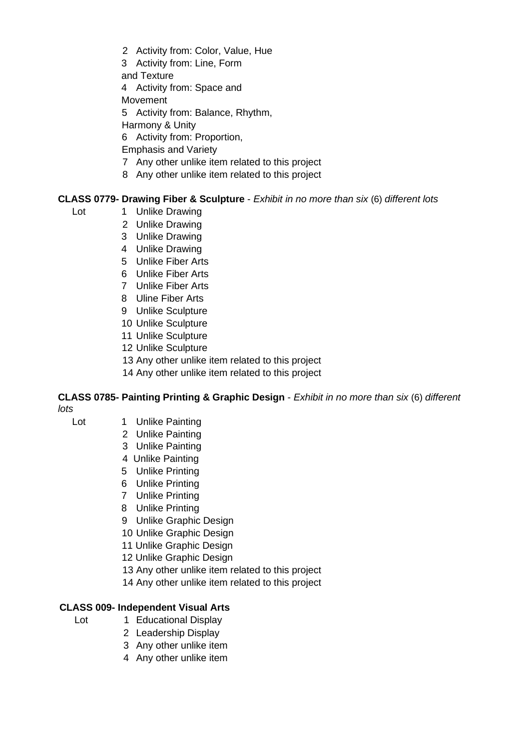2 Activity from: Color, Value, Hue
3 Activity from: Line, Form and Texture
4 Activity from: Space and Movement
5 Activity from: Balance, Rhythm, Harmony & Unity
6 Activity from: Proportion, Emphasis and Variety
7 Any other unlike item related to this project
8 Any other unlike item related to this project

**CLASS 0779- Drawing Fiber & Sculpture** - *Exhibit in no more than six* (6) *different lots*

Lot
1 Unlike Drawing
2 Unlike Drawing
3 Unlike Drawing
4 Unlike Drawing
5 Unlike Fiber Arts
6 Unlike Fiber Arts
7 Unlike Fiber Arts
8 Uline Fiber Arts
9 Unlike Sculpture
10 Unlike Sculpture
11 Unlike Sculpture
12 Unlike Sculpture
13 Any other unlike item related to this project
14 Any other unlike item related to this project

**CLASS 0785- Painting Printing & Graphic Design** - *Exhibit in no more than six* (6) *different lots*

Lot
1 Unlike Painting
2 Unlike Painting
3 Unlike Painting
4 Unlike Painting
5 Unlike Printing
6 Unlike Printing
7 Unlike Printing
8 Unlike Printing
9 Unlike Graphic Design
10 Unlike Graphic Design
11 Unlike Graphic Design
12 Unlike Graphic Design
13 Any other unlike item related to this project
14 Any other unlike item related to this project

**CLASS 009- Independent Visual Arts**

Lot
1 Educational Display
2 Leadership Display
3 Any other unlike item
4 Any other unlike item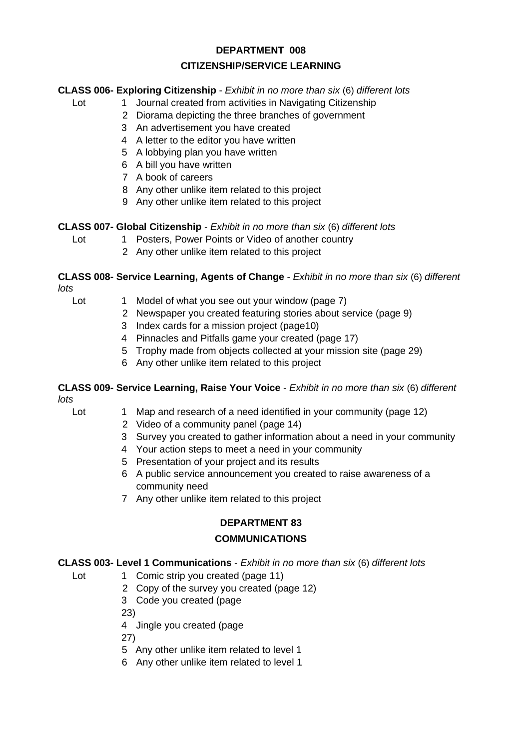## DEPARTMENT 008

## CITIZENSHIP/SERVICE LEARNING

**CLASS 006- Exploring Citizenship** - *Exhibit in no more than six* (6) *different lots*

Lot
1. Journal created from activities in Navigating Citizenship
2. Diorama depicting the three branches of government
3. An advertisement you have created
4. A letter to the editor you have written
5. A lobbying plan you have written
6. A bill you have written
7. A book of careers
8. Any other unlike item related to this project
9. Any other unlike item related to this project

**CLASS 007- Global Citizenship** - *Exhibit in no more than six* (6) *different lots*

Lot
1. Posters, Power Points or Video of another country
2. Any other unlike item related to this project

**CLASS 008- Service Learning, Agents of Change** - *Exhibit in no more than six* (6) *different lots*

Lot
1. Model of what you see out your window (page 7)
2. Newspaper you created featuring stories about service (page 9)
3. Index cards for a mission project (page10)
4. Pinnacles and Pitfalls game your created (page 17)
5. Trophy made from objects collected at your mission site (page 29)
6. Any other unlike item related to this project

**CLASS 009- Service Learning, Raise Your Voice** - *Exhibit in no more than six* (6) *different lots*

Lot
1. Map and research of a need identified in your community (page 12)
2. Video of a community panel (page 14)
3. Survey you created to gather information about a need in your community
4. Your action steps to meet a need in your community
5. Presentation of your project and its results
6. A public service announcement you created to raise awareness of a community need
7. Any other unlike item related to this project

## DEPARTMENT 83

## COMMUNICATIONS

**CLASS 003- Level 1 Communications** - *Exhibit in no more than six* (6) *different lots*

Lot
1. Comic strip you created (page 11)
2. Copy of the survey you created (page 12)
3. Code you created (page 23)
4. Jingle you created (page 27)
5. Any other unlike item related to level 1
6. Any other unlike item related to level 1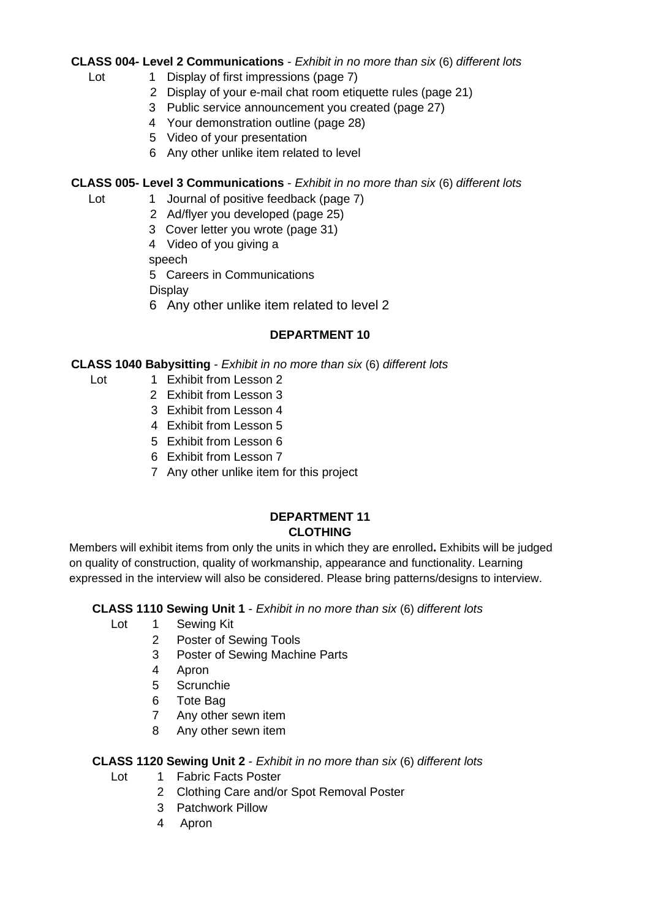**CLASS 004- Level 2 Communications** - *Exhibit in no more than six* (6) *different lots*

Lot
1. Display of first impressions (page 7)
2. Display of your e-mail chat room etiquette rules (page 21)
3. Public service announcement you created (page 27)
4. Your demonstration outline (page 28)
5. Video of your presentation
6. Any other unlike item related to level

**CLASS 005- Level 3 Communications** - *Exhibit in no more than six* (6) *different lots*

Lot
1. Journal of positive feedback (page 7)
2. Ad/flyer you developed (page 25)
3. Cover letter you wrote (page 31)
4. Video of you giving a speech
5. Careers in Communications Display
6. Any other unlike item related to level 2

## DEPARTMENT 10

**CLASS 1040 Babysitting** - *Exhibit in no more than six* (6) *different lots*

Lot
1. Exhibit from Lesson 2
2. Exhibit from Lesson 3
3. Exhibit from Lesson 4
4. Exhibit from Lesson 5
5. Exhibit from Lesson 6
6. Exhibit from Lesson 7
7. Any other unlike item for this project

## DEPARTMENT 11
## CLOTHING

Members will exhibit items from only the units in which they are enrolled**.** Exhibits will be judged on quality of construction, quality of workmanship, appearance and functionality. Learning expressed in the interview will also be considered. Please bring patterns/designs to interview.

**CLASS 1110 Sewing Unit 1** - *Exhibit in no more than six* (6) *different lots*

Lot
1. Sewing Kit
2. Poster of Sewing Tools
3. Poster of Sewing Machine Parts
4. Apron
5. Scrunchie
6. Tote Bag
7. Any other sewn item
8. Any other sewn item

**CLASS 1120 Sewing Unit 2** - *Exhibit in no more than six* (6) *different lots*

Lot
1. Fabric Facts Poster
2. Clothing Care and/or Spot Removal Poster
3. Patchwork Pillow
4. Apron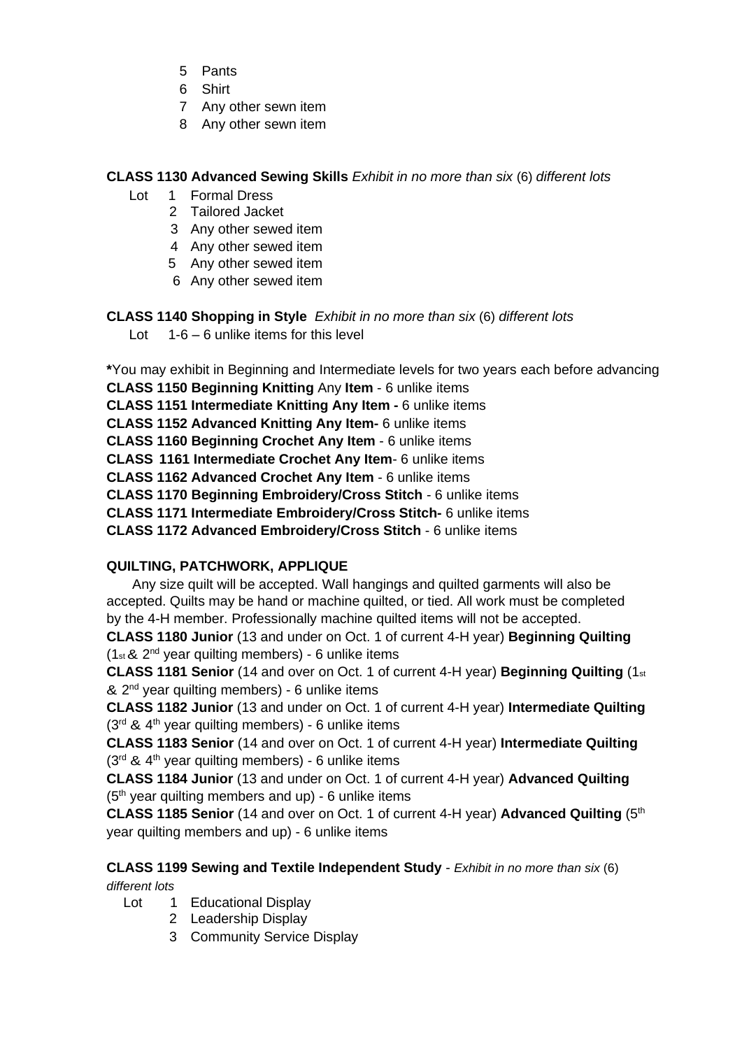5 Pants
6 Shirt
7 Any other sewn item
8 Any other sewn item

**CLASS 1130 Advanced Sewing Skills** *Exhibit in no more than six* (6) *different lots*

Lot 1 Formal Dress
2 Tailored Jacket
3 Any other sewed item
4 Any other sewed item
5 Any other sewed item
6 Any other sewed item

**CLASS 1140 Shopping in Style** *Exhibit in no more than six* (6) *different lots*

Lot 1-6 – 6 unlike items for this level

**\***You may exhibit in Beginning and Intermediate levels for two years each before advancing

**CLASS 1150 Beginning Knitting** Any **Item** - 6 unlike items
**CLASS 1151 Intermediate Knitting Any Item -** 6 unlike items
**CLASS 1152 Advanced Knitting Any Item-** 6 unlike items
**CLASS 1160 Beginning Crochet Any Item** - 6 unlike items
**CLASS 1161 Intermediate Crochet Any Item**- 6 unlike items
**CLASS 1162 Advanced Crochet Any Item** - 6 unlike items
**CLASS 1170 Beginning Embroidery/Cross Stitch** - 6 unlike items
**CLASS 1171 Intermediate Embroidery/Cross Stitch-** 6 unlike items
**CLASS 1172 Advanced Embroidery/Cross Stitch** - 6 unlike items

**QUILTING, PATCHWORK, APPLIQUE**

Any size quilt will be accepted. Wall hangings and quilted garments will also be accepted. Quilts may be hand or machine quilted, or tied. All work must be completed by the 4-H member. Professionally machine quilted items will not be accepted.

**CLASS 1180 Junior** (13 and under on Oct. 1 of current 4-H year) **Beginning Quilting** (1st & 2nd year quilting members) - 6 unlike items

**CLASS 1181 Senior** (14 and over on Oct. 1 of current 4-H year) **Beginning Quilting** (1st & 2nd year quilting members) - 6 unlike items

**CLASS 1182 Junior** (13 and under on Oct. 1 of current 4-H year) **Intermediate Quilting** (3rd & 4th year quilting members) - 6 unlike items

**CLASS 1183 Senior** (14 and over on Oct. 1 of current 4-H year) **Intermediate Quilting** (3rd & 4th year quilting members) - 6 unlike items

**CLASS 1184 Junior** (13 and under on Oct. 1 of current 4-H year) **Advanced Quilting** (5th year quilting members and up) - 6 unlike items

**CLASS 1185 Senior** (14 and over on Oct. 1 of current 4-H year) **Advanced Quilting** (5th year quilting members and up) - 6 unlike items

**CLASS 1199 Sewing and Textile Independent Study** - *Exhibit in no more than six* (6) *different lots*

Lot 1 Educational Display
2 Leadership Display
3 Community Service Display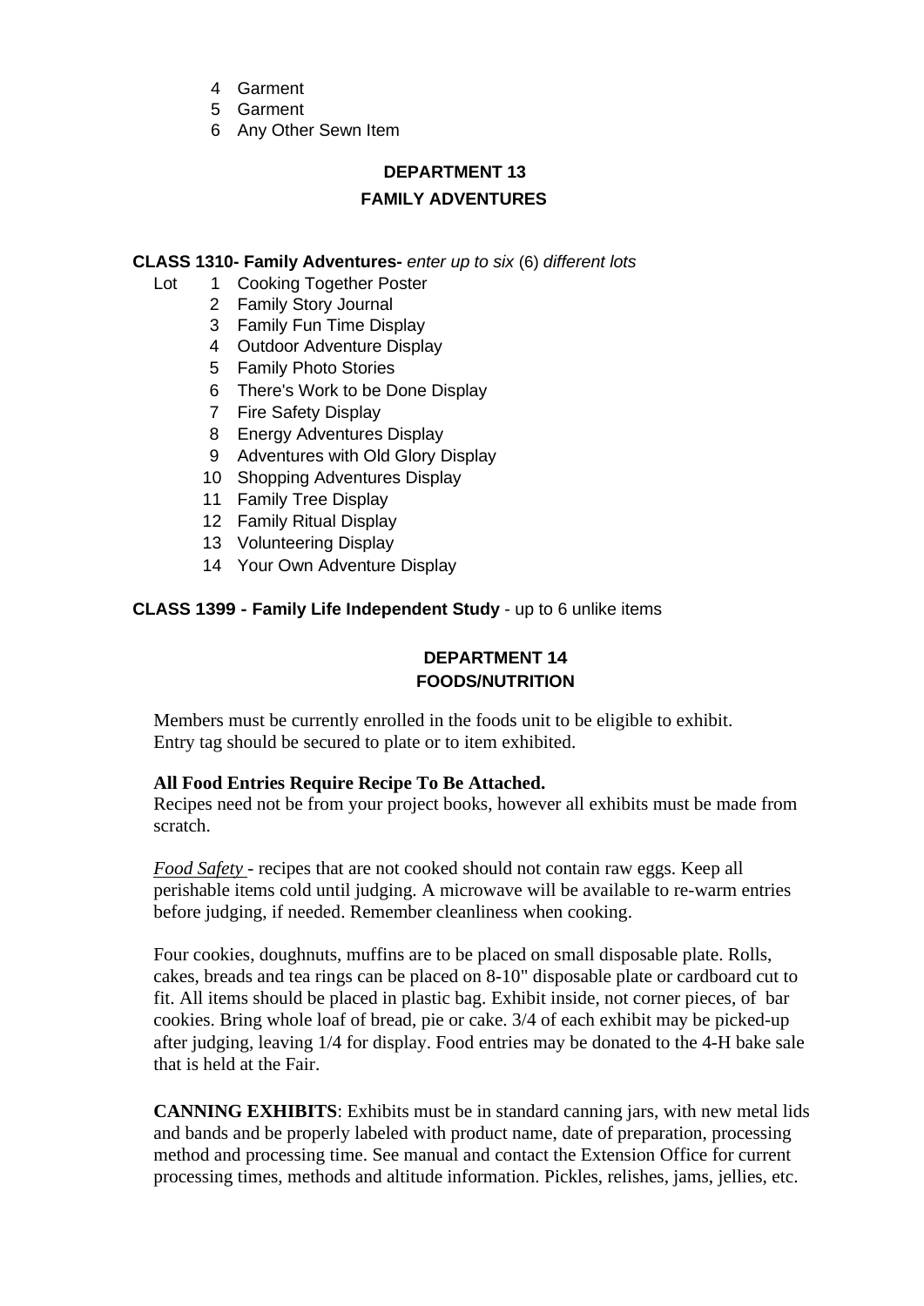4 Garment
5 Garment
6 Any Other Sewn Item

## DEPARTMENT 13
## FAMILY ADVENTURES

**CLASS 1310- Family Adventures-** *enter up to six* (6) *different lots*

Lot 1 Cooking Together Poster
2 Family Story Journal
3 Family Fun Time Display
4 Outdoor Adventure Display
5 Family Photo Stories
6 There's Work to be Done Display
7 Fire Safety Display
8 Energy Adventures Display
9 Adventures with Old Glory Display
10 Shopping Adventures Display
11 Family Tree Display
12 Family Ritual Display
13 Volunteering Display
14 Your Own Adventure Display

**CLASS 1399 - Family Life Independent Study** - up to 6 unlike items

## DEPARTMENT 14
## FOODS/NUTRITION

Members must be currently enrolled in the foods unit to be eligible to exhibit. Entry tag should be secured to plate or to item exhibited.

**All Food Entries Require Recipe To Be Attached.**
Recipes need not be from your project books, however all exhibits must be made from scratch.

*Food Safety* - recipes that are not cooked should not contain raw eggs. Keep all perishable items cold until judging. A microwave will be available to re-warm entries before judging, if needed. Remember cleanliness when cooking.

Four cookies, doughnuts, muffins are to be placed on small disposable plate. Rolls, cakes, breads and tea rings can be placed on 8-10" disposable plate or cardboard cut to fit. All items should be placed in plastic bag. Exhibit inside, not corner pieces, of bar cookies. Bring whole loaf of bread, pie or cake. 3/4 of each exhibit may be picked-up after judging, leaving 1/4 for display. Food entries may be donated to the 4-H bake sale that is held at the Fair.

**CANNING EXHIBITS**: Exhibits must be in standard canning jars, with new metal lids and bands and be properly labeled with product name, date of preparation, processing method and processing time. See manual and contact the Extension Office for current processing times, methods and altitude information. Pickles, relishes, jams, jellies, etc.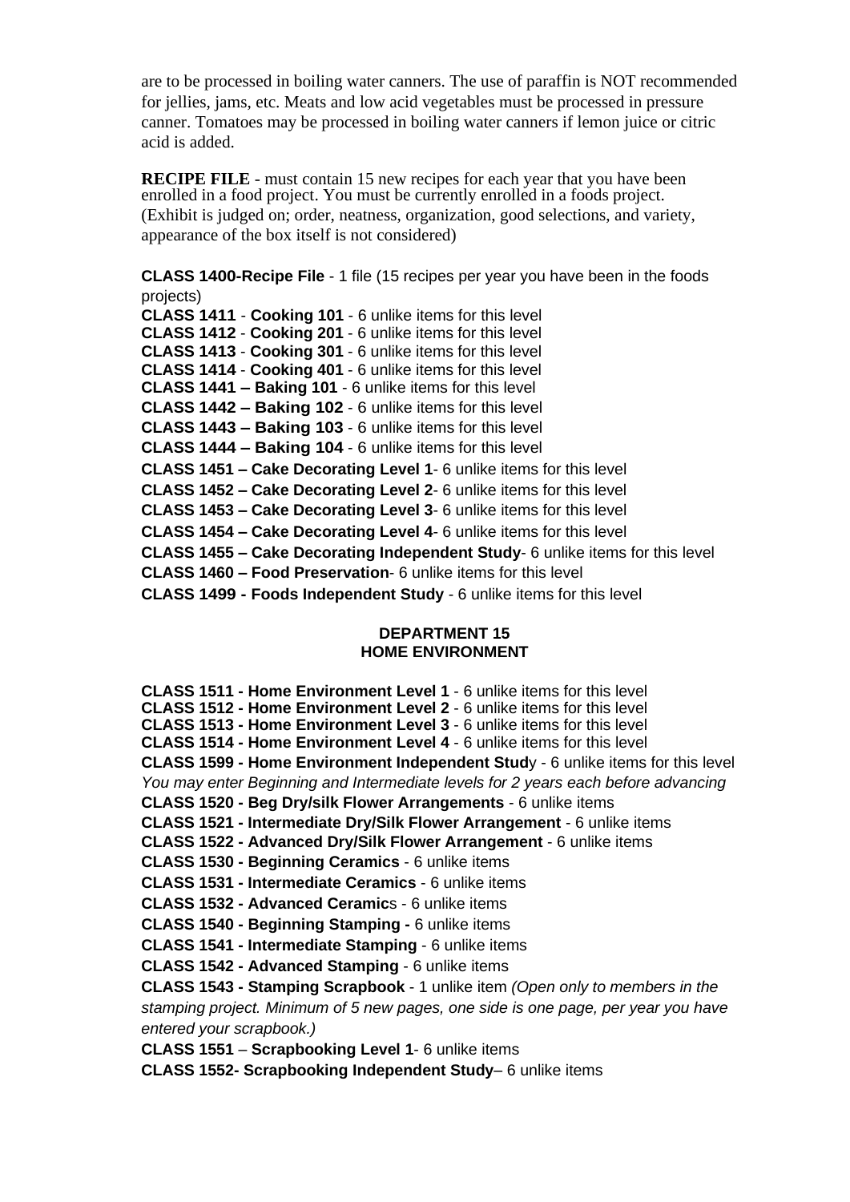are to be processed in boiling water canners. The use of paraffin is NOT recommended for jellies, jams, etc. Meats and low acid vegetables must be processed in pressure canner. Tomatoes may be processed in boiling water canners if lemon juice or citric acid is added.

**RECIPE FILE** - must contain 15 new recipes for each year that you have been enrolled in a food project. You must be currently enrolled in a foods project. (Exhibit is judged on; order, neatness, organization, good selections, and variety, appearance of the box itself is not considered)

**CLASS 1400-Recipe File** - 1 file (15 recipes per year you have been in the foods projects)
**CLASS 1411** - **Cooking 101** - 6 unlike items for this level
**CLASS 1412** - **Cooking 201** - 6 unlike items for this level
**CLASS 1413** - **Cooking 301** - 6 unlike items for this level
**CLASS 1414** - **Cooking 401** - 6 unlike items for this level
**CLASS 1441 – Baking 101** - 6 unlike items for this level
**CLASS 1442 – Baking 102** - 6 unlike items for this level
**CLASS 1443 – Baking 103** - 6 unlike items for this level
**CLASS 1444 – Baking 104** - 6 unlike items for this level
**CLASS 1451 – Cake Decorating Level 1**- 6 unlike items for this level
**CLASS 1452 – Cake Decorating Level 2**- 6 unlike items for this level
**CLASS 1453 – Cake Decorating Level 3**- 6 unlike items for this level
**CLASS 1454 – Cake Decorating Level 4**- 6 unlike items for this level
**CLASS 1455 – Cake Decorating Independent Study**- 6 unlike items for this level
**CLASS 1460 – Food Preservation**- 6 unlike items for this level
**CLASS 1499 - Foods Independent Study** - 6 unlike items for this level

## DEPARTMENT 15
## HOME ENVIRONMENT

**CLASS 1511 - Home Environment Level 1** - 6 unlike items for this level
**CLASS 1512 - Home Environment Level 2** - 6 unlike items for this level
**CLASS 1513 - Home Environment Level 3** - 6 unlike items for this level
**CLASS 1514 - Home Environment Level 4** - 6 unlike items for this level
**CLASS 1599 - Home Environment Independent Stud**y - 6 unlike items for this level
*You may enter Beginning and Intermediate levels for 2 years each before advancing*
**CLASS 1520 - Beg Dry/silk Flower Arrangements** - 6 unlike items
**CLASS 1521 - Intermediate Dry/Silk Flower Arrangement** - 6 unlike items
**CLASS 1522 - Advanced Dry/Silk Flower Arrangement** - 6 unlike items
**CLASS 1530 - Beginning Ceramics** - 6 unlike items
**CLASS 1531 - Intermediate Ceramics** - 6 unlike items
**CLASS 1532 - Advanced Ceramic**s - 6 unlike items
**CLASS 1540 - Beginning Stamping -** 6 unlike items
**CLASS 1541 - Intermediate Stamping** - 6 unlike items
**CLASS 1542 - Advanced Stamping** - 6 unlike items
**CLASS 1543 - Stamping Scrapbook** - 1 unlike item *(Open only to members in the stamping project. Minimum of 5 new pages, one side is one page, per year you have entered your scrapbook.)*
**CLASS 1551** – **Scrapbooking Level 1**- 6 unlike items
**CLASS 1552- Scrapbooking Independent Study**– 6 unlike items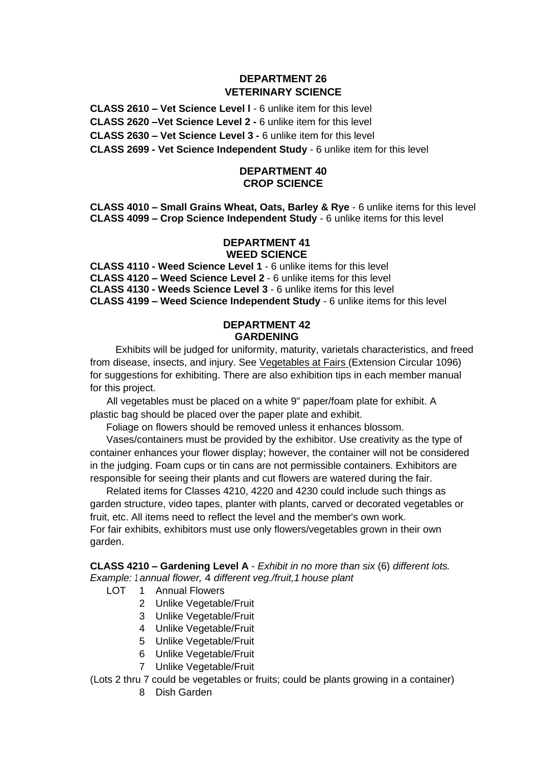## DEPARTMENT 26
## VETERINARY SCIENCE

**CLASS 2610 – Vet Science Level l** - 6 unlike item for this level
**CLASS 2620 –Vet Science Level 2 -** 6 unlike item for this level
**CLASS 2630 – Vet Science Level 3 -** 6 unlike item for this level
**CLASS 2699 - Vet Science Independent Study** - 6 unlike item for this level

## DEPARTMENT 40
## CROP SCIENCE

**CLASS 4010 – Small Grains Wheat, Oats, Barley & Rye** - 6 unlike items for this level
**CLASS 4099 – Crop Science Independent Study** - 6 unlike items for this level

## DEPARTMENT 41
## WEED SCIENCE

**CLASS 4110 - Weed Science Level 1** - 6 unlike items for this level
**CLASS 4120 – Weed Science Level 2** - 6 unlike items for this level
**CLASS 4130 - Weeds Science Level 3** - 6 unlike items for this level
**CLASS 4199 – Weed Science Independent Study** - 6 unlike items for this level

## DEPARTMENT 42
## GARDENING

Exhibits will be judged for uniformity, maturity, varietals characteristics, and freed from disease, insects, and injury. See Vegetables at Fairs (Extension Circular 1096) for suggestions for exhibiting. There are also exhibition tips in each member manual for this project.

All vegetables must be placed on a white 9" paper/foam plate for exhibit. A plastic bag should be placed over the paper plate and exhibit.

Foliage on flowers should be removed unless it enhances blossom.

Vases/containers must be provided by the exhibitor. Use creativity as the type of container enhances your flower display; however, the container will not be considered in the judging. Foam cups or tin cans are not permissible containers. Exhibitors are responsible for seeing their plants and cut flowers are watered during the fair.

Related items for Classes 4210, 4220 and 4230 could include such things as garden structure, video tapes, planter with plants, carved or decorated vegetables or fruit, etc. All items need to reflect the level and the member's own work.
For fair exhibits, exhibitors must use only flowers/vegetables grown in their own garden.

**CLASS 4210 – Gardening Level A** - *Exhibit in no more than six* (6) *different lots. Example: 1 annual flower,* 4 *different veg./fruit,1 house plant*

LOT 1 Annual Flowers
2 Unlike Vegetable/Fruit
3 Unlike Vegetable/Fruit
4 Unlike Vegetable/Fruit
5 Unlike Vegetable/Fruit
6 Unlike Vegetable/Fruit
7 Unlike Vegetable/Fruit

(Lots 2 thru 7 could be vegetables or fruits; could be plants growing in a container)

8 Dish Garden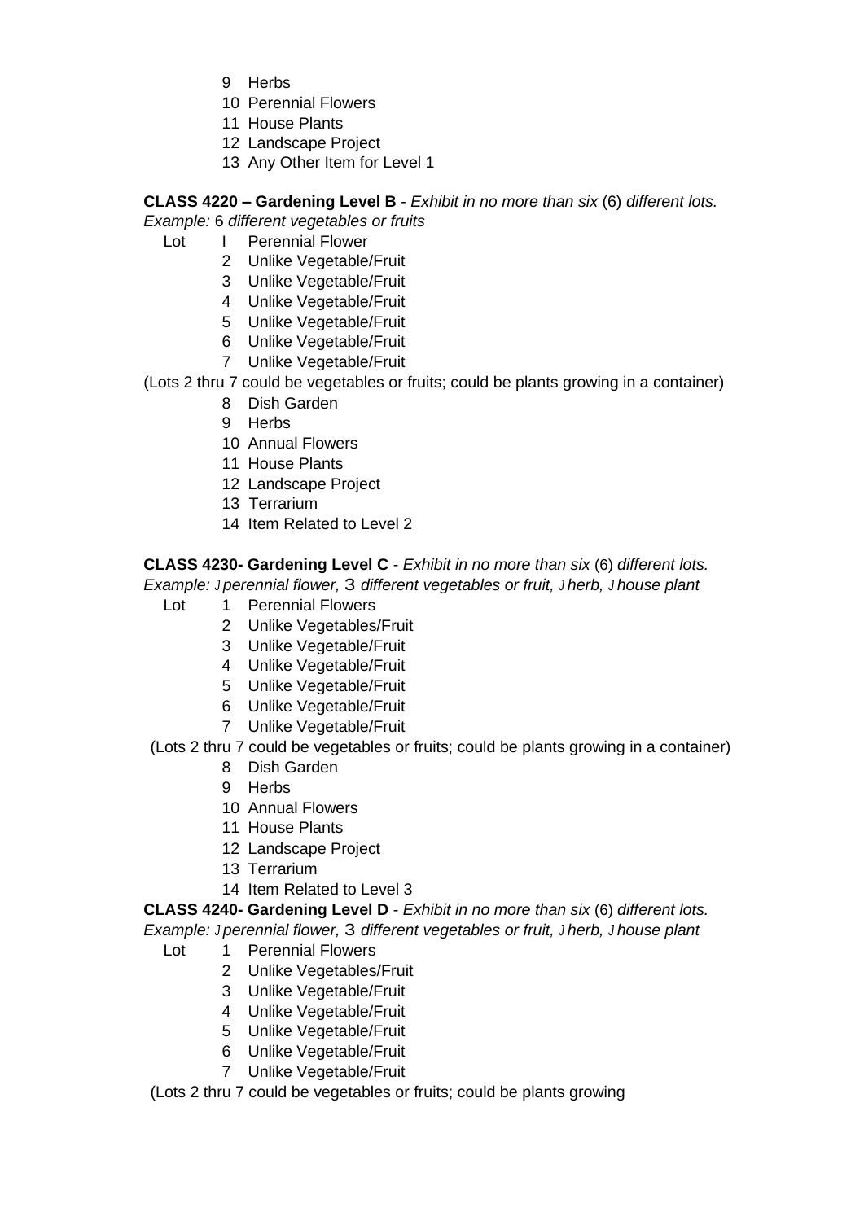9 Herbs
10 Perennial Flowers
11 House Plants
12 Landscape Project
13 Any Other Item for Level 1

**CLASS 4220 – Gardening Level B** - *Exhibit in no more than six* (6) *different lots.*
*Example:* 6 *different vegetables or fruits*

Lot I Perennial Flower
2 Unlike Vegetable/Fruit
3 Unlike Vegetable/Fruit
4 Unlike Vegetable/Fruit
5 Unlike Vegetable/Fruit
6 Unlike Vegetable/Fruit
7 Unlike Vegetable/Fruit

(Lots 2 thru 7 could be vegetables or fruits; could be plants growing in a container)

8 Dish Garden
9 Herbs
10 Annual Flowers
11 House Plants
12 Landscape Project
13 Terrarium
14 Item Related to Level 2

**CLASS 4230- Gardening Level C** - *Exhibit in no more than six* (6) *different lots.*
*Example:* J *perennial flower,* 3 *different vegetables or fruit,* J *herb,* J *house plant*

Lot 1 Perennial Flowers
2 Unlike Vegetables/Fruit
3 Unlike Vegetable/Fruit
4 Unlike Vegetable/Fruit
5 Unlike Vegetable/Fruit
6 Unlike Vegetable/Fruit
7 Unlike Vegetable/Fruit

(Lots 2 thru 7 could be vegetables or fruits; could be plants growing in a container)

8 Dish Garden
9 Herbs
10 Annual Flowers
11 House Plants
12 Landscape Project
13 Terrarium
14 Item Related to Level 3

**CLASS 4240- Gardening Level D** - *Exhibit in no more than six* (6) *different lots.*
*Example:* J *perennial flower,* 3 *different vegetables or fruit,* J *herb,* J *house plant*

Lot 1 Perennial Flowers
2 Unlike Vegetables/Fruit
3 Unlike Vegetable/Fruit
4 Unlike Vegetable/Fruit
5 Unlike Vegetable/Fruit
6 Unlike Vegetable/Fruit
7 Unlike Vegetable/Fruit

(Lots 2 thru 7 could be vegetables or fruits; could be plants growing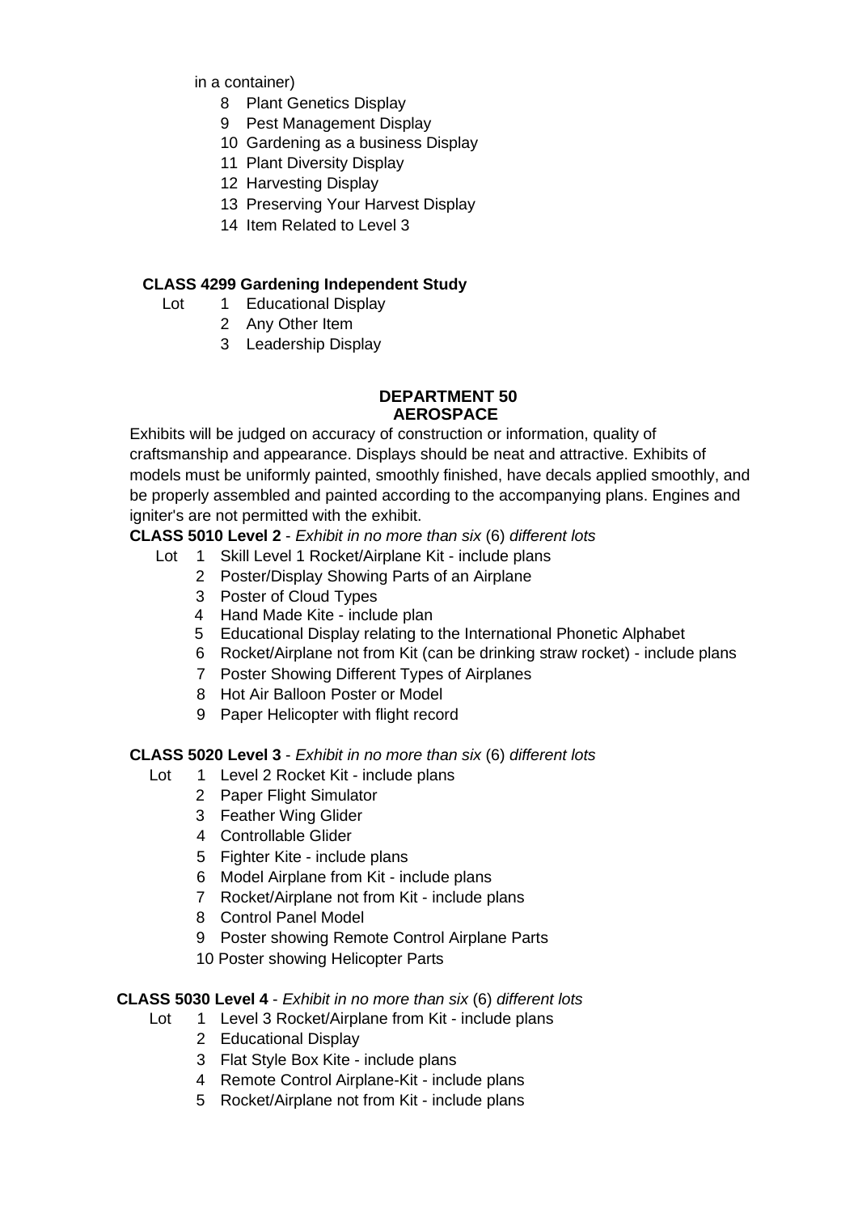in a container)

8 Plant Genetics Display
9 Pest Management Display
10 Gardening as a business Display
11 Plant Diversity Display
12 Harvesting Display
13 Preserving Your Harvest Display
14 Item Related to Level 3

**CLASS 4299 Gardening Independent Study**

Lot 1 Educational Display
2 Any Other Item
3 Leadership Display

## DEPARTMENT 50
## AEROSPACE

Exhibits will be judged on accuracy of construction or information, quality of craftsmanship and appearance. Displays should be neat and attractive. Exhibits of models must be uniformly painted, smoothly finished, have decals applied smoothly, and be properly assembled and painted according to the accompanying plans. Engines and igniter's are not permitted with the exhibit.

**CLASS 5010 Level 2** - *Exhibit in no more than six* (6) *different lots*

Lot 1 Skill Level 1 Rocket/Airplane Kit - include plans
2 Poster/Display Showing Parts of an Airplane
3 Poster of Cloud Types
4 Hand Made Kite - include plan
5 Educational Display relating to the International Phonetic Alphabet
6 Rocket/Airplane not from Kit (can be drinking straw rocket) - include plans
7 Poster Showing Different Types of Airplanes
8 Hot Air Balloon Poster or Model
9 Paper Helicopter with flight record

**CLASS 5020 Level 3** - *Exhibit in no more than six* (6) *different lots*

Lot 1 Level 2 Rocket Kit - include plans
2 Paper Flight Simulator
3 Feather Wing Glider
4 Controllable Glider
5 Fighter Kite - include plans
6 Model Airplane from Kit - include plans
7 Rocket/Airplane not from Kit - include plans
8 Control Panel Model
9 Poster showing Remote Control Airplane Parts
10 Poster showing Helicopter Parts

**CLASS 5030 Level 4** - *Exhibit in no more than six* (6) *different lots*

Lot 1 Level 3 Rocket/Airplane from Kit - include plans
2 Educational Display
3 Flat Style Box Kite - include plans
4 Remote Control Airplane-Kit - include plans
5 Rocket/Airplane not from Kit - include plans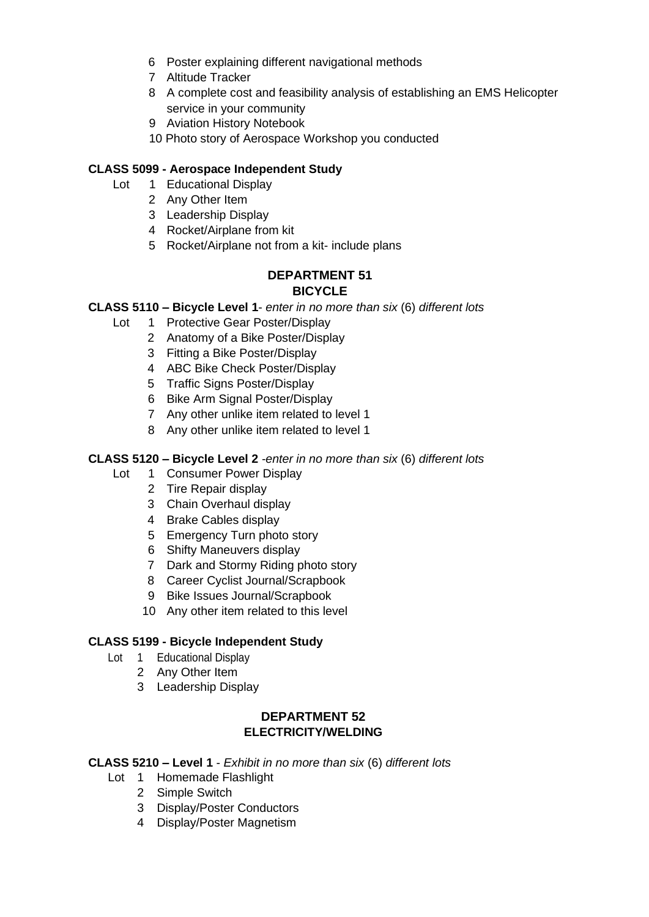6 Poster explaining different navigational methods
7 Altitude Tracker
8 A complete cost and feasibility analysis of establishing an EMS Helicopter service in your community
9 Aviation History Notebook
10 Photo story of Aerospace Workshop you conducted

**CLASS 5099 - Aerospace Independent Study**

Lot 1 Educational Display
2 Any Other Item
3 Leadership Display
4 Rocket/Airplane from kit
5 Rocket/Airplane not from a kit- include plans

## DEPARTMENT 51
## BICYCLE

**CLASS 5110 – Bicycle Level 1**- *enter in no more than six* (6) *different lots*

Lot 1 Protective Gear Poster/Display
2 Anatomy of a Bike Poster/Display
3 Fitting a Bike Poster/Display
4 ABC Bike Check Poster/Display
5 Traffic Signs Poster/Display
6 Bike Arm Signal Poster/Display
7 Any other unlike item related to level 1
8 Any other unlike item related to level 1

**CLASS 5120 – Bicycle Level 2** *-enter in no more than six* (6) *different lots*

Lot 1 Consumer Power Display
2 Tire Repair display
3 Chain Overhaul display
4 Brake Cables display
5 Emergency Turn photo story
6 Shifty Maneuvers display
7 Dark and Stormy Riding photo story
8 Career Cyclist Journal/Scrapbook
9 Bike Issues Journal/Scrapbook
10 Any other item related to this level

**CLASS 5199 - Bicycle Independent Study**

Lot 1 Educational Display
2 Any Other Item
3 Leadership Display

## DEPARTMENT 52
## ELECTRICITY/WELDING

**CLASS 5210 – Level 1** - *Exhibit in no more than six* (6) *different lots*

Lot 1 Homemade Flashlight
2 Simple Switch
3 Display/Poster Conductors
4 Display/Poster Magnetism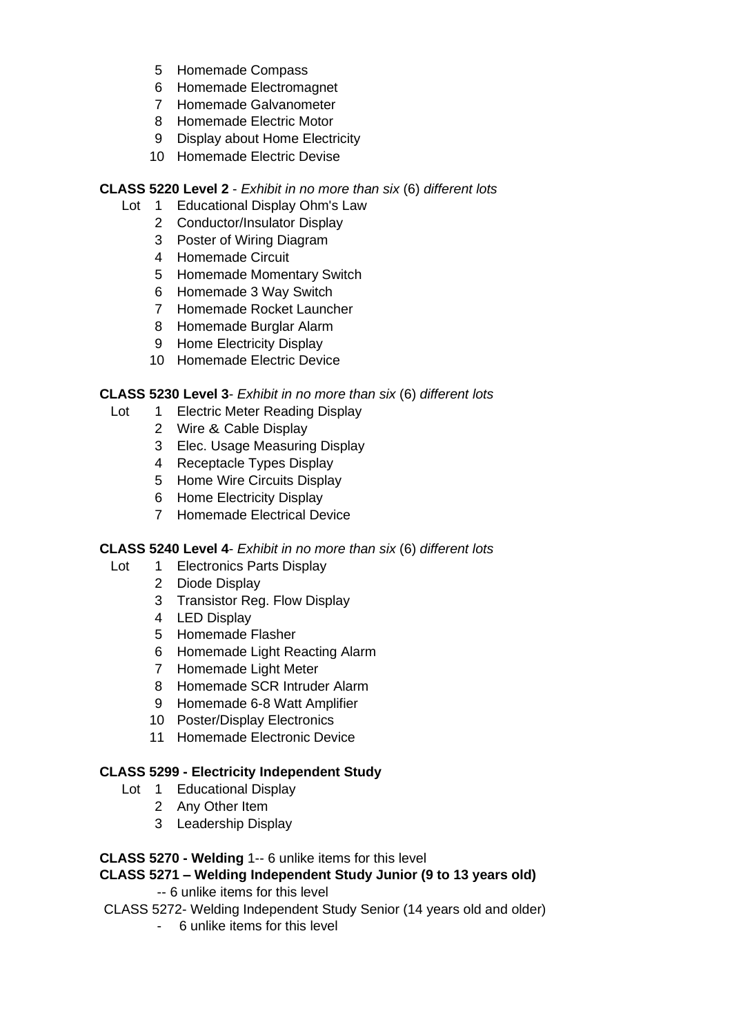5 Homemade Compass
6 Homemade Electromagnet
7 Homemade Galvanometer
8 Homemade Electric Motor
9 Display about Home Electricity
10 Homemade Electric Devise

**CLASS 5220 Level 2** - *Exhibit in no more than six* (6) *different lots*

Lot 1 Educational Display Ohm's Law
2 Conductor/Insulator Display
3 Poster of Wiring Diagram
4 Homemade Circuit
5 Homemade Momentary Switch
6 Homemade 3 Way Switch
7 Homemade Rocket Launcher
8 Homemade Burglar Alarm
9 Home Electricity Display
10 Homemade Electric Device

**CLASS 5230 Level 3**- *Exhibit in no more than six* (6) *different lots*

Lot 1 Electric Meter Reading Display
2 Wire & Cable Display
3 Elec. Usage Measuring Display
4 Receptacle Types Display
5 Home Wire Circuits Display
6 Home Electricity Display
7 Homemade Electrical Device

**CLASS 5240 Level 4**- *Exhibit in no more than six* (6) *different lots*

Lot 1 Electronics Parts Display
2 Diode Display
3 Transistor Reg. Flow Display
4 LED Display
5 Homemade Flasher
6 Homemade Light Reacting Alarm
7 Homemade Light Meter
8 Homemade SCR Intruder Alarm
9 Homemade 6-8 Watt Amplifier
10 Poster/Display Electronics
11 Homemade Electronic Device

**CLASS 5299 - Electricity Independent Study**

Lot 1 Educational Display
2 Any Other Item
3 Leadership Display

**CLASS 5270 - Welding** 1-- 6 unlike items for this level

**CLASS 5271 – Welding Independent Study Junior (9 to 13 years old)**

-- 6 unlike items for this level

CLASS 5272- Welding Independent Study Senior (14 years old and older)

- 6 unlike items for this level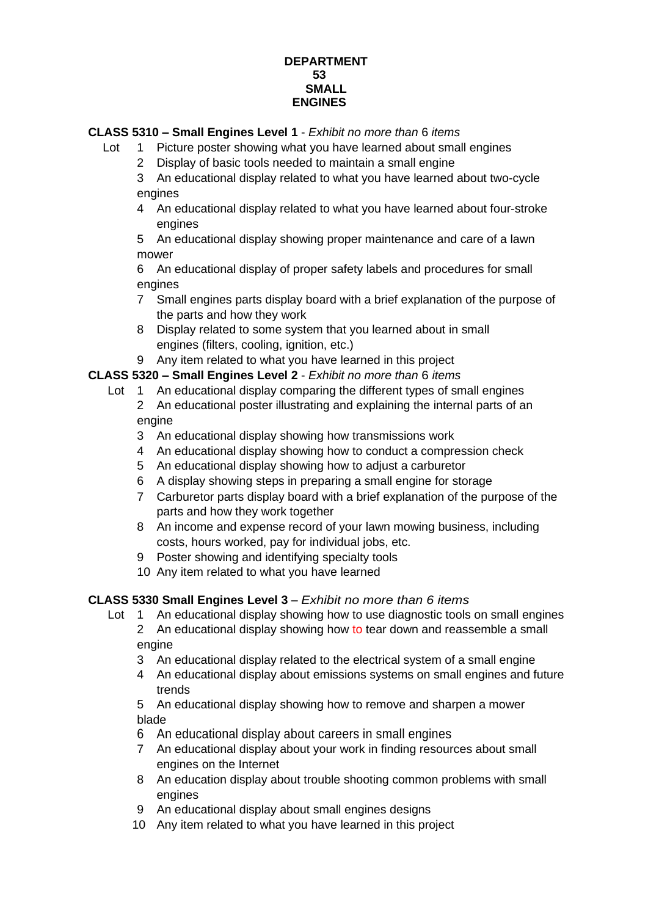# DEPARTMENT 53 SMALL ENGINES

**CLASS 5310 – Small Engines Level 1** - *Exhibit no more than* 6 *items*

Lot 1 Picture poster showing what you have learned about small engines
2 Display of basic tools needed to maintain a small engine
3 An educational display related to what you have learned about two-cycle engines
4 An educational display related to what you have learned about four-stroke engines
5 An educational display showing proper maintenance and care of a lawn mower
6 An educational display of proper safety labels and procedures for small engines
7 Small engines parts display board with a brief explanation of the purpose of the parts and how they work
8 Display related to some system that you learned about in small engines (filters, cooling, ignition, etc.)
9 Any item related to what you have learned in this project

**CLASS 5320 – Small Engines Level 2** - *Exhibit no more than* 6 *items*

Lot 1 An educational display comparing the different types of small engines
2 An educational poster illustrating and explaining the internal parts of an engine
3 An educational display showing how transmissions work
4 An educational display showing how to conduct a compression check
5 An educational display showing how to adjust a carburetor
6 A display showing steps in preparing a small engine for storage
7 Carburetor parts display board with a brief explanation of the purpose of the parts and how they work together
8 An income and expense record of your lawn mowing business, including costs, hours worked, pay for individual jobs, etc.
9 Poster showing and identifying specialty tools
10 Any item related to what you have learned

**CLASS 5330 Small Engines Level 3** – *Exhibit no more than 6 items*

Lot 1 An educational display showing how to use diagnostic tools on small engines
2 An educational display showing how to tear down and reassemble a small engine
3 An educational display related to the electrical system of a small engine
4 An educational display about emissions systems on small engines and future trends
5 An educational display showing how to remove and sharpen a mower blade
6 An educational display about careers in small engines
7 An educational display about your work in finding resources about small engines on the Internet
8 An education display about trouble shooting common problems with small engines
9 An educational display about small engines designs
10 Any item related to what you have learned in this project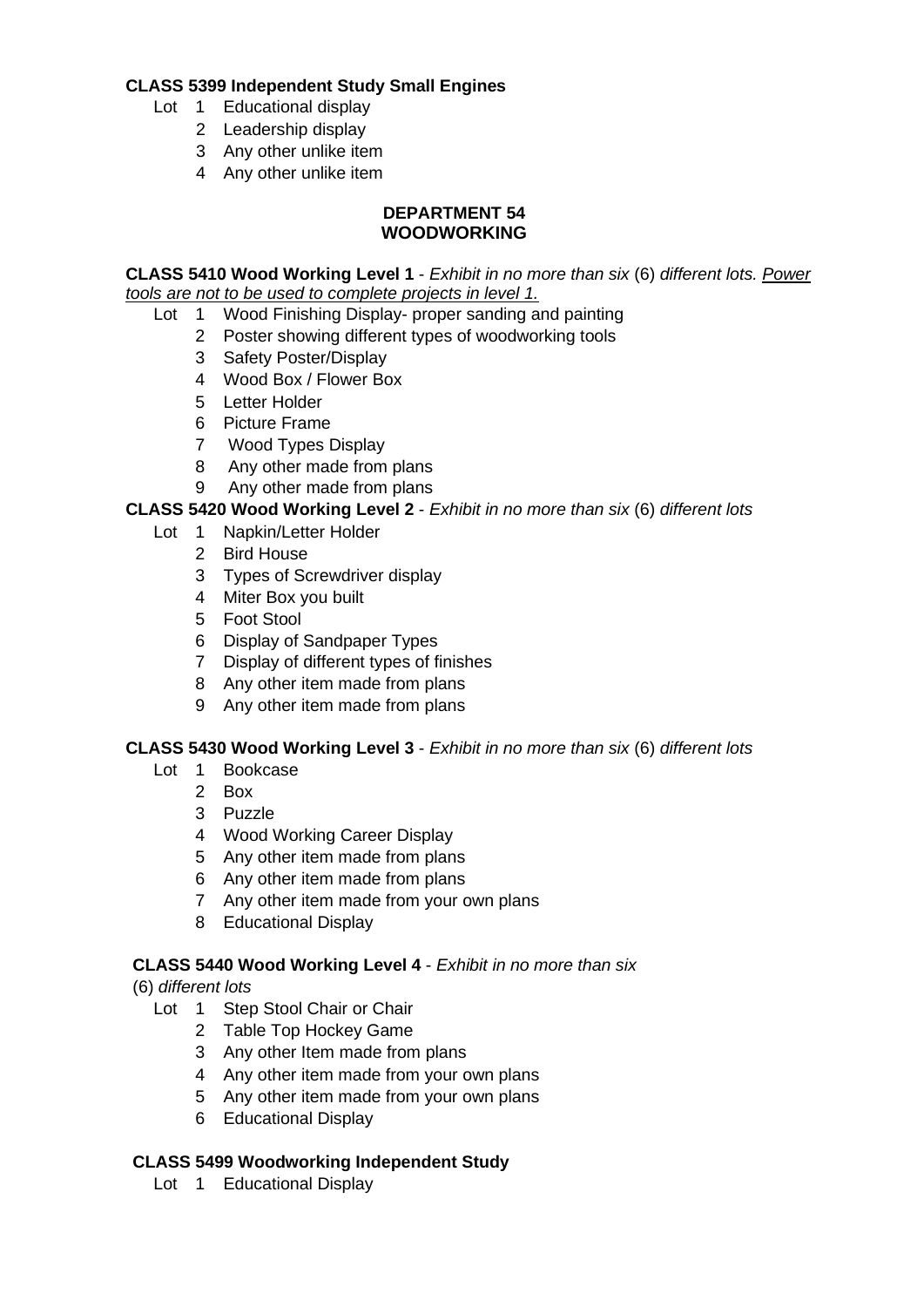**CLASS 5399 Independent Study Small Engines**

Lot 1 Educational display
2 Leadership display
3 Any other unlike item
4 Any other unlike item

## DEPARTMENT 54
## WOODWORKING

**CLASS 5410 Wood Working Level 1** - *Exhibit in no more than six* (6) *different lots. Power tools are not to be used to complete projects in level 1.*

Lot 1 Wood Finishing Display- proper sanding and painting
2 Poster showing different types of woodworking tools
3 Safety Poster/Display
4 Wood Box / Flower Box
5 Letter Holder
6 Picture Frame
7 Wood Types Display
8 Any other made from plans
9 Any other made from plans

**CLASS 5420 Wood Working Level 2** - *Exhibit in no more than six* (6) *different lots*

Lot 1 Napkin/Letter Holder
2 Bird House
3 Types of Screwdriver display
4 Miter Box you built
5 Foot Stool
6 Display of Sandpaper Types
7 Display of different types of finishes
8 Any other item made from plans
9 Any other item made from plans

**CLASS 5430 Wood Working Level 3** - *Exhibit in no more than six* (6) *different lots*

Lot 1 Bookcase
2 Box
3 Puzzle
4 Wood Working Career Display
5 Any other item made from plans
6 Any other item made from plans
7 Any other item made from your own plans
8 Educational Display

**CLASS 5440 Wood Working Level 4** - *Exhibit in no more than six* (6) *different lots*

Lot 1 Step Stool Chair or Chair
2 Table Top Hockey Game
3 Any other Item made from plans
4 Any other item made from your own plans
5 Any other item made from your own plans
6 Educational Display

**CLASS 5499 Woodworking Independent Study**

Lot 1 Educational Display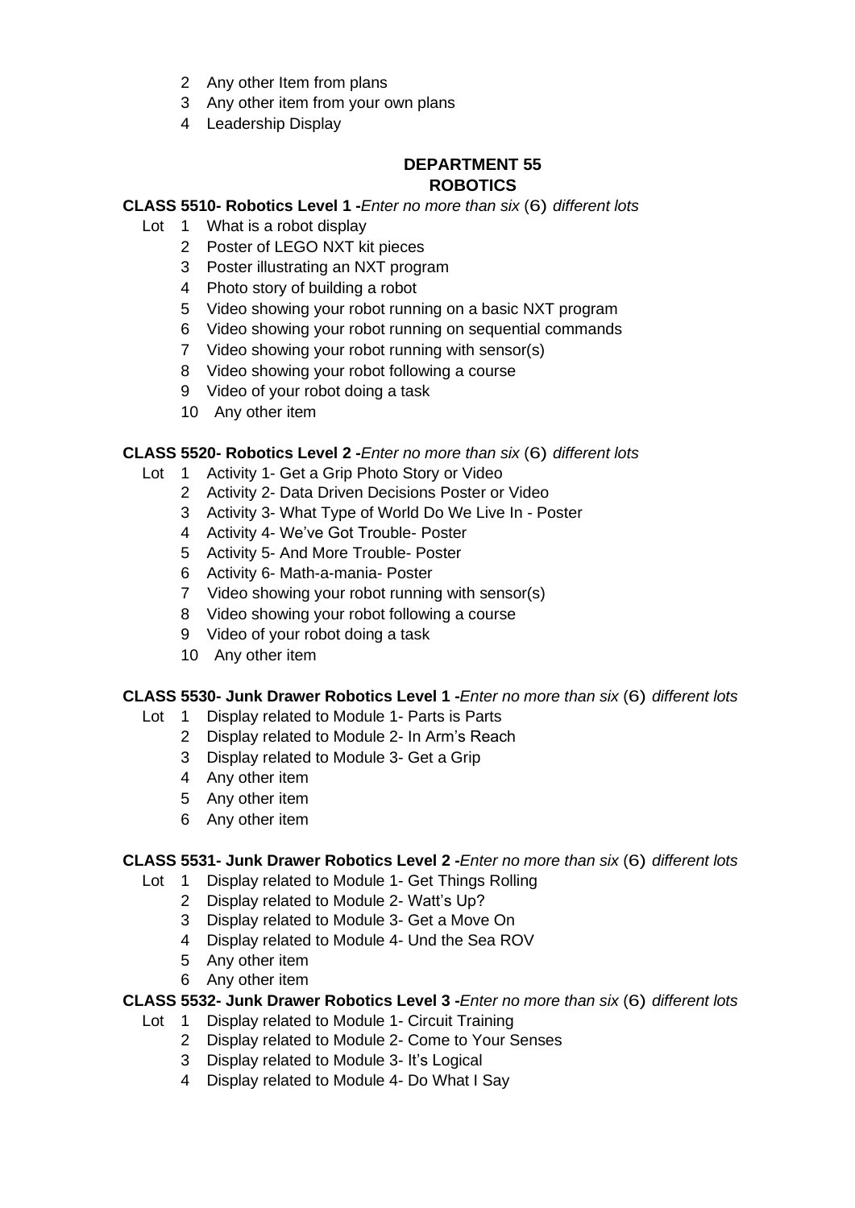2 Any other Item from plans
3 Any other item from your own plans
4 Leadership Display

## DEPARTMENT 55
## ROBOTICS

**CLASS 5510- Robotics Level 1 -***Enter no more than six* (6) *different lots*

Lot 1 What is a robot display
2 Poster of LEGO NXT kit pieces
3 Poster illustrating an NXT program
4 Photo story of building a robot
5 Video showing your robot running on a basic NXT program
6 Video showing your robot running on sequential commands
7 Video showing your robot running with sensor(s)
8 Video showing your robot following a course
9 Video of your robot doing a task
10 Any other item

**CLASS 5520- Robotics Level 2 -***Enter no more than six* (6) *different lots*

Lot 1 Activity 1- Get a Grip Photo Story or Video
2 Activity 2- Data Driven Decisions Poster or Video
3 Activity 3- What Type of World Do We Live In - Poster
4 Activity 4- We've Got Trouble- Poster
5 Activity 5- And More Trouble- Poster
6 Activity 6- Math-a-mania- Poster
7 Video showing your robot running with sensor(s)
8 Video showing your robot following a course
9 Video of your robot doing a task
10 Any other item

**CLASS 5530- Junk Drawer Robotics Level 1 -***Enter no more than six* (6) *different lots*

Lot 1 Display related to Module 1- Parts is Parts
2 Display related to Module 2- In Arm's Reach
3 Display related to Module 3- Get a Grip
4 Any other item
5 Any other item
6 Any other item

**CLASS 5531- Junk Drawer Robotics Level 2 -***Enter no more than six* (6) *different lots*

Lot 1 Display related to Module 1- Get Things Rolling
2 Display related to Module 2- Watt's Up?
3 Display related to Module 3- Get a Move On
4 Display related to Module 4- Und the Sea ROV
5 Any other item
6 Any other item

**CLASS 5532- Junk Drawer Robotics Level 3 -***Enter no more than six* (6) *different lots*

Lot 1 Display related to Module 1- Circuit Training
2 Display related to Module 2- Come to Your Senses
3 Display related to Module 3- It's Logical
4 Display related to Module 4- Do What I Say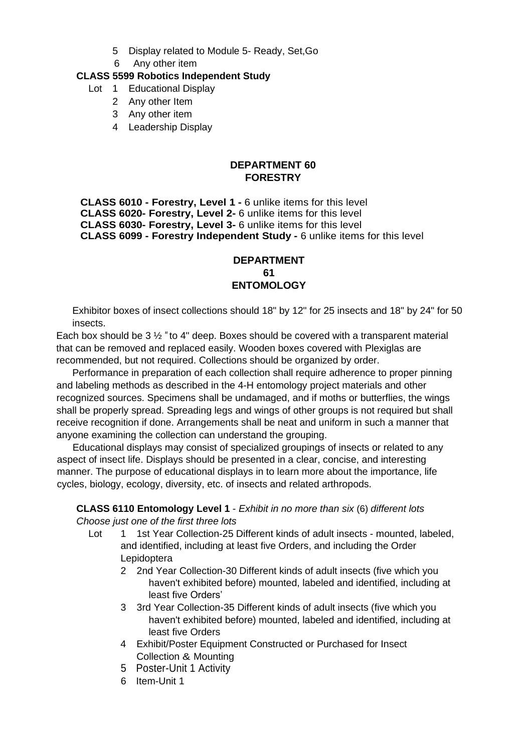5 Display related to Module 5- Ready, Set,Go
6 Any other item

**CLASS 5599 Robotics Independent Study**

Lot 1 Educational Display
2 Any other Item
3 Any other item
4 Leadership Display

## DEPARTMENT 60
## FORESTRY

**CLASS 6010 - Forestry, Level 1 -** 6 unlike items for this level
**CLASS 6020- Forestry, Level 2-** 6 unlike items for this level
**CLASS 6030- Forestry, Level 3-** 6 unlike items for this level
**CLASS 6099 - Forestry Independent Study -** 6 unlike items for this level

## DEPARTMENT 61
## ENTOMOLOGY

Exhibitor boxes of insect collections should 18" by 12" for 25 insects and 18" by 24" for 50 insects.

Each box should be 3 ½ " to 4" deep. Boxes should be covered with a transparent material that can be removed and replaced easily. Wooden boxes covered with Plexiglas are recommended, but not required. Collections should be organized by order.

Performance in preparation of each collection shall require adherence to proper pinning and labeling methods as described in the 4-H entomology project materials and other recognized sources. Specimens shall be undamaged, and if moths or butterflies, the wings shall be properly spread. Spreading legs and wings of other groups is not required but shall receive recognition if done. Arrangements shall be neat and uniform in such a manner that anyone examining the collection can understand the grouping.

Educational displays may consist of specialized groupings of insects or related to any aspect of insect life. Displays should be presented in a clear, concise, and interesting manner. The purpose of educational displays in to learn more about the importance, life cycles, biology, ecology, diversity, etc. of insects and related arthropods.

**CLASS 6110 Entomology Level 1** - *Exhibit in no more than six* (6) *different lots*
*Choose just one of the first three lots*

Lot 1 1st Year Collection-25 Different kinds of adult insects - mounted, labeled, and identified, including at least five Orders, and including the Order Lepidoptera
2 2nd Year Collection-30 Different kinds of adult insects (five which you haven't exhibited before) mounted, labeled and identified, including at least five Orders'
3 3rd Year Collection-35 Different kinds of adult insects (five which you haven't exhibited before) mounted, labeled and identified, including at least five Orders
4 Exhibit/Poster Equipment Constructed or Purchased for Insect Collection & Mounting
5 Poster-Unit 1 Activity
6 Item-Unit 1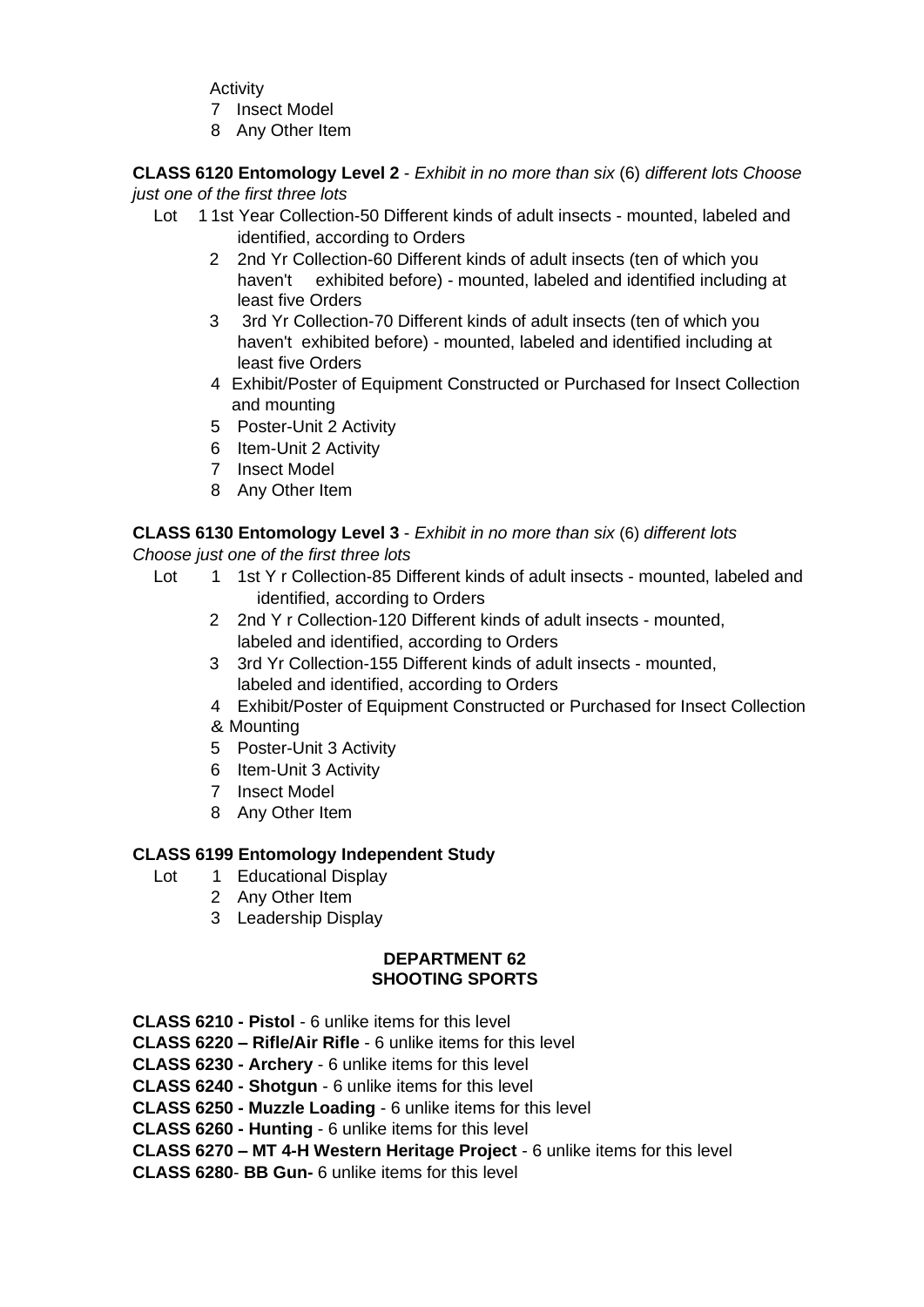Activity
7 Insect Model
8 Any Other Item

**CLASS 6120 Entomology Level 2** - *Exhibit in no more than six* (6) *different lots Choose just one of the first three lots*

Lot 1 1st Year Collection-50 Different kinds of adult insects - mounted, labeled and identified, according to Orders
2 2nd Yr Collection-60 Different kinds of adult insects (ten of which you haven't exhibited before) - mounted, labeled and identified including at least five Orders
3 3rd Yr Collection-70 Different kinds of adult insects (ten of which you haven't exhibited before) - mounted, labeled and identified including at least five Orders
4 Exhibit/Poster of Equipment Constructed or Purchased for Insect Collection and mounting
5 Poster-Unit 2 Activity
6 Item-Unit 2 Activity
7 Insect Model
8 Any Other Item

**CLASS 6130 Entomology Level 3** - *Exhibit in no more than six* (6) *different lots Choose just one of the first three lots*

Lot 1 1st Y r Collection-85 Different kinds of adult insects - mounted, labeled and identified, according to Orders
2 2nd Y r Collection-120 Different kinds of adult insects - mounted, labeled and identified, according to Orders
3 3rd Yr Collection-155 Different kinds of adult insects - mounted, labeled and identified, according to Orders
4 Exhibit/Poster of Equipment Constructed or Purchased for Insect Collection & Mounting
5 Poster-Unit 3 Activity
6 Item-Unit 3 Activity
7 Insect Model
8 Any Other Item

**CLASS 6199 Entomology Independent Study**

Lot 1 Educational Display
2 Any Other Item
3 Leadership Display

## DEPARTMENT 62
## SHOOTING SPORTS

**CLASS 6210 - Pistol** - 6 unlike items for this level
**CLASS 6220 – Rifle/Air Rifle** - 6 unlike items for this level
**CLASS 6230 - Archery** - 6 unlike items for this level
**CLASS 6240 - Shotgun** - 6 unlike items for this level
**CLASS 6250 - Muzzle Loading** - 6 unlike items for this level
**CLASS 6260 - Hunting** - 6 unlike items for this level
**CLASS 6270 – MT 4-H Western Heritage Project** - 6 unlike items for this level
**CLASS 6280**- **BB Gun-** 6 unlike items for this level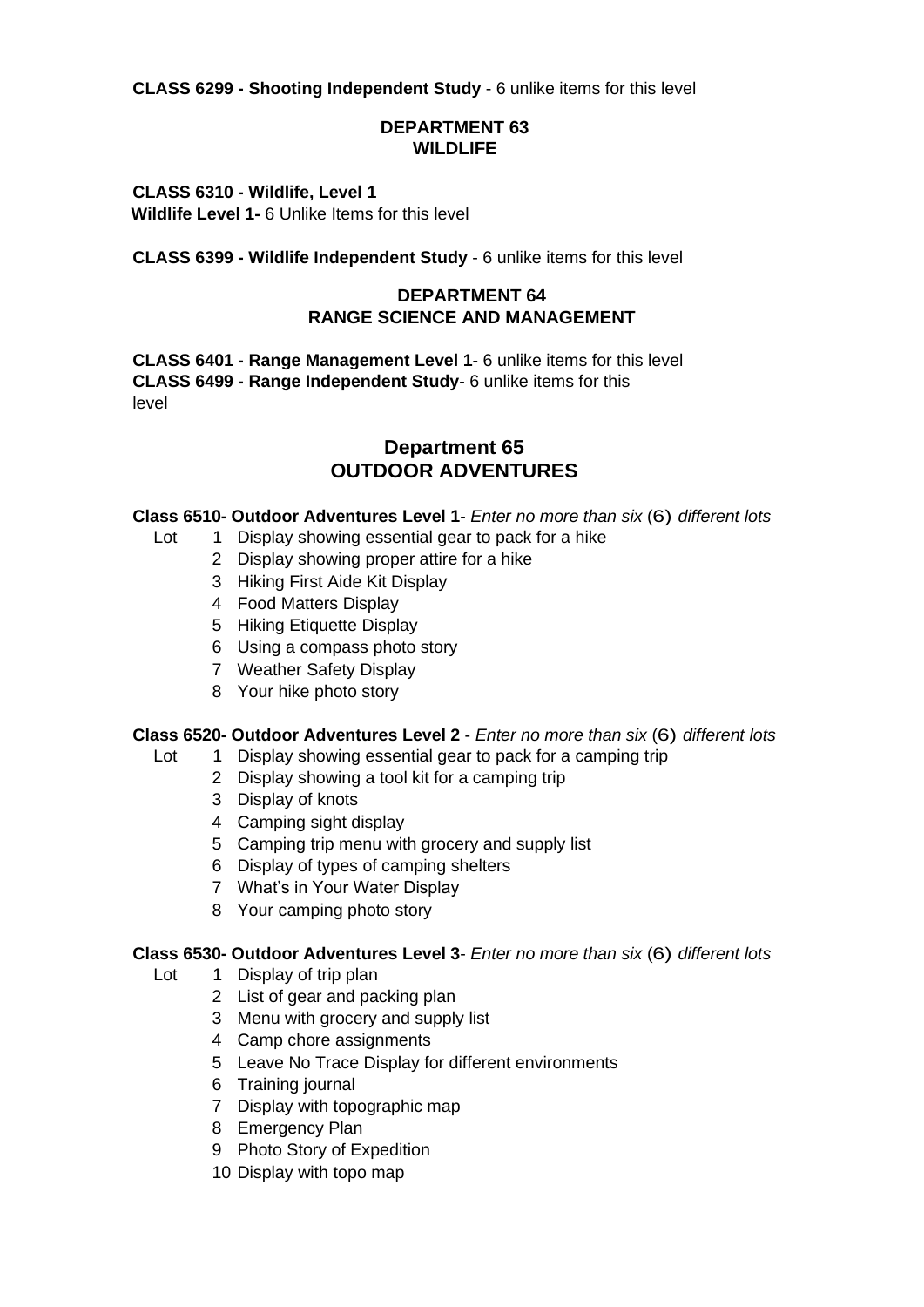**CLASS 6299 - Shooting Independent Study** - 6 unlike items for this level

## DEPARTMENT 63
## WILDLIFE

**CLASS 6310 - Wildlife, Level 1**
**Wildlife Level 1-** 6 Unlike Items for this level

**CLASS 6399 - Wildlife Independent Study** - 6 unlike items for this level

## DEPARTMENT 64
## RANGE SCIENCE AND MANAGEMENT

**CLASS 6401 - Range Management Level 1**- 6 unlike items for this level
**CLASS 6499 - Range Independent Study**- 6 unlike items for this level

## Department 65
## OUTDOOR ADVENTURES

**Class 6510- Outdoor Adventures Level 1**- *Enter no more than six* (6) *different lots*

Lot
1. Display showing essential gear to pack for a hike
2. Display showing proper attire for a hike
3. Hiking First Aide Kit Display
4. Food Matters Display
5. Hiking Etiquette Display
6. Using a compass photo story
7. Weather Safety Display
8. Your hike photo story

**Class 6520- Outdoor Adventures Level 2** - *Enter no more than six* (6) *different lots*

Lot
1. Display showing essential gear to pack for a camping trip
2. Display showing a tool kit for a camping trip
3. Display of knots
4. Camping sight display
5. Camping trip menu with grocery and supply list
6. Display of types of camping shelters
7. What's in Your Water Display
8. Your camping photo story

**Class 6530- Outdoor Adventures Level 3**- *Enter no more than six* (6) *different lots*

Lot
1. Display of trip plan
2. List of gear and packing plan
3. Menu with grocery and supply list
4. Camp chore assignments
5. Leave No Trace Display for different environments
6. Training journal
7. Display with topographic map
8. Emergency Plan
9. Photo Story of Expedition
10. Display with topo map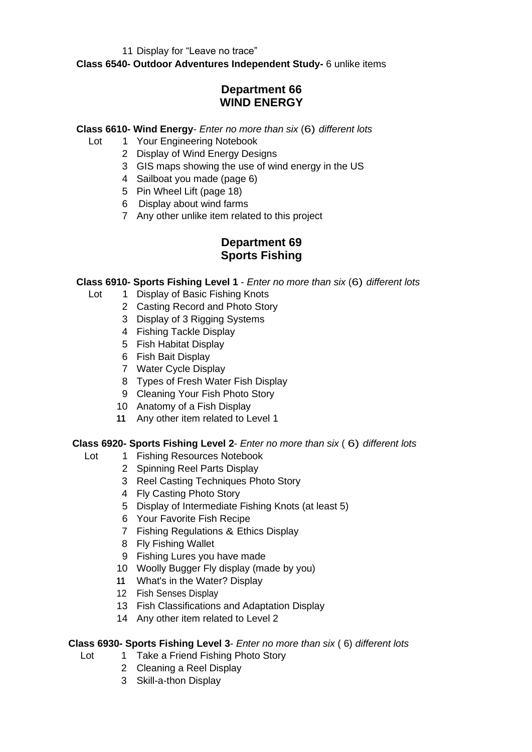11 Display for "Leave no trace"

**Class 6540- Outdoor Adventures Independent Study-** 6 unlike items

## Department 66
## WIND ENERGY

**Class 6610- Wind Energy**- *Enter no more than six* (6) *different lots*

Lot
1. Your Engineering Notebook
2. Display of Wind Energy Designs
3. GIS maps showing the use of wind energy in the US
4. Sailboat you made (page 6)
5. Pin Wheel Lift (page 18)
6. Display about wind farms
7. Any other unlike item related to this project

## Department 69
## Sports Fishing

**Class 6910- Sports Fishing Level 1** - *Enter no more than six* (6) *different lots*

Lot
1. Display of Basic Fishing Knots
2. Casting Record and Photo Story
3. Display of 3 Rigging Systems
4. Fishing Tackle Display
5. Fish Habitat Display
6. Fish Bait Display
7. Water Cycle Display
8. Types of Fresh Water Fish Display
9. Cleaning Your Fish Photo Story
10. Anatomy of a Fish Display
11. Any other item related to Level 1

**Class 6920- Sports Fishing Level 2**- *Enter no more than six* ( 6) *different lots*

Lot
1. Fishing Resources Notebook
2. Spinning Reel Parts Display
3. Reel Casting Techniques Photo Story
4. Fly Casting Photo Story
5. Display of Intermediate Fishing Knots (at least 5)
6. Your Favorite Fish Recipe
7. Fishing Regulations & Ethics Display
8. Fly Fishing Wallet
9. Fishing Lures you have made
10. Woolly Bugger Fly display (made by you)
11. What's in the Water? Display
12. Fish Senses Display
13. Fish Classifications and Adaptation Display
14. Any other item related to Level 2

**Class 6930- Sports Fishing Level 3**- *Enter no more than six* ( 6) *different lots*

Lot
1. Take a Friend Fishing Photo Story
2. Cleaning a Reel Display
3. Skill-a-thon Display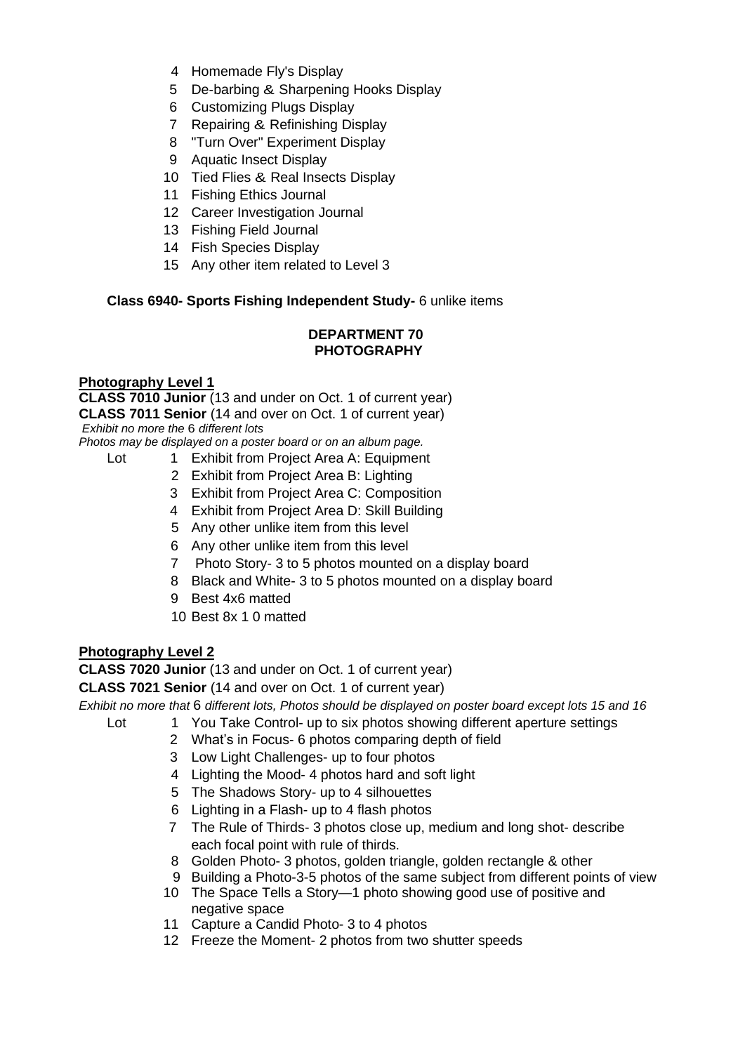4 Homemade Fly's Display
5 De-barbing & Sharpening Hooks Display
6 Customizing Plugs Display
7 Repairing & Refinishing Display
8 "Turn Over" Experiment Display
9 Aquatic Insect Display
10 Tied Flies & Real Insects Display
11 Fishing Ethics Journal
12 Career Investigation Journal
13 Fishing Field Journal
14 Fish Species Display
15 Any other item related to Level 3

**Class 6940- Sports Fishing Independent Study-** 6 unlike items

## DEPARTMENT 70
## PHOTOGRAPHY

**Photography Level 1**

**CLASS 7010 Junior** (13 and under on Oct. 1 of current year)
**CLASS 7011 Senior** (14 and over on Oct. 1 of current year)
*Exhibit no more the* 6 *different lots*
*Photos may be displayed on a poster board or on an album page.*

Lot
1 Exhibit from Project Area A: Equipment
2 Exhibit from Project Area B: Lighting
3 Exhibit from Project Area C: Composition
4 Exhibit from Project Area D: Skill Building
5 Any other unlike item from this level
6 Any other unlike item from this level
7 Photo Story- 3 to 5 photos mounted on a display board
8 Black and White- 3 to 5 photos mounted on a display board
9 Best 4x6 matted
10 Best 8x 1 0 matted

**Photography Level 2**

**CLASS 7020 Junior** (13 and under on Oct. 1 of current year)
**CLASS 7021 Senior** (14 and over on Oct. 1 of current year)
*Exhibit no more that* 6 *different lots, Photos should be displayed on poster board except lots 15 and 16*

Lot
1 You Take Control- up to six photos showing different aperture settings
2 What's in Focus- 6 photos comparing depth of field
3 Low Light Challenges- up to four photos
4 Lighting the Mood- 4 photos hard and soft light
5 The Shadows Story- up to 4 silhouettes
6 Lighting in a Flash- up to 4 flash photos
7 The Rule of Thirds- 3 photos close up, medium and long shot- describe each focal point with rule of thirds.
8 Golden Photo- 3 photos, golden triangle, golden rectangle & other
9 Building a Photo-3-5 photos of the same subject from different points of view
10 The Space Tells a Story—1 photo showing good use of positive and negative space
11 Capture a Candid Photo- 3 to 4 photos
12 Freeze the Moment- 2 photos from two shutter speeds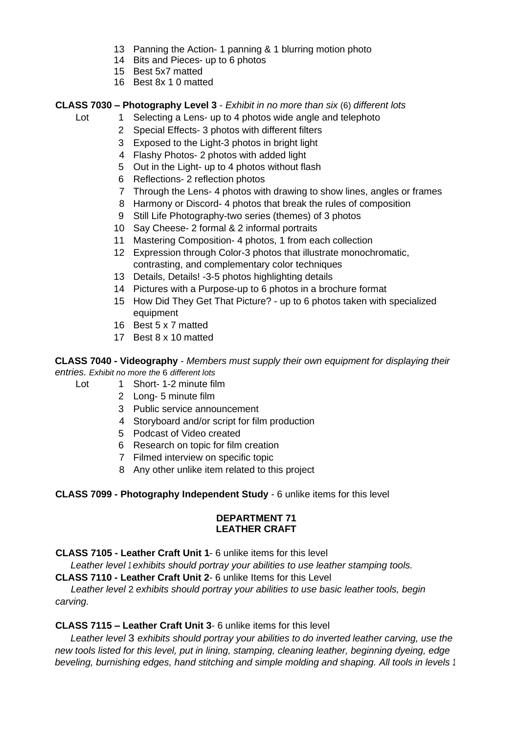13 Panning the Action- 1 panning & 1 blurring motion photo
14 Bits and Pieces- up to 6 photos
15 Best 5x7 matted
16 Best 8x 1 0 matted

**CLASS 7030 – Photography Level 3** - *Exhibit in no more than six* (6) *different lots*

Lot
1 Selecting a Lens- up to 4 photos wide angle and telephoto
2 Special Effects- 3 photos with different filters
3 Exposed to the Light-3 photos in bright light
4 Flashy Photos- 2 photos with added light
5 Out in the Light- up to 4 photos without flash
6 Reflections- 2 reflection photos
7 Through the Lens- 4 photos with drawing to show lines, angles or frames
8 Harmony or Discord- 4 photos that break the rules of composition
9 Still Life Photography-two series (themes) of 3 photos
10 Say Cheese- 2 formal & 2 informal portraits
11 Mastering Composition- 4 photos, 1 from each collection
12 Expression through Color-3 photos that illustrate monochromatic, contrasting, and complementary color techniques
13 Details, Details! -3-5 photos highlighting details
14 Pictures with a Purpose-up to 6 photos in a brochure format
15 How Did They Get That Picture? - up to 6 photos taken with specialized equipment
16 Best 5 x 7 matted
17 Best 8 x 10 matted

**CLASS 7040 - Videography** - *Members must supply their own equipment for displaying their entries. Exhibit no more the* 6 *different lots*

Lot
1 Short- 1-2 minute film
2 Long- 5 minute film
3 Public service announcement
4 Storyboard and/or script for film production
5 Podcast of Video created
6 Research on topic for film creation
7 Filmed interview on specific topic
8 Any other unlike item related to this project

**CLASS 7099 - Photography Independent Study** - 6 unlike items for this level

## DEPARTMENT 71
## LEATHER CRAFT

**CLASS 7105 - Leather Craft Unit 1**- 6 unlike items for this level

*Leather level 1 exhibits should portray your abilities to use leather stamping tools.*

**CLASS 7110 - Leather Craft Unit 2**- 6 unlike Items for this Level

*Leather level* 2 *exhibits should portray your abilities to use basic leather tools, begin carving.*

**CLASS 7115 – Leather Craft Unit 3**- 6 unlike items for this level

*Leather level* 3 *exhibits should portray your abilities to do inverted leather carving, use the new tools listed for this level, put in lining, stamping, cleaning leather, beginning dyeing, edge beveling, burnishing edges, hand stitching and simple molding and shaping. All tools in levels 1*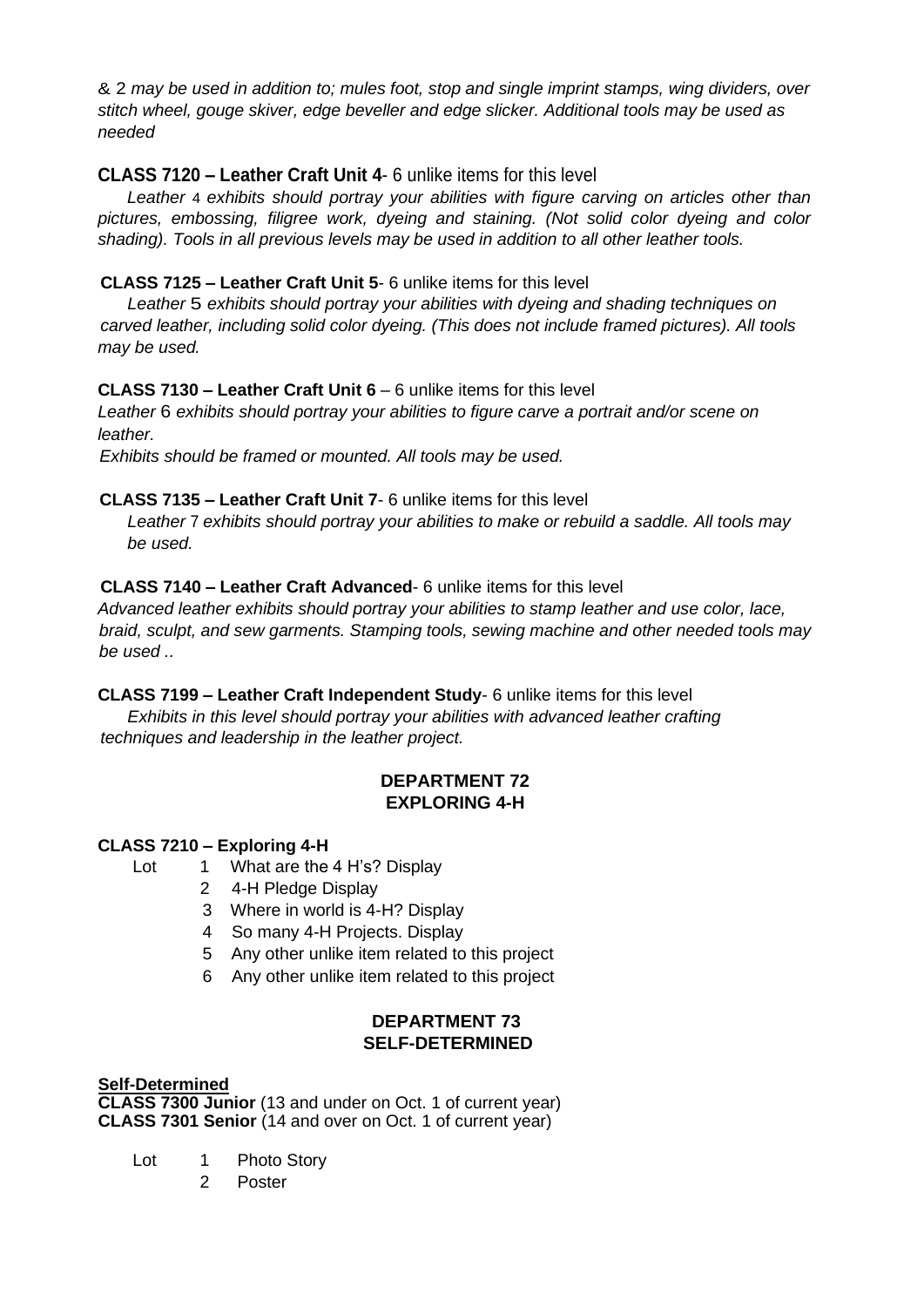*& 2 may be used in addition to; mules foot, stop and single imprint stamps, wing dividers, over stitch wheel, gouge skiver, edge beveller and edge slicker. Additional tools may be used as needed*

**CLASS 7120 – Leather Craft Unit 4**- 6 unlike items for this level

*Leather 4 exhibits should portray your abilities with figure carving on articles other than pictures, embossing, filigree work, dyeing and staining. (Not solid color dyeing and color shading). Tools in all previous levels may be used in addition to all other leather tools.*

**CLASS 7125 – Leather Craft Unit 5**- 6 unlike items for this level

*Leather 5 exhibits should portray your abilities with dyeing and shading techniques on carved leather, including solid color dyeing. (This does not include framed pictures). All tools may be used.*

**CLASS 7130 – Leather Craft Unit 6** – 6 unlike items for this level

*Leather 6 exhibits should portray your abilities to figure carve a portrait and/or scene on leather.*

*Exhibits should be framed or mounted. All tools may be used.*

**CLASS 7135 – Leather Craft Unit 7**- 6 unlike items for this level

*Leather 7 exhibits should portray your abilities to make or rebuild a saddle. All tools may be used.*

**CLASS 7140 – Leather Craft Advanced**- 6 unlike items for this level

*Advanced leather exhibits should portray your abilities to stamp leather and use color, lace, braid, sculpt, and sew garments. Stamping tools, sewing machine and other needed tools may be used ..*

**CLASS 7199 – Leather Craft Independent Study**- 6 unlike items for this level

*Exhibits in this level should portray your abilities with advanced leather crafting techniques and leadership in the leather project.*

## DEPARTMENT 72
## EXPLORING 4-H

**CLASS 7210 – Exploring 4-H**

Lot
1. What are the 4 H's? Display
2. 4-H Pledge Display
3. Where in world is 4-H? Display
4. So many 4-H Projects. Display
5. Any other unlike item related to this project
6. Any other unlike item related to this project

## DEPARTMENT 73
## SELF-DETERMINED

**Self-Determined**

**CLASS 7300 Junior** (13 and under on Oct. 1 of current year)

**CLASS 7301 Senior** (14 and over on Oct. 1 of current year)

Lot
1. Photo Story
2. Poster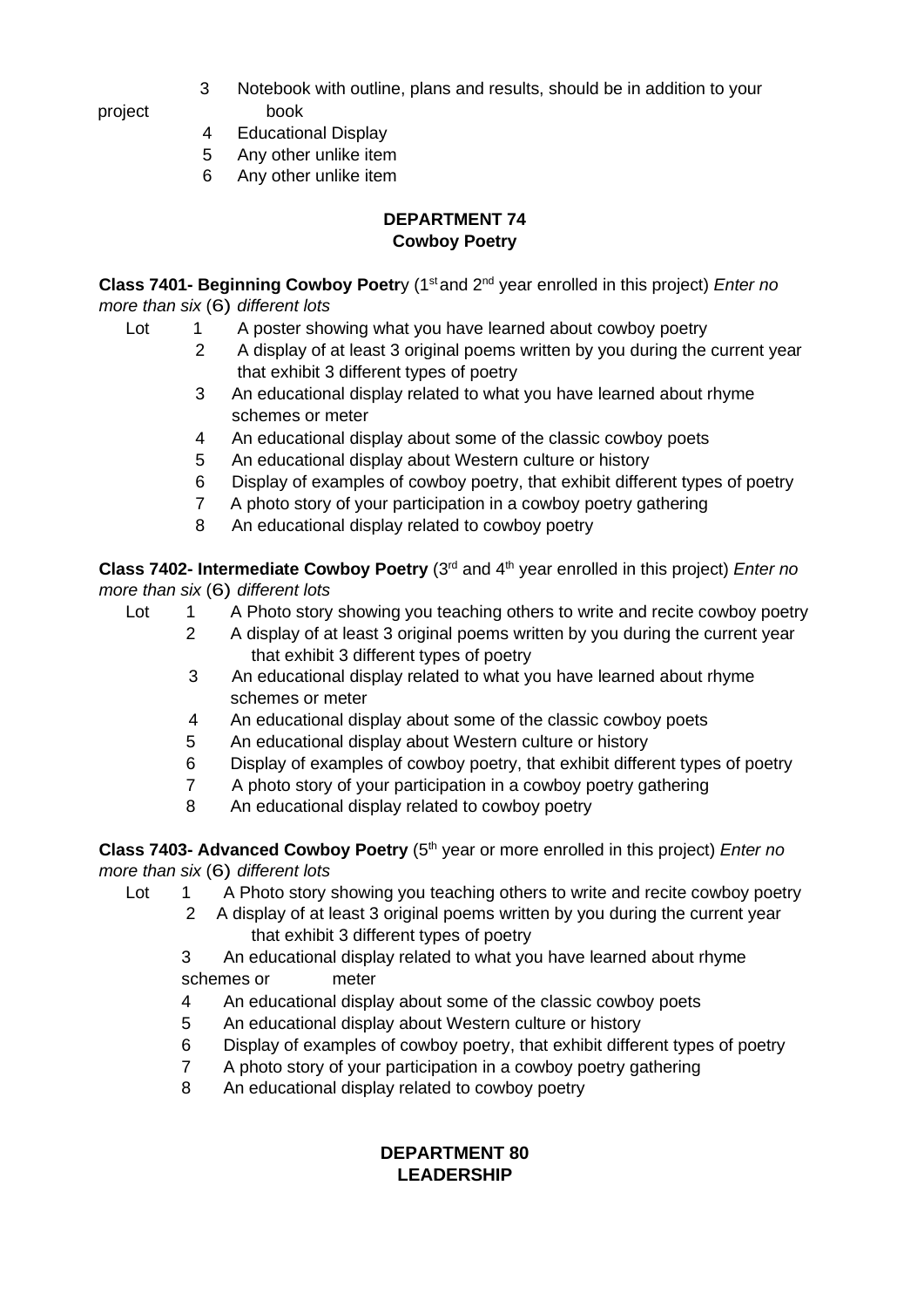3 Notebook with outline, plans and results, should be in addition to your project book
4 Educational Display
5 Any other unlike item
6 Any other unlike item

## DEPARTMENT 74
## Cowboy Poetry

**Class 7401- Beginning Cowboy Poetr**y (1st and 2nd year enrolled in this project) *Enter no more than six* (6) *different lots*

Lot 1 A poster showing what you have learned about cowboy poetry
2 A display of at least 3 original poems written by you during the current year that exhibit 3 different types of poetry
3 An educational display related to what you have learned about rhyme schemes or meter
4 An educational display about some of the classic cowboy poets
5 An educational display about Western culture or history
6 Display of examples of cowboy poetry, that exhibit different types of poetry
7 A photo story of your participation in a cowboy poetry gathering
8 An educational display related to cowboy poetry

**Class 7402- Intermediate Cowboy Poetry** (3rd and 4th year enrolled in this project) *Enter no more than six* (6) *different lots*

Lot 1 A Photo story showing you teaching others to write and recite cowboy poetry
2 A display of at least 3 original poems written by you during the current year that exhibit 3 different types of poetry
3 An educational display related to what you have learned about rhyme schemes or meter
4 An educational display about some of the classic cowboy poets
5 An educational display about Western culture or history
6 Display of examples of cowboy poetry, that exhibit different types of poetry
7 A photo story of your participation in a cowboy poetry gathering
8 An educational display related to cowboy poetry

**Class 7403- Advanced Cowboy Poetry** (5th year or more enrolled in this project) *Enter no more than six* (6) *different lots*

Lot 1 A Photo story showing you teaching others to write and recite cowboy poetry
2 A display of at least 3 original poems written by you during the current year that exhibit 3 different types of poetry
3 An educational display related to what you have learned about rhyme schemes or meter
4 An educational display about some of the classic cowboy poets
5 An educational display about Western culture or history
6 Display of examples of cowboy poetry, that exhibit different types of poetry
7 A photo story of your participation in a cowboy poetry gathering
8 An educational display related to cowboy poetry

## DEPARTMENT 80
## LEADERSHIP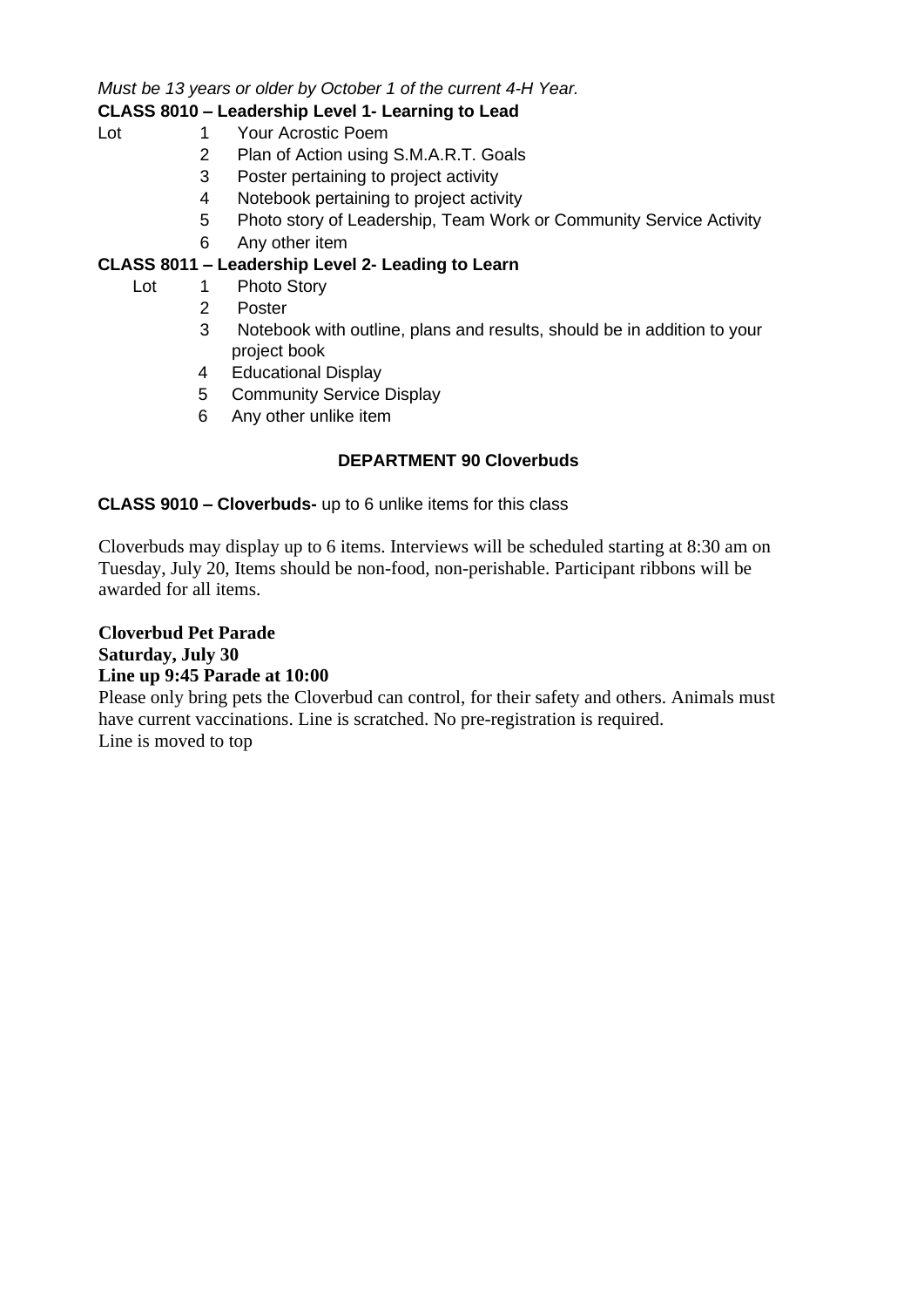*Must be 13 years or older by October 1 of the current 4-H Year.*

**CLASS 8010 – Leadership Level 1- Learning to Lead**

Lot
1. Your Acrostic Poem
2. Plan of Action using S.M.A.R.T. Goals
3. Poster pertaining to project activity
4. Notebook pertaining to project activity
5. Photo story of Leadership, Team Work or Community Service Activity
6. Any other item

**CLASS 8011 – Leadership Level 2- Leading to Learn**

Lot
1. Photo Story
2. Poster
3. Notebook with outline, plans and results, should be in addition to your project book
4. Educational Display
5. Community Service Display
6. Any other unlike item

## DEPARTMENT 90 Cloverbuds

**CLASS 9010 – Cloverbuds-** up to 6 unlike items for this class

Cloverbuds may display up to 6 items. Interviews will be scheduled starting at 8:30 am on Tuesday, July 20, Items should be non-food, non-perishable. Participant ribbons will be awarded for all items.

**Cloverbud Pet Parade**
**Saturday, July 30**
**Line up 9:45 Parade at 10:00**

Please only bring pets the Cloverbud can control, for their safety and others. Animals must have current vaccinations. Line is scratched. No pre-registration is required.
Line is moved to top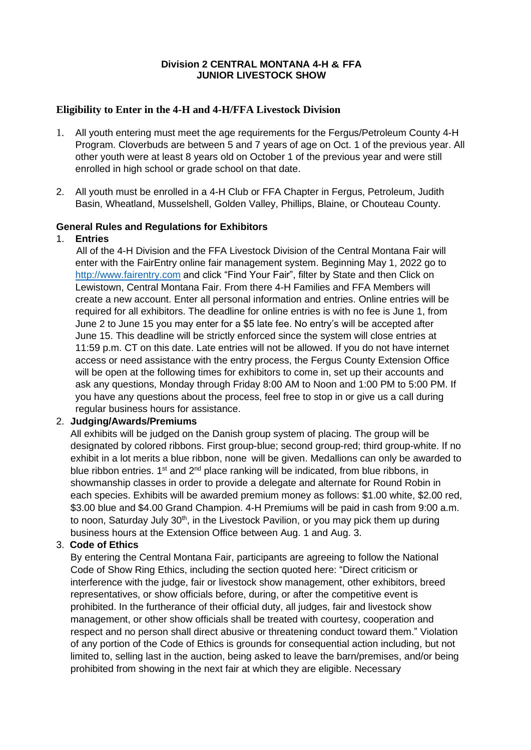**Division 2 CENTRAL MONTANA 4-H & FFA JUNIOR LIVESTOCK SHOW**

## Eligibility to Enter in the 4-H and 4-H/FFA Livestock Division

1. All youth entering must meet the age requirements for the Fergus/Petroleum County 4-H Program. Cloverbuds are between 5 and 7 years of age on Oct. 1 of the previous year. All other youth were at least 8 years old on October 1 of the previous year and were still enrolled in high school or grade school on that date.

2. All youth must be enrolled in a 4-H Club or FFA Chapter in Fergus, Petroleum, Judith Basin, Wheatland, Musselshell, Golden Valley, Phillips, Blaine, or Chouteau County.

### General Rules and Regulations for Exhibitors

1. **Entries**
   All of the 4-H Division and the FFA Livestock Division of the Central Montana Fair will enter with the FairEntry online fair management system. Beginning May 1, 2022 go to http://www.fairentry.com and click "Find Your Fair", filter by State and then Click on Lewistown, Central Montana Fair. From there 4-H Families and FFA Members will create a new account. Enter all personal information and entries. Online entries will be required for all exhibitors. The deadline for online entries is with no fee is June 1, from June 2 to June 15 you may enter for a $5 late fee. No entry's will be accepted after June 15. This deadline will be strictly enforced since the system will close entries at 11:59 p.m. CT on this date. Late entries will not be allowed. If you do not have internet access or need assistance with the entry process, the Fergus County Extension Office will be open at the following times for exhibitors to come in, set up their accounts and ask any questions, Monday through Friday 8:00 AM to Noon and 1:00 PM to 5:00 PM. If you have any questions about the process, feel free to stop in or give us a call during regular business hours for assistance.

2. **Judging/Awards/Premiums**
   All exhibits will be judged on the Danish group system of placing. The group will be designated by colored ribbons. First group-blue; second group-red; third group-white. If no exhibit in a lot merits a blue ribbon, none will be given. Medallions can only be awarded to blue ribbon entries. 1st and 2nd place ranking will be indicated, from blue ribbons, in showmanship classes in order to provide a delegate and alternate for Round Robin in each species. Exhibits will be awarded premium money as follows: $1.00 white, $2.00 red, $3.00 blue and $4.00 Grand Champion. 4-H Premiums will be paid in cash from 9:00 a.m. to noon, Saturday July 30th, in the Livestock Pavilion, or you may pick them up during business hours at the Extension Office between Aug. 1 and Aug. 3.

3. **Code of Ethics**
   By entering the Central Montana Fair, participants are agreeing to follow the National Code of Show Ring Ethics, including the section quoted here: "Direct criticism or interference with the judge, fair or livestock show management, other exhibitors, breed representatives, or show officials before, during, or after the competitive event is prohibited. In the furtherance of their official duty, all judges, fair and livestock show management, or other show officials shall be treated with courtesy, cooperation and respect and no person shall direct abusive or threatening conduct toward them." Violation of any portion of the Code of Ethics is grounds for consequential action including, but not limited to, selling last in the auction, being asked to leave the barn/premises, and/or being prohibited from showing in the next fair at which they are eligible. Necessary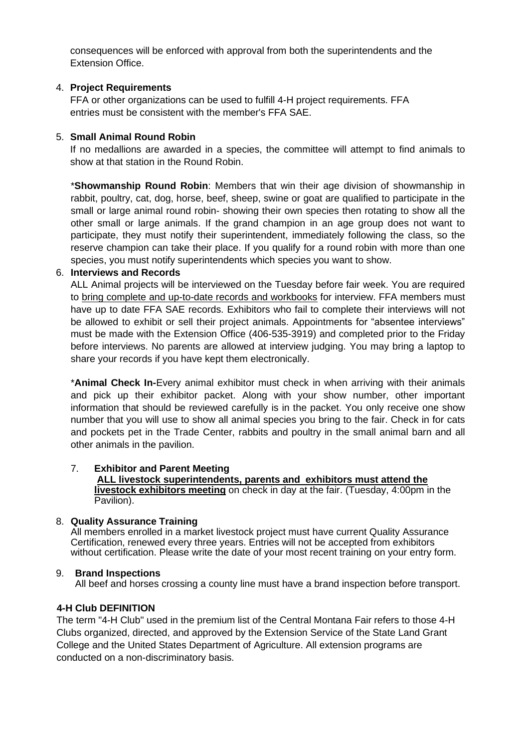consequences will be enforced with approval from both the superintendents and the Extension Office.

4. **Project Requirements**

   FFA or other organizations can be used to fulfill 4-H project requirements. FFA entries must be consistent with the member's FFA SAE.

5. **Small Animal Round Robin**

   If no medallions are awarded in a species, the committee will attempt to find animals to show at that station in the Round Robin.

   ***Showmanship Round Robin**: Members that win their age division of showmanship in rabbit, poultry, cat, dog, horse, beef, sheep, swine or goat are qualified to participate in the small or large animal round robin- showing their own species then rotating to show all the other small or large animals. If the grand champion in an age group does not want to participate, they must notify their superintendent, immediately following the class, so the reserve champion can take their place. If you qualify for a round robin with more than one species, you must notify superintendents which species you want to show.

6. **Interviews and Records**

   ALL Animal projects will be interviewed on the Tuesday before fair week. You are required to bring complete and up-to-date records and workbooks for interview. FFA members must have up to date FFA SAE records. Exhibitors who fail to complete their interviews will not be allowed to exhibit or sell their project animals. Appointments for "absentee interviews" must be made with the Extension Office (406-535-3919) and completed prior to the Friday before interviews. No parents are allowed at interview judging. You may bring a laptop to share your records if you have kept them electronically.

   ***Animal Check In-**Every animal exhibitor must check in when arriving with their animals and pick up their exhibitor packet. Along with your show number, other important information that should be reviewed carefully is in the packet. You only receive one show number that you will use to show all animal species you bring to the fair. Check in for cats and pockets pet in the Trade Center, rabbits and poultry in the small animal barn and all other animals in the pavilion.

7. **Exhibitor and Parent Meeting**

   **ALL livestock superintendents, parents and exhibitors must attend the livestock exhibitors meeting** on check in day at the fair. (Tuesday, 4:00pm in the Pavilion).

8. **Quality Assurance Training**

   All members enrolled in a market livestock project must have current Quality Assurance Certification, renewed every three years. Entries will not be accepted from exhibitors without certification. Please write the date of your most recent training on your entry form.

9. **Brand Inspections**

   All beef and horses crossing a county line must have a brand inspection before transport.

**4-H Club DEFINITION**

The term "4-H Club" used in the premium list of the Central Montana Fair refers to those 4-H Clubs organized, directed, and approved by the Extension Service of the State Land Grant College and the United States Department of Agriculture. All extension programs are conducted on a non-discriminatory basis.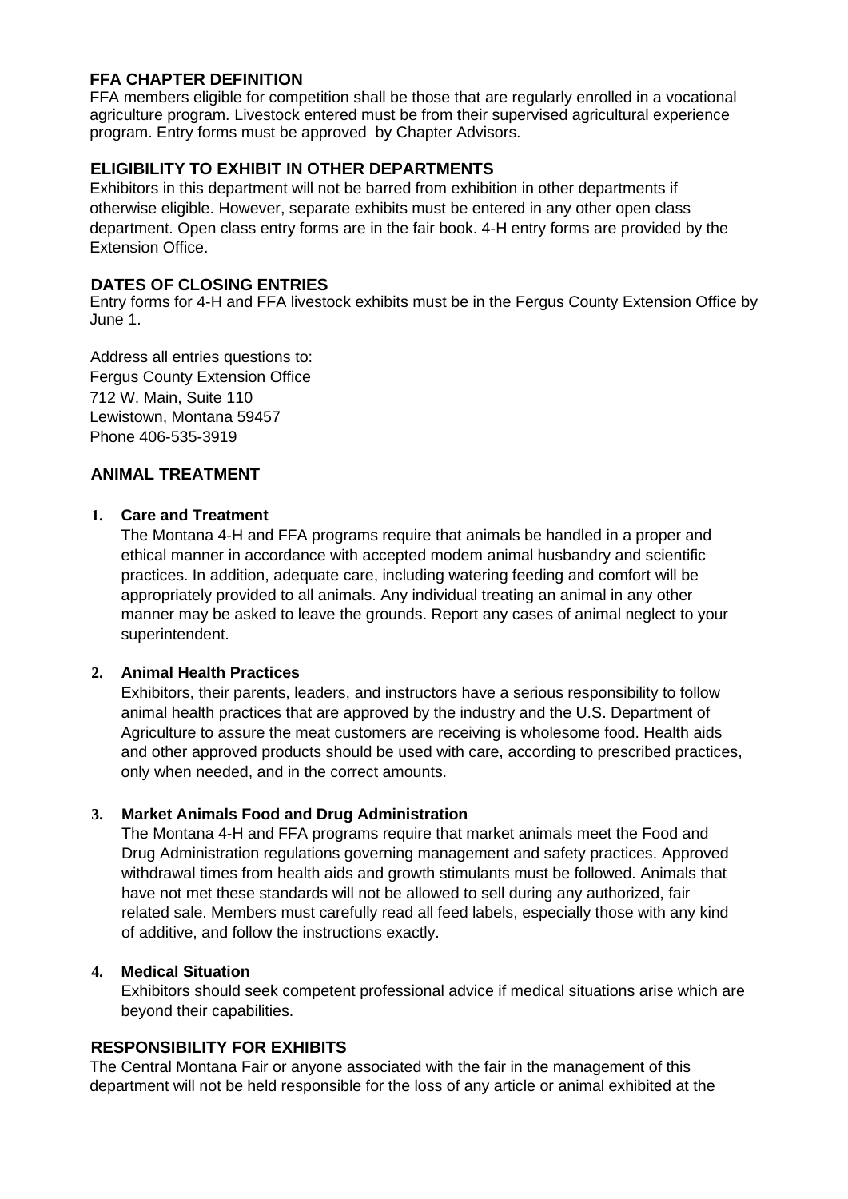## FFA CHAPTER DEFINITION

FFA members eligible for competition shall be those that are regularly enrolled in a vocational agriculture program. Livestock entered must be from their supervised agricultural experience program. Entry forms must be approved by Chapter Advisors.

## ELIGIBILITY TO EXHIBIT IN OTHER DEPARTMENTS

Exhibitors in this department will not be barred from exhibition in other departments if otherwise eligible. However, separate exhibits must be entered in any other open class department. Open class entry forms are in the fair book. 4-H entry forms are provided by the Extension Office.

## DATES OF CLOSING ENTRIES

Entry forms for 4-H and FFA livestock exhibits must be in the Fergus County Extension Office by June 1.

Address all entries questions to:
Fergus County Extension Office
712 W. Main, Suite 110
Lewistown, Montana 59457
Phone 406-535-3919

## ANIMAL TREATMENT

1. **Care and Treatment**
   The Montana 4-H and FFA programs require that animals be handled in a proper and ethical manner in accordance with accepted modem animal husbandry and scientific practices. In addition, adequate care, including watering feeding and comfort will be appropriately provided to all animals. Any individual treating an animal in any other manner may be asked to leave the grounds. Report any cases of animal neglect to your superintendent.

2. **Animal Health Practices**
   Exhibitors, their parents, leaders, and instructors have a serious responsibility to follow animal health practices that are approved by the industry and the U.S. Department of Agriculture to assure the meat customers are receiving is wholesome food. Health aids and other approved products should be used with care, according to prescribed practices, only when needed, and in the correct amounts.

3. **Market Animals Food and Drug Administration**
   The Montana 4-H and FFA programs require that market animals meet the Food and Drug Administration regulations governing management and safety practices. Approved withdrawal times from health aids and growth stimulants must be followed. Animals that have not met these standards will not be allowed to sell during any authorized, fair related sale. Members must carefully read all feed labels, especially those with any kind of additive, and follow the instructions exactly.

4. **Medical Situation**
   Exhibitors should seek competent professional advice if medical situations arise which are beyond their capabilities.

## RESPONSIBILITY FOR EXHIBITS

The Central Montana Fair or anyone associated with the fair in the management of this department will not be held responsible for the loss of any article or animal exhibited at the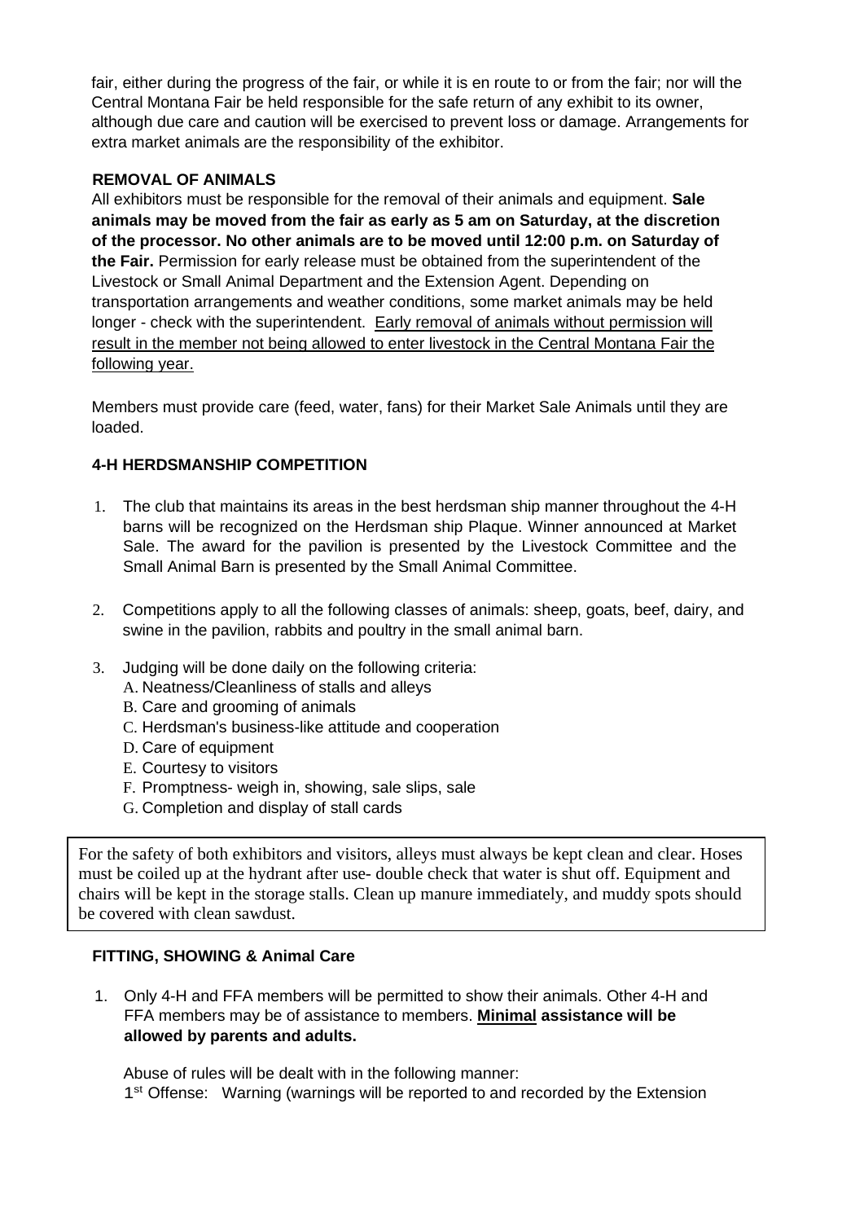fair, either during the progress of the fair, or while it is en route to or from the fair; nor will the Central Montana Fair be held responsible for the safe return of any exhibit to its owner, although due care and caution will be exercised to prevent loss or damage. Arrangements for extra market animals are the responsibility of the exhibitor.

### REMOVAL OF ANIMALS

All exhibitors must be responsible for the removal of their animals and equipment. **Sale animals may be moved from the fair as early as 5 am on Saturday, at the discretion of the processor. No other animals are to be moved until 12:00 p.m. on Saturday of the Fair.** Permission for early release must be obtained from the superintendent of the Livestock or Small Animal Department and the Extension Agent. Depending on transportation arrangements and weather conditions, some market animals may be held longer - check with the superintendent. <u>Early removal of animals without permission will result in the member not being allowed to enter livestock in the Central Montana Fair the following year.</u>

Members must provide care (feed, water, fans) for their Market Sale Animals until they are loaded.

### 4-H HERDSMANSHIP COMPETITION

1. The club that maintains its areas in the best herdsman ship manner throughout the 4-H barns will be recognized on the Herdsman ship Plaque. Winner announced at Market Sale. The award for the pavilion is presented by the Livestock Committee and the Small Animal Barn is presented by the Small Animal Committee.

2. Competitions apply to all the following classes of animals: sheep, goats, beef, dairy, and swine in the pavilion, rabbits and poultry in the small animal barn.

3. Judging will be done daily on the following criteria:
   A. Neatness/Cleanliness of stalls and alleys
   B. Care and grooming of animals
   C. Herdsman's business-like attitude and cooperation
   D. Care of equipment
   E. Courtesy to visitors
   F. Promptness- weigh in, showing, sale slips, sale
   G. Completion and display of stall cards

For the safety of both exhibitors and visitors, alleys must always be kept clean and clear. Hoses must be coiled up at the hydrant after use- double check that water is shut off. Equipment and chairs will be kept in the storage stalls. Clean up manure immediately, and muddy spots should be covered with clean sawdust.

### FITTING, SHOWING & Animal Care

1. Only 4-H and FFA members will be permitted to show their animals. Other 4-H and FFA members may be of assistance to members. **<u>Minimal</u> assistance will be allowed by parents and adults.**

   Abuse of rules will be dealt with in the following manner:
   1st Offense: Warning (warnings will be reported to and recorded by the Extension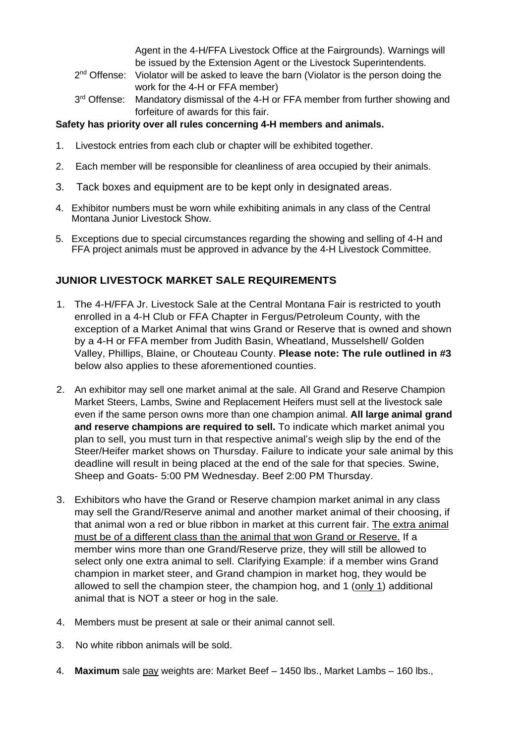Agent in the 4-H/FFA Livestock Office at the Fairgrounds). Warnings will be issued by the Extension Agent or the Livestock Superintendents.

2nd Offense: Violator will be asked to leave the barn (Violator is the person doing the work for the 4-H or FFA member)

3rd Offense: Mandatory dismissal of the 4-H or FFA member from further showing and forfeiture of awards for this fair.

**Safety has priority over all rules concerning 4-H members and animals.**

1. Livestock entries from each club or chapter will be exhibited together.
2. Each member will be responsible for cleanliness of area occupied by their animals.
3. Tack boxes and equipment are to be kept only in designated areas.
4. Exhibitor numbers must be worn while exhibiting animals in any class of the Central Montana Junior Livestock Show.
5. Exceptions due to special circumstances regarding the showing and selling of 4-H and FFA project animals must be approved in advance by the 4-H Livestock Committee.

## JUNIOR LIVESTOCK MARKET SALE REQUIREMENTS

1. The 4-H/FFA Jr. Livestock Sale at the Central Montana Fair is restricted to youth enrolled in a 4-H Club or FFA Chapter in Fergus/Petroleum County, with the exception of a Market Animal that wins Grand or Reserve that is owned and shown by a 4-H or FFA member from Judith Basin, Wheatland, Musselshell/ Golden Valley, Phillips, Blaine, or Chouteau County. **Please note: The rule outlined in #3** below also applies to these aforementioned counties.

2. An exhibitor may sell one market animal at the sale. All Grand and Reserve Champion Market Steers, Lambs, Swine and Replacement Heifers must sell at the livestock sale even if the same person owns more than one champion animal. **All large animal grand and reserve champions are required to sell.** To indicate which market animal you plan to sell, you must turn in that respective animal's weigh slip by the end of the Steer/Heifer market shows on Thursday. Failure to indicate your sale animal by this deadline will result in being placed at the end of the sale for that species. Swine, Sheep and Goats- 5:00 PM Wednesday. Beef 2:00 PM Thursday.

3. Exhibitors who have the Grand or Reserve champion market animal in any class may sell the Grand/Reserve animal and another market animal of their choosing, if that animal won a red or blue ribbon in market at this current fair. <u>The extra animal must be of a different class than the animal that won Grand or Reserve.</u> If a member wins more than one Grand/Reserve prize, they will still be allowed to select only one extra animal to sell. Clarifying Example: if a member wins Grand champion in market steer, and Grand champion in market hog, they would be allowed to sell the champion steer, the champion hog, and 1 (<u>only 1</u>) additional animal that is NOT a steer or hog in the sale.

4. Members must be present at sale or their animal cannot sell.

3. No white ribbon animals will be sold.

4. **Maximum** sale <u>pay</u> weights are: Market Beef – 1450 lbs., Market Lambs – 160 lbs.,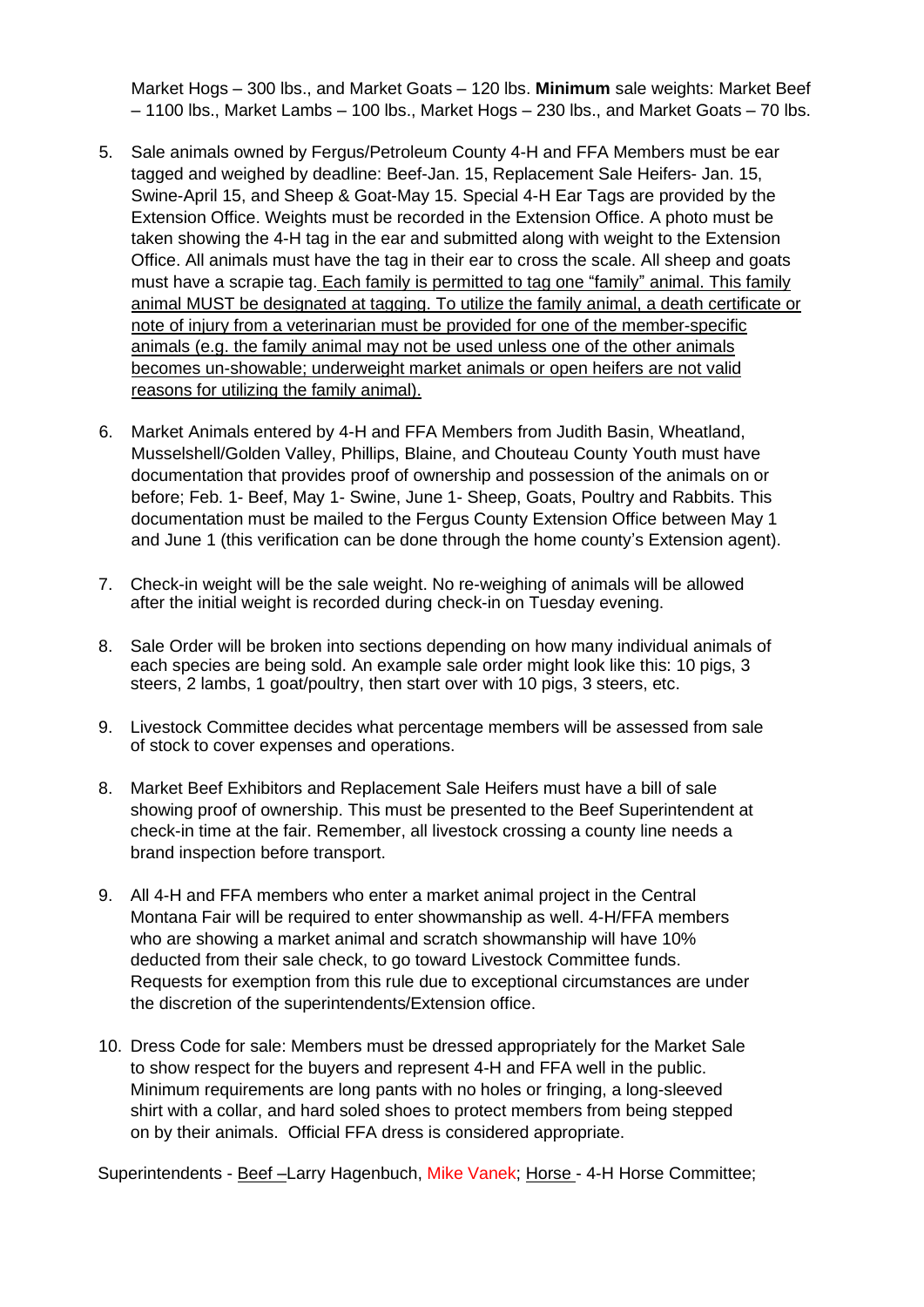Market Hogs – 300 lbs., and Market Goats – 120 lbs. **Minimum** sale weights: Market Beef – 1100 lbs., Market Lambs – 100 lbs., Market Hogs – 230 lbs., and Market Goats – 70 lbs.

5. Sale animals owned by Fergus/Petroleum County 4-H and FFA Members must be ear tagged and weighed by deadline: Beef-Jan. 15, Replacement Sale Heifers- Jan. 15, Swine-April 15, and Sheep & Goat-May 15. Special 4-H Ear Tags are provided by the Extension Office. Weights must be recorded in the Extension Office. A photo must be taken showing the 4-H tag in the ear and submitted along with weight to the Extension Office. All animals must have the tag in their ear to cross the scale. All sheep and goats must have a scrapie tag. <u>Each family is permitted to tag one "family" animal. This family animal MUST be designated at tagging. To utilize the family animal, a death certificate or note of injury from a veterinarian must be provided for one of the member-specific animals (e.g. the family animal may not be used unless one of the other animals becomes un-showable; underweight market animals or open heifers are not valid reasons for utilizing the family animal).</u>

6. Market Animals entered by 4-H and FFA Members from Judith Basin, Wheatland, Musselshell/Golden Valley, Phillips, Blaine, and Chouteau County Youth must have documentation that provides proof of ownership and possession of the animals on or before; Feb. 1- Beef, May 1- Swine, June 1- Sheep, Goats, Poultry and Rabbits. This documentation must be mailed to the Fergus County Extension Office between May 1 and June 1 (this verification can be done through the home county's Extension agent).

7. Check-in weight will be the sale weight. No re-weighing of animals will be allowed after the initial weight is recorded during check-in on Tuesday evening.

8. Sale Order will be broken into sections depending on how many individual animals of each species are being sold. An example sale order might look like this: 10 pigs, 3 steers, 2 lambs, 1 goat/poultry, then start over with 10 pigs, 3 steers, etc.

9. Livestock Committee decides what percentage members will be assessed from sale of stock to cover expenses and operations.

8. Market Beef Exhibitors and Replacement Sale Heifers must have a bill of sale showing proof of ownership. This must be presented to the Beef Superintendent at check-in time at the fair. Remember, all livestock crossing a county line needs a brand inspection before transport.

9. All 4-H and FFA members who enter a market animal project in the Central Montana Fair will be required to enter showmanship as well. 4-H/FFA members who are showing a market animal and scratch showmanship will have 10% deducted from their sale check, to go toward Livestock Committee funds. Requests for exemption from this rule due to exceptional circumstances are under the discretion of the superintendents/Extension office.

10. Dress Code for sale: Members must be dressed appropriately for the Market Sale to show respect for the buyers and represent 4-H and FFA well in the public. Minimum requirements are long pants with no holes or fringing, a long-sleeved shirt with a collar, and hard soled shoes to protect members from being stepped on by their animals. Official FFA dress is considered appropriate.

Superintendents - <u>Beef</u> –Larry Hagenbuch, Mike Vanek; <u>Horse</u> - 4-H Horse Committee;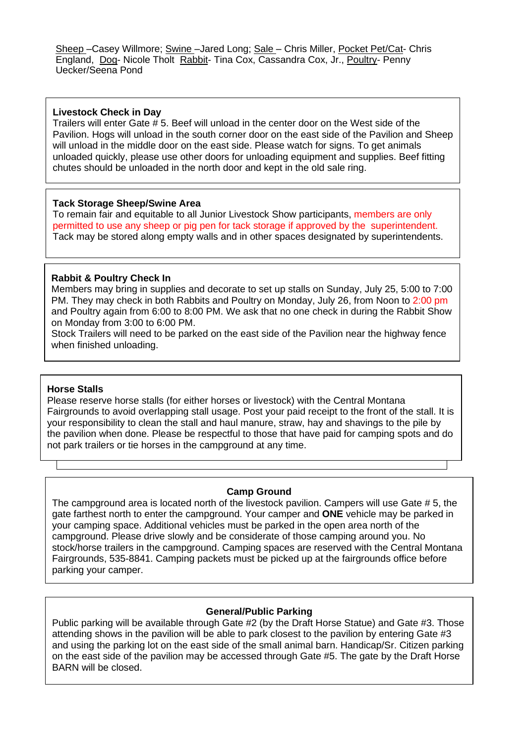Sheep –Casey Willmore; Swine –Jared Long; Sale – Chris Miller, Pocket Pet/Cat- Chris England, Dog- Nicole Tholt Rabbit- Tina Cox, Cassandra Cox, Jr., Poultry- Penny Uecker/Seena Pond

**Livestock Check in Day**

Trailers will enter Gate # 5. Beef will unload in the center door on the West side of the Pavilion. Hogs will unload in the south corner door on the east side of the Pavilion and Sheep will unload in the middle door on the east side. Please watch for signs. To get animals unloaded quickly, please use other doors for unloading equipment and supplies. Beef fitting chutes should be unloaded in the north door and kept in the old sale ring.

**Tack Storage Sheep/Swine Area**

To remain fair and equitable to all Junior Livestock Show participants, members are only permitted to use any sheep or pig pen for tack storage if approved by the superintendent. Tack may be stored along empty walls and in other spaces designated by superintendents.

**Rabbit & Poultry Check In**

Members may bring in supplies and decorate to set up stalls on Sunday, July 25, 5:00 to 7:00 PM. They may check in both Rabbits and Poultry on Monday, July 26, from Noon to 2:00 pm and Poultry again from 6:00 to 8:00 PM. We ask that no one check in during the Rabbit Show on Monday from 3:00 to 6:00 PM.

Stock Trailers will need to be parked on the east side of the Pavilion near the highway fence when finished unloading.

**Horse Stalls**

Please reserve horse stalls (for either horses or livestock) with the Central Montana Fairgrounds to avoid overlapping stall usage. Post your paid receipt to the front of the stall. It is your responsibility to clean the stall and haul manure, straw, hay and shavings to the pile by the pavilion when done. Please be respectful to those that have paid for camping spots and do not park trailers or tie horses in the campground at any time.

**Camp Ground**

The campground area is located north of the livestock pavilion. Campers will use Gate # 5, the gate farthest north to enter the campground. Your camper and **ONE** vehicle may be parked in your camping space. Additional vehicles must be parked in the open area north of the campground. Please drive slowly and be considerate of those camping around you. No stock/horse trailers in the campground. Camping spaces are reserved with the Central Montana Fairgrounds, 535-8841. Camping packets must be picked up at the fairgrounds office before parking your camper.

**General/Public Parking**

Public parking will be available through Gate #2 (by the Draft Horse Statue) and Gate #3. Those attending shows in the pavilion will be able to park closest to the pavilion by entering Gate #3 and using the parking lot on the east side of the small animal barn. Handicap/Sr. Citizen parking on the east side of the pavilion may be accessed through Gate #5. The gate by the Draft Horse BARN will be closed.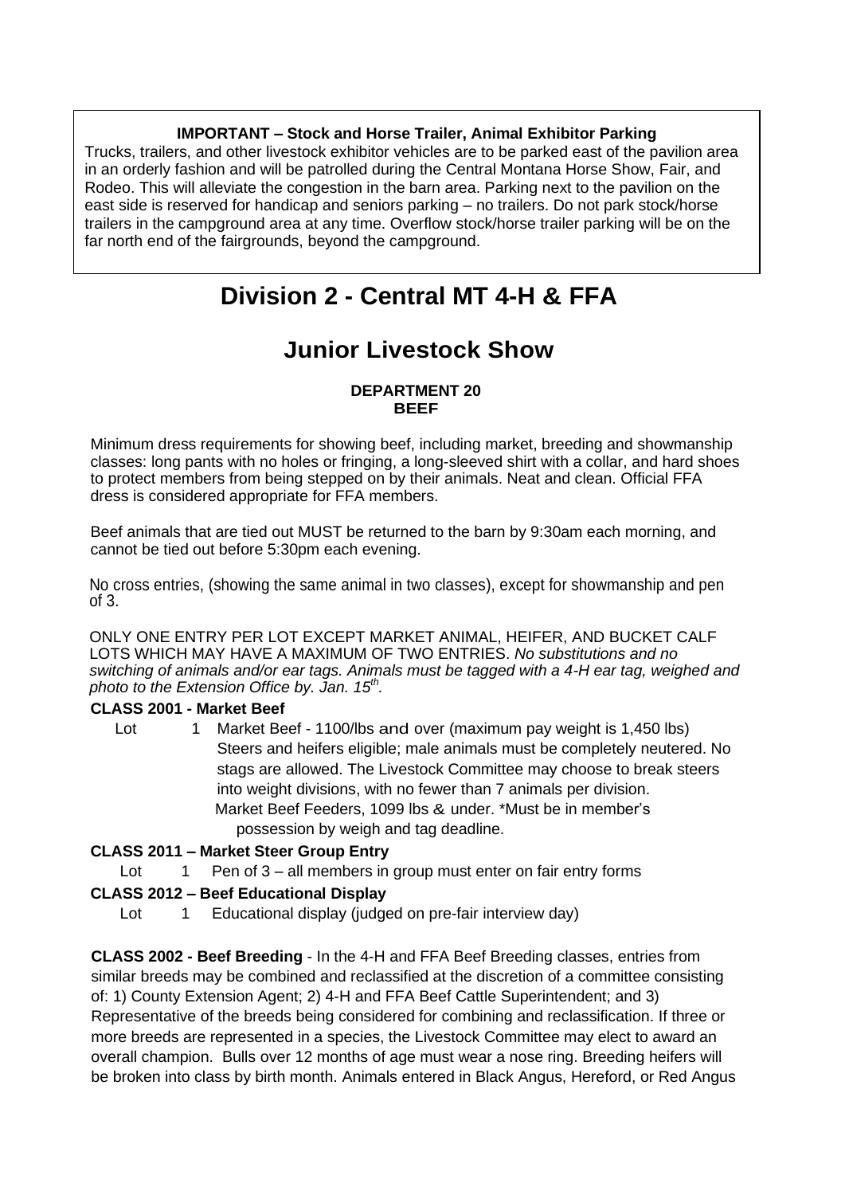**IMPORTANT – Stock and Horse Trailer, Animal Exhibitor Parking**

Trucks, trailers, and other livestock exhibitor vehicles are to be parked east of the pavilion area in an orderly fashion and will be patrolled during the Central Montana Horse Show, Fair, and Rodeo. This will alleviate the congestion in the barn area. Parking next to the pavilion on the east side is reserved for handicap and seniors parking – no trailers. Do not park stock/horse trailers in the campground area at any time. Overflow stock/horse trailer parking will be on the far north end of the fairgrounds, beyond the campground.

# Division 2 - Central MT 4-H & FFA

## Junior Livestock Show

### DEPARTMENT 20
### BEEF

Minimum dress requirements for showing beef, including market, breeding and showmanship classes: long pants with no holes or fringing, a long-sleeved shirt with a collar, and hard shoes to protect members from being stepped on by their animals. Neat and clean. Official FFA dress is considered appropriate for FFA members.

Beef animals that are tied out MUST be returned to the barn by 9:30am each morning, and cannot be tied out before 5:30pm each evening.

No cross entries, (showing the same animal in two classes), except for showmanship and pen of 3.

ONLY ONE ENTRY PER LOT EXCEPT MARKET ANIMAL, HEIFER, AND BUCKET CALF LOTS WHICH MAY HAVE A MAXIMUM OF TWO ENTRIES. *No substitutions and no switching of animals and/or ear tags. Animals must be tagged with a 4-H ear tag, weighed and photo to the Extension Office by. Jan. 15th.*

**CLASS 2001 - Market Beef**

Lot 1 Market Beef - 1100/lbs and over (maximum pay weight is 1,450 lbs) Steers and heifers eligible; male animals must be completely neutered. No stags are allowed. The Livestock Committee may choose to break steers into weight divisions, with no fewer than 7 animals per division.
Market Beef Feeders, 1099 lbs & under. *Must be in member's possession by weigh and tag deadline.

**CLASS 2011 – Market Steer Group Entry**

Lot 1 Pen of 3 – all members in group must enter on fair entry forms

**CLASS 2012 – Beef Educational Display**

Lot 1 Educational display (judged on pre-fair interview day)

**CLASS 2002 - Beef Breeding** - In the 4-H and FFA Beef Breeding classes, entries from similar breeds may be combined and reclassified at the discretion of a committee consisting of: 1) County Extension Agent; 2) 4-H and FFA Beef Cattle Superintendent; and 3) Representative of the breeds being considered for combining and reclassification. If three or more breeds are represented in a species, the Livestock Committee may elect to award an overall champion. Bulls over 12 months of age must wear a nose ring. Breeding heifers will be broken into class by birth month. Animals entered in Black Angus, Hereford, or Red Angus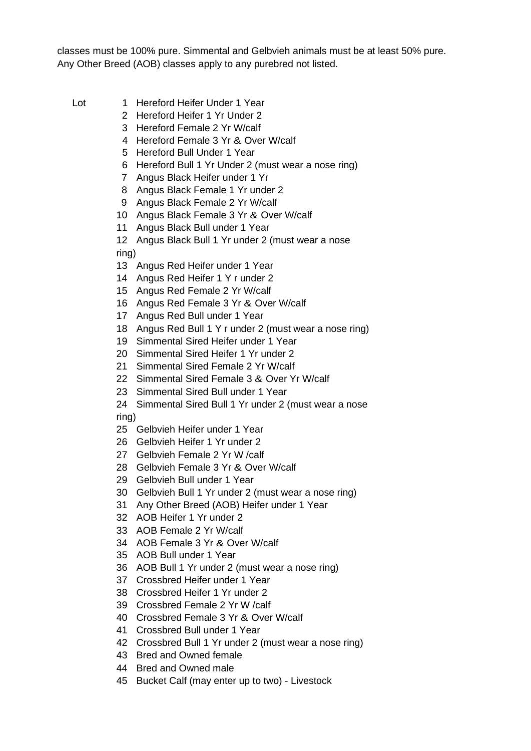classes must be 100% pure. Simmental and Gelbvieh animals must be at least 50% pure. Any Other Breed (AOB) classes apply to any purebred not listed.

Lot

1 Hereford Heifer Under 1 Year
2 Hereford Heifer 1 Yr Under 2
3 Hereford Female 2 Yr W/calf
4 Hereford Female 3 Yr & Over W/calf
5 Hereford Bull Under 1 Year
6 Hereford Bull 1 Yr Under 2 (must wear a nose ring)
7 Angus Black Heifer under 1 Yr
8 Angus Black Female 1 Yr under 2
9 Angus Black Female 2 Yr W/calf
10 Angus Black Female 3 Yr & Over W/calf
11 Angus Black Bull under 1 Year
12 Angus Black Bull 1 Yr under 2 (must wear a nose ring)
13 Angus Red Heifer under 1 Year
14 Angus Red Heifer 1 Y r under 2
15 Angus Red Female 2 Yr W/calf
16 Angus Red Female 3 Yr & Over W/calf
17 Angus Red Bull under 1 Year
18 Angus Red Bull 1 Y r under 2 (must wear a nose ring)
19 Simmental Sired Heifer under 1 Year
20 Simmental Sired Heifer 1 Yr under 2
21 Simmental Sired Female 2 Yr W/calf
22 Simmental Sired Female 3 & Over Yr W/calf
23 Simmental Sired Bull under 1 Year
24 Simmental Sired Bull 1 Yr under 2 (must wear a nose ring)
25 Gelbvieh Heifer under 1 Year
26 Gelbvieh Heifer 1 Yr under 2
27 Gelbvieh Female 2 Yr W /calf
28 Gelbvieh Female 3 Yr & Over W/calf
29 Gelbvieh Bull under 1 Year
30 Gelbvieh Bull 1 Yr under 2 (must wear a nose ring)
31 Any Other Breed (AOB) Heifer under 1 Year
32 AOB Heifer 1 Yr under 2
33 AOB Female 2 Yr W/calf
34 AOB Female 3 Yr & Over W/calf
35 AOB Bull under 1 Year
36 AOB Bull 1 Yr under 2 (must wear a nose ring)
37 Crossbred Heifer under 1 Year
38 Crossbred Heifer 1 Yr under 2
39 Crossbred Female 2 Yr W /calf
40 Crossbred Female 3 Yr & Over W/calf
41 Crossbred Bull under 1 Year
42 Crossbred Bull 1 Yr under 2 (must wear a nose ring)
43 Bred and Owned female
44 Bred and Owned male
45 Bucket Calf (may enter up to two) - Livestock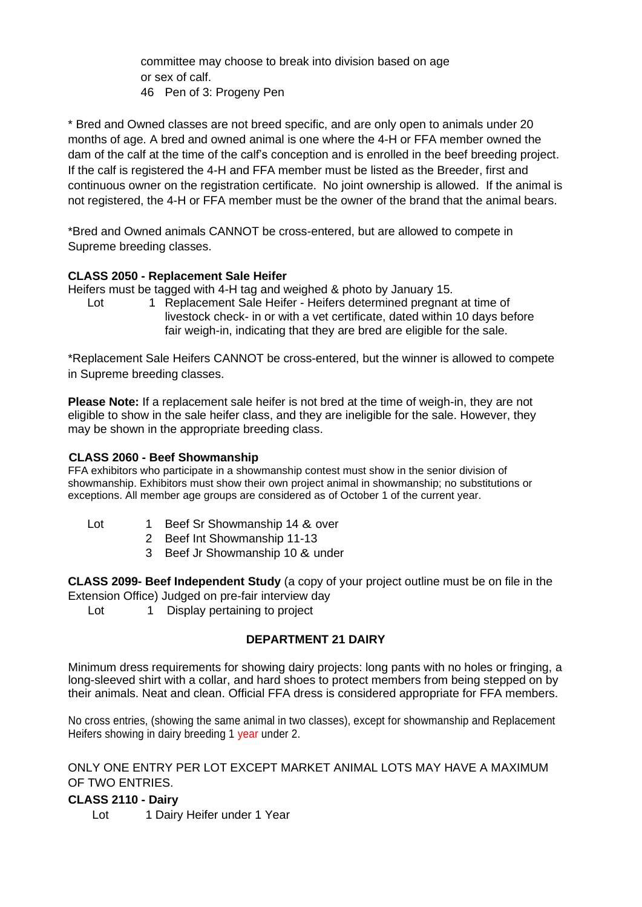committee may choose to break into division based on age or sex of calf.

46 Pen of 3: Progeny Pen

* Bred and Owned classes are not breed specific, and are only open to animals under 20 months of age. A bred and owned animal is one where the 4-H or FFA member owned the dam of the calf at the time of the calf's conception and is enrolled in the beef breeding project. If the calf is registered the 4-H and FFA member must be listed as the Breeder, first and continuous owner on the registration certificate. No joint ownership is allowed. If the animal is not registered, the 4-H or FFA member must be the owner of the brand that the animal bears.

*Bred and Owned animals CANNOT be cross-entered, but are allowed to compete in Supreme breeding classes.

**CLASS 2050 - Replacement Sale Heifer**

Heifers must be tagged with 4-H tag and weighed & photo by January 15.

Lot 1 Replacement Sale Heifer - Heifers determined pregnant at time of livestock check- in or with a vet certificate, dated within 10 days before fair weigh-in, indicating that they are bred are eligible for the sale.

*Replacement Sale Heifers CANNOT be cross-entered, but the winner is allowed to compete in Supreme breeding classes.

**Please Note:** If a replacement sale heifer is not bred at the time of weigh-in, they are not eligible to show in the sale heifer class, and they are ineligible for the sale. However, they may be shown in the appropriate breeding class.

**CLASS 2060 - Beef Showmanship**

FFA exhibitors who participate in a showmanship contest must show in the senior division of showmanship. Exhibitors must show their own project animal in showmanship; no substitutions or exceptions. All member age groups are considered as of October 1 of the current year.

Lot 1 Beef Sr Showmanship 14 & over
2 Beef Int Showmanship 11-13
3 Beef Jr Showmanship 10 & under

**CLASS 2099- Beef Independent Study** (a copy of your project outline must be on file in the Extension Office) Judged on pre-fair interview day

Lot 1 Display pertaining to project

## DEPARTMENT 21 DAIRY

Minimum dress requirements for showing dairy projects: long pants with no holes or fringing, a long-sleeved shirt with a collar, and hard shoes to protect members from being stepped on by their animals. Neat and clean. Official FFA dress is considered appropriate for FFA members.

No cross entries, (showing the same animal in two classes), except for showmanship and Replacement Heifers showing in dairy breeding 1 year under 2.

ONLY ONE ENTRY PER LOT EXCEPT MARKET ANIMAL LOTS MAY HAVE A MAXIMUM OF TWO ENTRIES.

**CLASS 2110 - Dairy**

Lot 1 Dairy Heifer under 1 Year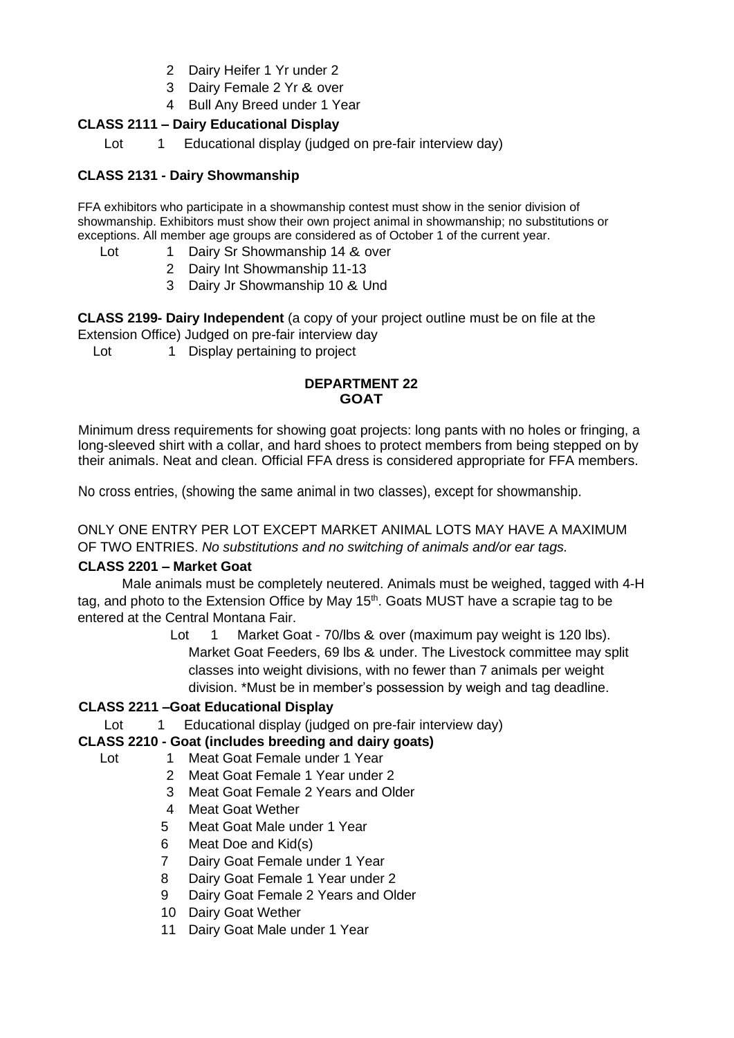2 Dairy Heifer 1 Yr under 2
3 Dairy Female 2 Yr & over
4 Bull Any Breed under 1 Year

**CLASS 2111 – Dairy Educational Display**

Lot 1 Educational display (judged on pre-fair interview day)

**CLASS 2131 - Dairy Showmanship**

FFA exhibitors who participate in a showmanship contest must show in the senior division of showmanship. Exhibitors must show their own project animal in showmanship; no substitutions or exceptions. All member age groups are considered as of October 1 of the current year.

Lot 1 Dairy Sr Showmanship 14 & over
2 Dairy Int Showmanship 11-13
3 Dairy Jr Showmanship 10 & Und

**CLASS 2199- Dairy Independent** (a copy of your project outline must be on file at the Extension Office) Judged on pre-fair interview day

Lot 1 Display pertaining to project

## DEPARTMENT 22
## GOAT

Minimum dress requirements for showing goat projects: long pants with no holes or fringing, a long-sleeved shirt with a collar, and hard shoes to protect members from being stepped on by their animals. Neat and clean. Official FFA dress is considered appropriate for FFA members.

No cross entries, (showing the same animal in two classes), except for showmanship.

ONLY ONE ENTRY PER LOT EXCEPT MARKET ANIMAL LOTS MAY HAVE A MAXIMUM OF TWO ENTRIES. *No substitutions and no switching of animals and/or ear tags.*

**CLASS 2201 – Market Goat**

Male animals must be completely neutered. Animals must be weighed, tagged with 4-H tag, and photo to the Extension Office by May 15th. Goats MUST have a scrapie tag to be entered at the Central Montana Fair.

Lot 1 Market Goat - 70/lbs & over (maximum pay weight is 120 lbs). Market Goat Feeders, 69 lbs & under. The Livestock committee may split classes into weight divisions, with no fewer than 7 animals per weight division. *Must be in member's possession by weigh and tag deadline.

**CLASS 2211 –Goat Educational Display**

Lot 1 Educational display (judged on pre-fair interview day)

**CLASS 2210 - Goat (includes breeding and dairy goats)**

Lot 1 Meat Goat Female under 1 Year
2 Meat Goat Female 1 Year under 2
3 Meat Goat Female 2 Years and Older
4 Meat Goat Wether
5 Meat Goat Male under 1 Year
6 Meat Doe and Kid(s)
7 Dairy Goat Female under 1 Year
8 Dairy Goat Female 1 Year under 2
9 Dairy Goat Female 2 Years and Older
10 Dairy Goat Wether
11 Dairy Goat Male under 1 Year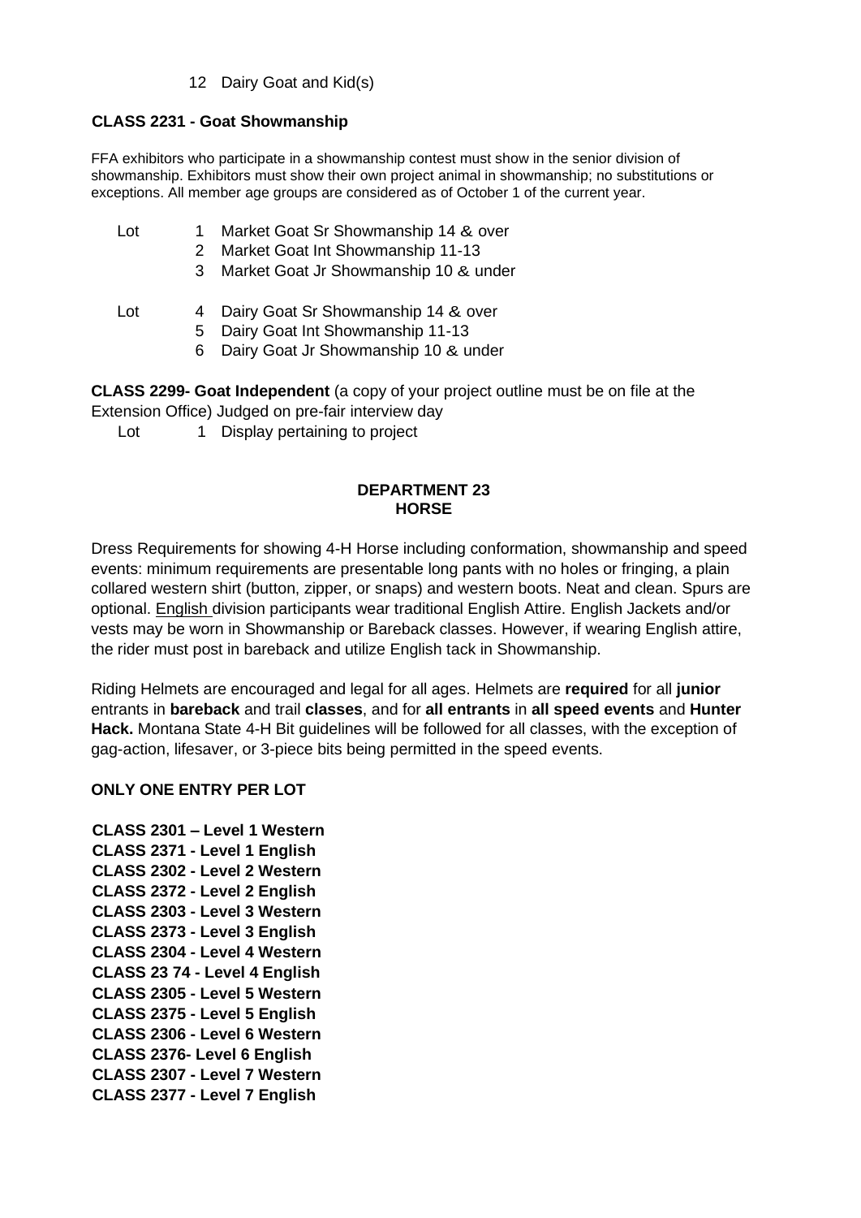12 Dairy Goat and Kid(s)

**CLASS 2231 - Goat Showmanship**

FFA exhibitors who participate in a showmanship contest must show in the senior division of showmanship. Exhibitors must show their own project animal in showmanship; no substitutions or exceptions. All member age groups are considered as of October 1 of the current year.

Lot 1 Market Goat Sr Showmanship 14 & over
2 Market Goat Int Showmanship 11-13
3 Market Goat Jr Showmanship 10 & under

Lot 4 Dairy Goat Sr Showmanship 14 & over
5 Dairy Goat Int Showmanship 11-13
6 Dairy Goat Jr Showmanship 10 & under

**CLASS 2299- Goat Independent** (a copy of your project outline must be on file at the Extension Office) Judged on pre-fair interview day

Lot 1 Display pertaining to project

## DEPARTMENT 23
## HORSE

Dress Requirements for showing 4-H Horse including conformation, showmanship and speed events: minimum requirements are presentable long pants with no holes or fringing, a plain collared western shirt (button, zipper, or snaps) and western boots. Neat and clean. Spurs are optional. English division participants wear traditional English Attire. English Jackets and/or vests may be worn in Showmanship or Bareback classes. However, if wearing English attire, the rider must post in bareback and utilize English tack in Showmanship.

Riding Helmets are encouraged and legal for all ages. Helmets are **required** for all **junior** entrants in **bareback** and trail **classes**, and for **all entrants** in **all speed events** and **Hunter Hack.** Montana State 4-H Bit guidelines will be followed for all classes, with the exception of gag-action, lifesaver, or 3-piece bits being permitted in the speed events.

**ONLY ONE ENTRY PER LOT**

**CLASS 2301 – Level 1 Western**
**CLASS 2371 - Level 1 English**
**CLASS 2302 - Level 2 Western**
**CLASS 2372 - Level 2 English**
**CLASS 2303 - Level 3 Western**
**CLASS 2373 - Level 3 English**
**CLASS 2304 - Level 4 Western**
**CLASS 23 74 - Level 4 English**
**CLASS 2305 - Level 5 Western**
**CLASS 2375 - Level 5 English**
**CLASS 2306 - Level 6 Western**
**CLASS 2376- Level 6 English**
**CLASS 2307 - Level 7 Western**
**CLASS 2377 - Level 7 English**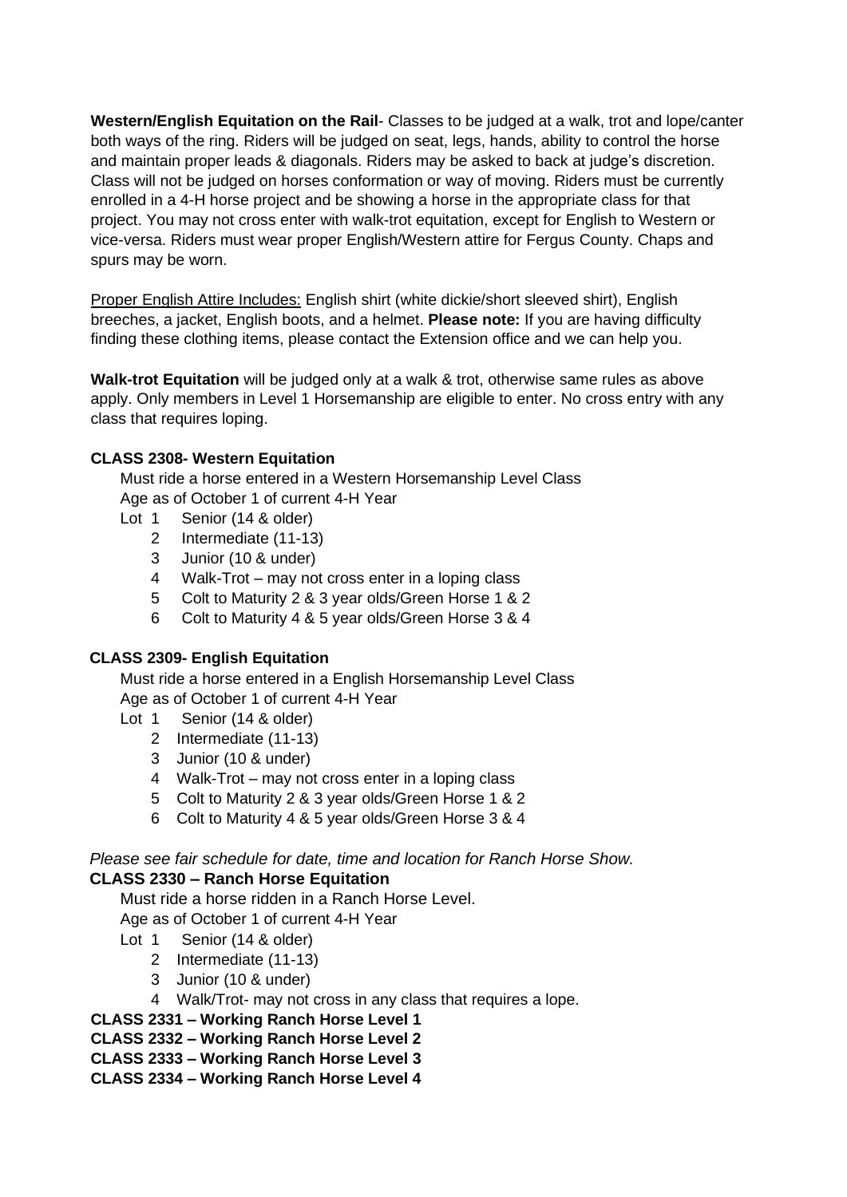**Western/English Equitation on the Rail**- Classes to be judged at a walk, trot and lope/canter both ways of the ring. Riders will be judged on seat, legs, hands, ability to control the horse and maintain proper leads & diagonals. Riders may be asked to back at judge's discretion. Class will not be judged on horses conformation or way of moving. Riders must be currently enrolled in a 4-H horse project and be showing a horse in the appropriate class for that project. You may not cross enter with walk-trot equitation, except for English to Western or vice-versa. Riders must wear proper English/Western attire for Fergus County. Chaps and spurs may be worn.

Proper English Attire Includes: English shirt (white dickie/short sleeved shirt), English breeches, a jacket, English boots, and a helmet. **Please note:** If you are having difficulty finding these clothing items, please contact the Extension office and we can help you.

**Walk-trot Equitation** will be judged only at a walk & trot, otherwise same rules as above apply. Only members in Level 1 Horsemanship are eligible to enter. No cross entry with any class that requires loping.

**CLASS 2308- Western Equitation**

Must ride a horse entered in a Western Horsemanship Level Class
Age as of October 1 of current 4-H Year

Lot 1 Senior (14 & older)
2 Intermediate (11-13)
3 Junior (10 & under)
4 Walk-Trot – may not cross enter in a loping class
5 Colt to Maturity 2 & 3 year olds/Green Horse 1 & 2
6 Colt to Maturity 4 & 5 year olds/Green Horse 3 & 4

**CLASS 2309- English Equitation**

Must ride a horse entered in a English Horsemanship Level Class
Age as of October 1 of current 4-H Year

Lot 1 Senior (14 & older)
2 Intermediate (11-13)
3 Junior (10 & under)
4 Walk-Trot – may not cross enter in a loping class
5 Colt to Maturity 2 & 3 year olds/Green Horse 1 & 2
6 Colt to Maturity 4 & 5 year olds/Green Horse 3 & 4

*Please see fair schedule for date, time and location for Ranch Horse Show.*

**CLASS 2330 – Ranch Horse Equitation**

Must ride a horse ridden in a Ranch Horse Level.
Age as of October 1 of current 4-H Year

Lot 1 Senior (14 & older)
2 Intermediate (11-13)
3 Junior (10 & under)
4 Walk/Trot- may not cross in any class that requires a lope.

**CLASS 2331 – Working Ranch Horse Level 1**

**CLASS 2332 – Working Ranch Horse Level 2**

**CLASS 2333 – Working Ranch Horse Level 3**

**CLASS 2334 – Working Ranch Horse Level 4**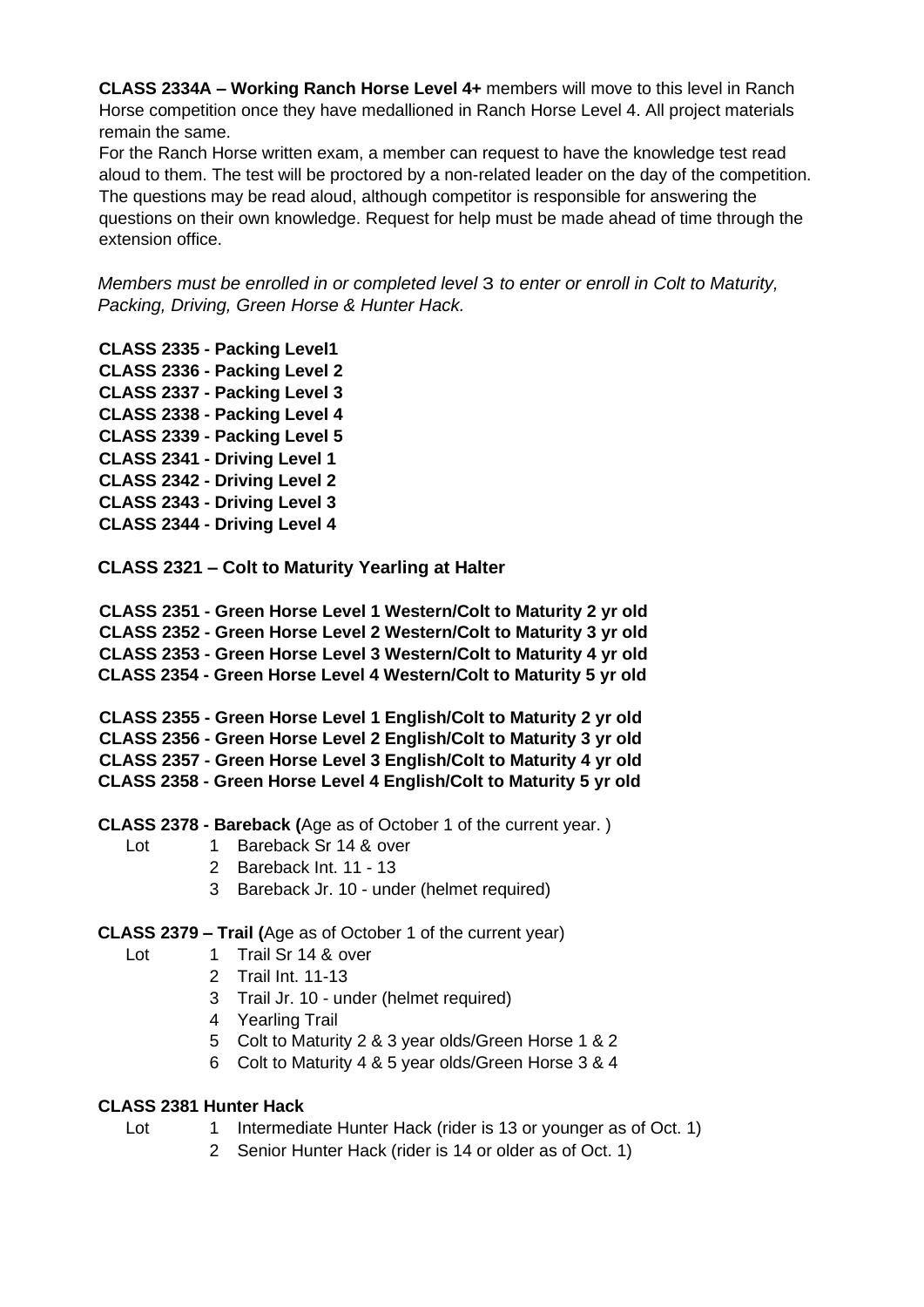**CLASS 2334A – Working Ranch Horse Level 4+** members will move to this level in Ranch Horse competition once they have medallioned in Ranch Horse Level 4. All project materials remain the same.

For the Ranch Horse written exam, a member can request to have the knowledge test read aloud to them. The test will be proctored by a non-related leader on the day of the competition. The questions may be read aloud, although competitor is responsible for answering the questions on their own knowledge. Request for help must be made ahead of time through the extension office.

*Members must be enrolled in or completed level* 3 *to enter or enroll in Colt to Maturity, Packing, Driving, Green Horse & Hunter Hack.*

**CLASS 2335 - Packing Level1**
**CLASS 2336 - Packing Level 2**
**CLASS 2337 - Packing Level 3**
**CLASS 2338 - Packing Level 4**
**CLASS 2339 - Packing Level 5**
**CLASS 2341 - Driving Level 1**
**CLASS 2342 - Driving Level 2**
**CLASS 2343 - Driving Level 3**
**CLASS 2344 - Driving Level 4**

**CLASS 2321 – Colt to Maturity Yearling at Halter**

**CLASS 2351 - Green Horse Level 1 Western/Colt to Maturity 2 yr old**
**CLASS 2352 - Green Horse Level 2 Western/Colt to Maturity 3 yr old**
**CLASS 2353 - Green Horse Level 3 Western/Colt to Maturity 4 yr old**
**CLASS 2354 - Green Horse Level 4 Western/Colt to Maturity 5 yr old**

**CLASS 2355 - Green Horse Level 1 English/Colt to Maturity 2 yr old**
**CLASS 2356 - Green Horse Level 2 English/Colt to Maturity 3 yr old**
**CLASS 2357 - Green Horse Level 3 English/Colt to Maturity 4 yr old**
**CLASS 2358 - Green Horse Level 4 English/Colt to Maturity 5 yr old**

**CLASS 2378 - Bareback (**Age as of October 1 of the current year. )

Lot
1. Bareback Sr 14 & over
2. Bareback Int. 11 - 13
3. Bareback Jr. 10 - under (helmet required)

**CLASS 2379 – Trail (**Age as of October 1 of the current year)

Lot
1. Trail Sr 14 & over
2. Trail Int. 11-13
3. Trail Jr. 10 - under (helmet required)
4. Yearling Trail
5. Colt to Maturity 2 & 3 year olds/Green Horse 1 & 2
6. Colt to Maturity 4 & 5 year olds/Green Horse 3 & 4

**CLASS 2381 Hunter Hack**

Lot
1. Intermediate Hunter Hack (rider is 13 or younger as of Oct. 1)
2. Senior Hunter Hack (rider is 14 or older as of Oct. 1)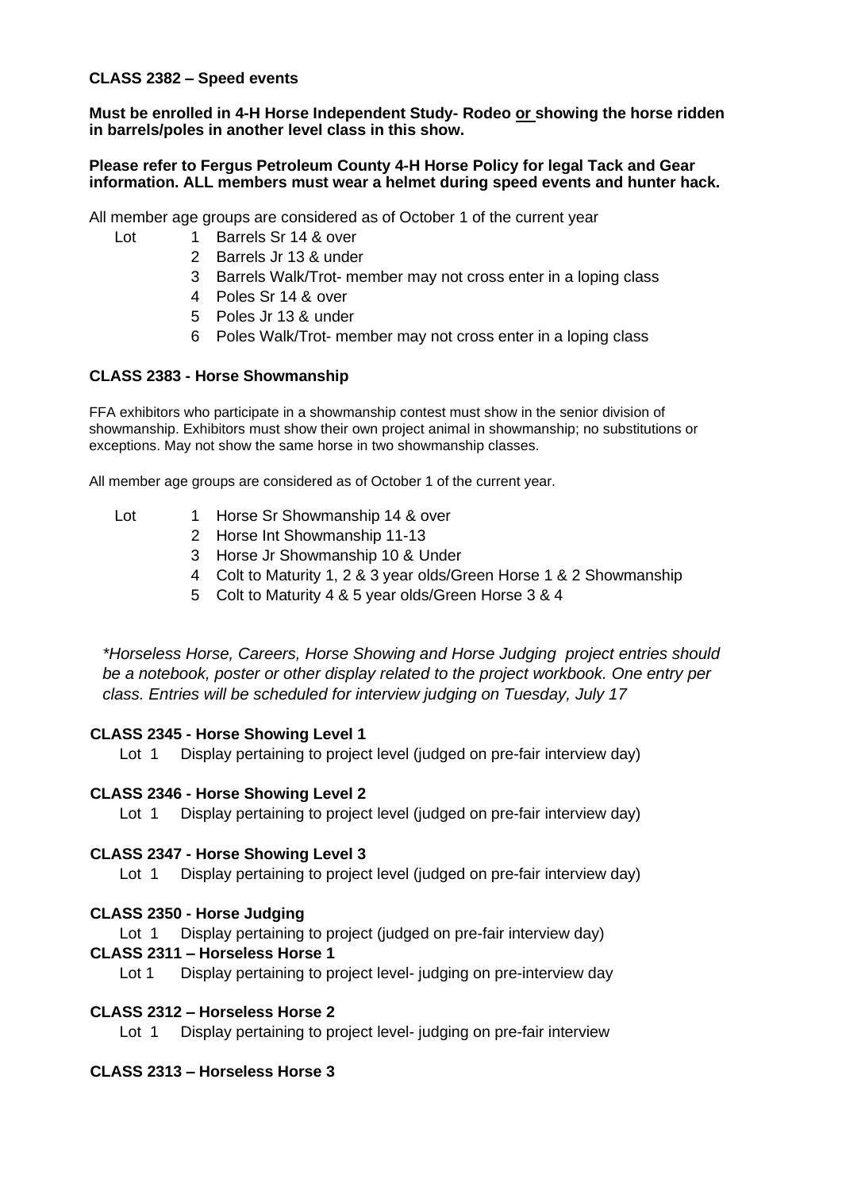**CLASS 2382 – Speed events**

**Must be enrolled in 4-H Horse Independent Study- Rodeo or showing the horse ridden in barrels/poles in another level class in this show.**

**Please refer to Fergus Petroleum County 4-H Horse Policy for legal Tack and Gear information. ALL members must wear a helmet during speed events and hunter hack.**

All member age groups are considered as of October 1 of the current year

Lot
1. Barrels Sr 14 & over
2. Barrels Jr 13 & under
3. Barrels Walk/Trot- member may not cross enter in a loping class
4. Poles Sr 14 & over
5. Poles Jr 13 & under
6. Poles Walk/Trot- member may not cross enter in a loping class

**CLASS 2383 - Horse Showmanship**

FFA exhibitors who participate in a showmanship contest must show in the senior division of showmanship. Exhibitors must show their own project animal in showmanship; no substitutions or exceptions. May not show the same horse in two showmanship classes.

All member age groups are considered as of October 1 of the current year.

Lot
1. Horse Sr Showmanship 14 & over
2. Horse Int Showmanship 11-13
3. Horse Jr Showmanship 10 & Under
4. Colt to Maturity 1, 2 & 3 year olds/Green Horse 1 & 2 Showmanship
5. Colt to Maturity 4 & 5 year olds/Green Horse 3 & 4

*\*Horseless Horse, Careers, Horse Showing and Horse Judging project entries should be a notebook, poster or other display related to the project workbook. One entry per class. Entries will be scheduled for interview judging on Tuesday, July 17*

**CLASS 2345 - Horse Showing Level 1**

Lot 1 Display pertaining to project level (judged on pre-fair interview day)

**CLASS 2346 - Horse Showing Level 2**

Lot 1 Display pertaining to project level (judged on pre-fair interview day)

**CLASS 2347 - Horse Showing Level 3**

Lot 1 Display pertaining to project level (judged on pre-fair interview day)

**CLASS 2350 - Horse Judging**

Lot 1 Display pertaining to project (judged on pre-fair interview day)

**CLASS 2311 – Horseless Horse 1**

Lot 1 Display pertaining to project level- judging on pre-interview day

**CLASS 2312 – Horseless Horse 2**

Lot 1 Display pertaining to project level- judging on pre-fair interview

**CLASS 2313 – Horseless Horse 3**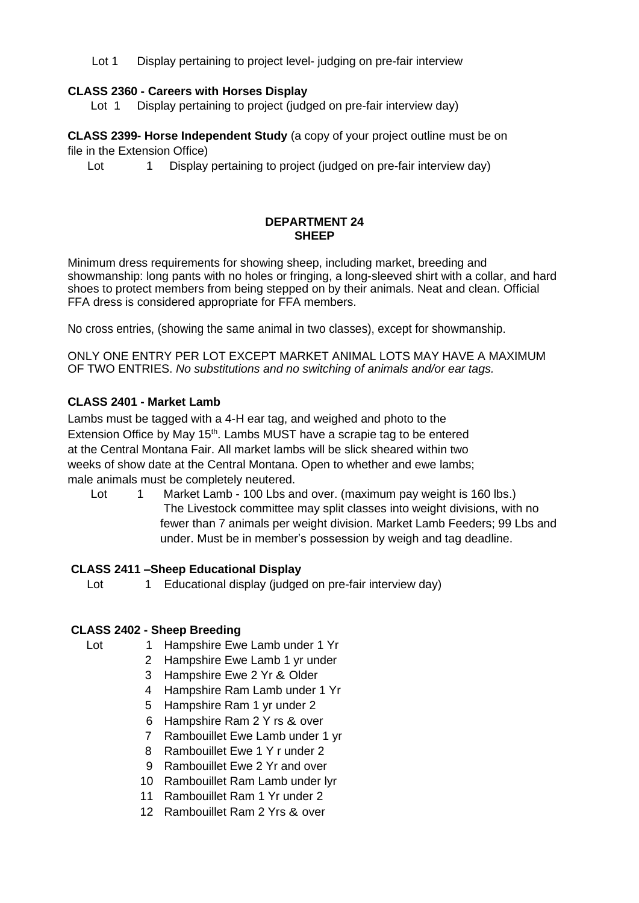Lot 1 Display pertaining to project level- judging on pre-fair interview

**CLASS 2360 - Careers with Horses Display**

Lot 1 Display pertaining to project (judged on pre-fair interview day)

**CLASS 2399- Horse Independent Study** (a copy of your project outline must be on file in the Extension Office)

Lot 1 Display pertaining to project (judged on pre-fair interview day)

## DEPARTMENT 24
## SHEEP

Minimum dress requirements for showing sheep, including market, breeding and showmanship: long pants with no holes or fringing, a long-sleeved shirt with a collar, and hard shoes to protect members from being stepped on by their animals. Neat and clean. Official FFA dress is considered appropriate for FFA members.

No cross entries, (showing the same animal in two classes), except for showmanship.

ONLY ONE ENTRY PER LOT EXCEPT MARKET ANIMAL LOTS MAY HAVE A MAXIMUM OF TWO ENTRIES. *No substitutions and no switching of animals and/or ear tags.*

**CLASS 2401 - Market Lamb**

Lambs must be tagged with a 4-H ear tag, and weighed and photo to the Extension Office by May 15th. Lambs MUST have a scrapie tag to be entered at the Central Montana Fair. All market lambs will be slick sheared within two weeks of show date at the Central Montana. Open to whether and ewe lambs; male animals must be completely neutered.

Lot 1 Market Lamb - 100 Lbs and over. (maximum pay weight is 160 lbs.) The Livestock committee may split classes into weight divisions, with no fewer than 7 animals per weight division. Market Lamb Feeders; 99 Lbs and under. Must be in member's possession by weigh and tag deadline.

**CLASS 2411 –Sheep Educational Display**

Lot 1 Educational display (judged on pre-fair interview day)

**CLASS 2402 - Sheep Breeding**

Lot
1. Hampshire Ewe Lamb under 1 Yr
2. Hampshire Ewe Lamb 1 yr under
3. Hampshire Ewe 2 Yr & Older
4. Hampshire Ram Lamb under 1 Yr
5. Hampshire Ram 1 yr under 2
6. Hampshire Ram 2 Y rs & over
7. Rambouillet Ewe Lamb under 1 yr
8. Rambouillet Ewe 1 Y r under 2
9. Rambouillet Ewe 2 Yr and over
10. Rambouillet Ram Lamb under lyr
11. Rambouillet Ram 1 Yr under 2
12. Rambouillet Ram 2 Yrs & over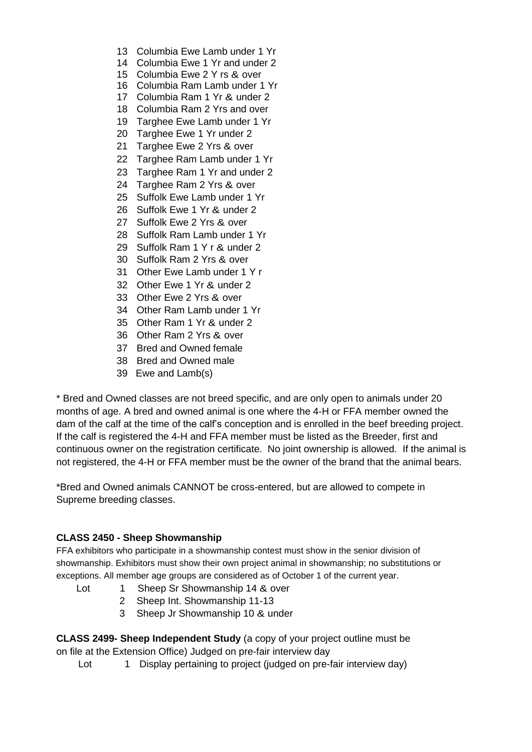13 Columbia Ewe Lamb under 1 Yr
14 Columbia Ewe 1 Yr and under 2
15 Columbia Ewe 2 Y rs & over
16 Columbia Ram Lamb under 1 Yr
17 Columbia Ram 1 Yr & under 2
18 Columbia Ram 2 Yrs and over
19 Targhee Ewe Lamb under 1 Yr
20 Targhee Ewe 1 Yr under 2
21 Targhee Ewe 2 Yrs & over
22 Targhee Ram Lamb under 1 Yr
23 Targhee Ram 1 Yr and under 2
24 Targhee Ram 2 Yrs & over
25 Suffolk Ewe Lamb under 1 Yr
26 Suffolk Ewe 1 Yr & under 2
27 Suffolk Ewe 2 Yrs & over
28 Suffolk Ram Lamb under 1 Yr
29 Suffolk Ram 1 Y r & under 2
30 Suffolk Ram 2 Yrs & over
31 Other Ewe Lamb under 1 Y r
32 Other Ewe 1 Yr & under 2
33 Other Ewe 2 Yrs & over
34 Other Ram Lamb under 1 Yr
35 Other Ram 1 Yr & under 2
36 Other Ram 2 Yrs & over
37 Bred and Owned female
38 Bred and Owned male
39 Ewe and Lamb(s)

* Bred and Owned classes are not breed specific, and are only open to animals under 20 months of age. A bred and owned animal is one where the 4-H or FFA member owned the dam of the calf at the time of the calf's conception and is enrolled in the beef breeding project. If the calf is registered the 4-H and FFA member must be listed as the Breeder, first and continuous owner on the registration certificate. No joint ownership is allowed. If the animal is not registered, the 4-H or FFA member must be the owner of the brand that the animal bears.

*Bred and Owned animals CANNOT be cross-entered, but are allowed to compete in Supreme breeding classes.

**CLASS 2450 - Sheep Showmanship**

FFA exhibitors who participate in a showmanship contest must show in the senior division of showmanship. Exhibitors must show their own project animal in showmanship; no substitutions or exceptions. All member age groups are considered as of October 1 of the current year.

Lot 1 Sheep Sr Showmanship 14 & over
2 Sheep Int. Showmanship 11-13
3 Sheep Jr Showmanship 10 & under

**CLASS 2499- Sheep Independent Study** (a copy of your project outline must be on file at the Extension Office) Judged on pre-fair interview day

Lot 1 Display pertaining to project (judged on pre-fair interview day)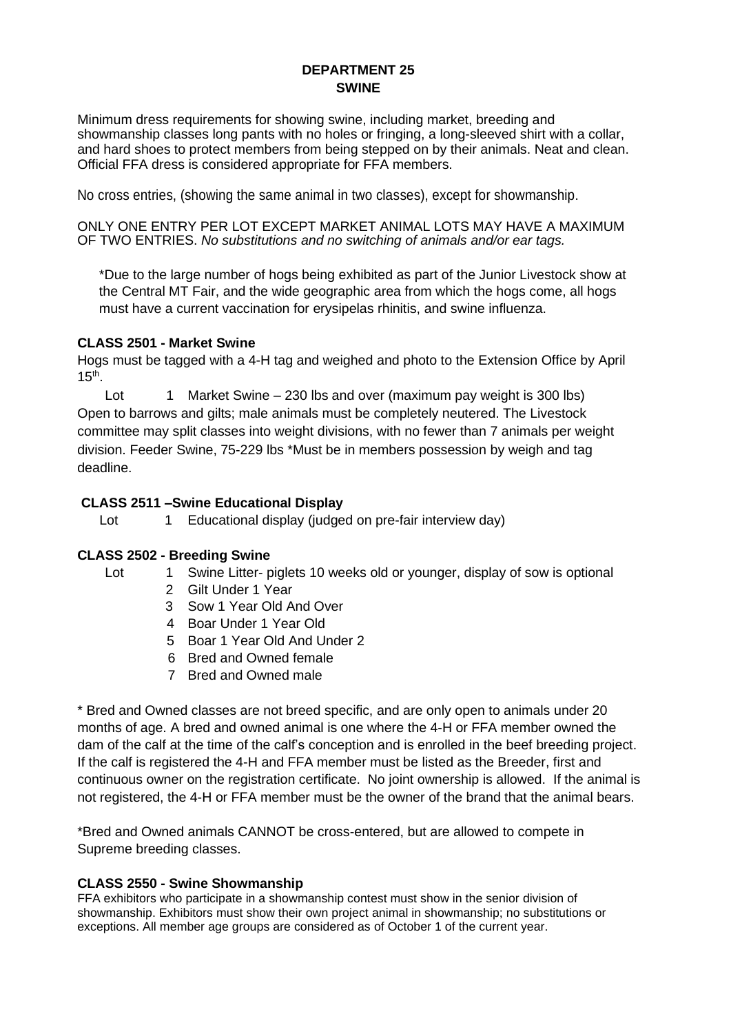# DEPARTMENT 25
## SWINE

Minimum dress requirements for showing swine, including market, breeding and showmanship classes long pants with no holes or fringing, a long-sleeved shirt with a collar, and hard shoes to protect members from being stepped on by their animals. Neat and clean. Official FFA dress is considered appropriate for FFA members.

No cross entries, (showing the same animal in two classes), except for showmanship.

ONLY ONE ENTRY PER LOT EXCEPT MARKET ANIMAL LOTS MAY HAVE A MAXIMUM OF TWO ENTRIES. *No substitutions and no switching of animals and/or ear tags.*

*Due to the large number of hogs being exhibited as part of the Junior Livestock show at the Central MT Fair, and the wide geographic area from which the hogs come, all hogs must have a current vaccination for erysipelas rhinitis, and swine influenza.

### CLASS 2501 - Market Swine

Hogs must be tagged with a 4-H tag and weighed and photo to the Extension Office by April 15th.

Lot 1 Market Swine – 230 lbs and over (maximum pay weight is 300 lbs)

Open to barrows and gilts; male animals must be completely neutered. The Livestock committee may split classes into weight divisions, with no fewer than 7 animals per weight division. Feeder Swine, 75-229 lbs *Must be in members possession by weigh and tag deadline.

### CLASS 2511 –Swine Educational Display

Lot 1 Educational display (judged on pre-fair interview day)

### CLASS 2502 - Breeding Swine

Lot 1 Swine Litter- piglets 10 weeks old or younger, display of sow is optional
2 Gilt Under 1 Year
3 Sow 1 Year Old And Over
4 Boar Under 1 Year Old
5 Boar 1 Year Old And Under 2
6 Bred and Owned female
7 Bred and Owned male

* Bred and Owned classes are not breed specific, and are only open to animals under 20 months of age. A bred and owned animal is one where the 4-H or FFA member owned the dam of the calf at the time of the calf's conception and is enrolled in the beef breeding project. If the calf is registered the 4-H and FFA member must be listed as the Breeder, first and continuous owner on the registration certificate. No joint ownership is allowed. If the animal is not registered, the 4-H or FFA member must be the owner of the brand that the animal bears.

*Bred and Owned animals CANNOT be cross-entered, but are allowed to compete in Supreme breeding classes.

### CLASS 2550 - Swine Showmanship

FFA exhibitors who participate in a showmanship contest must show in the senior division of showmanship. Exhibitors must show their own project animal in showmanship; no substitutions or exceptions. All member age groups are considered as of October 1 of the current year.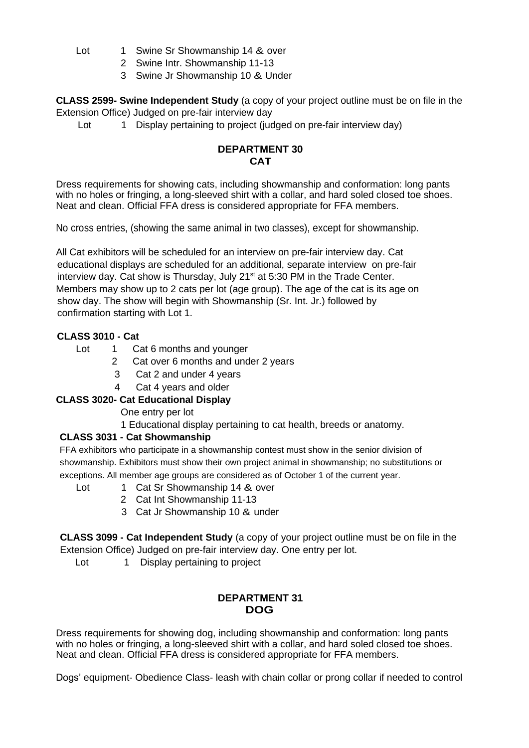Lot 1 Swine Sr Showmanship 14 & over
2 Swine Intr. Showmanship 11-13
3 Swine Jr Showmanship 10 & Under

**CLASS 2599- Swine Independent Study** (a copy of your project outline must be on file in the Extension Office) Judged on pre-fair interview day

Lot 1 Display pertaining to project (judged on pre-fair interview day)

## DEPARTMENT 30
## CAT

Dress requirements for showing cats, including showmanship and conformation: long pants with no holes or fringing, a long-sleeved shirt with a collar, and hard soled closed toe shoes. Neat and clean. Official FFA dress is considered appropriate for FFA members.

No cross entries, (showing the same animal in two classes), except for showmanship.

All Cat exhibitors will be scheduled for an interview on pre-fair interview day. Cat educational displays are scheduled for an additional, separate interview on pre-fair interview day. Cat show is Thursday, July 21st at 5:30 PM in the Trade Center. Members may show up to 2 cats per lot (age group). The age of the cat is its age on show day. The show will begin with Showmanship (Sr. Int. Jr.) followed by confirmation starting with Lot 1.

**CLASS 3010 - Cat**

Lot 1 Cat 6 months and younger
2 Cat over 6 months and under 2 years
3 Cat 2 and under 4 years
4 Cat 4 years and older

**CLASS 3020- Cat Educational Display**

One entry per lot

1 Educational display pertaining to cat health, breeds or anatomy.

**CLASS 3031 - Cat Showmanship**

FFA exhibitors who participate in a showmanship contest must show in the senior division of showmanship. Exhibitors must show their own project animal in showmanship; no substitutions or exceptions. All member age groups are considered as of October 1 of the current year.

Lot 1 Cat Sr Showmanship 14 & over
2 Cat Int Showmanship 11-13
3 Cat Jr Showmanship 10 & under

**CLASS 3099 - Cat Independent Study** (a copy of your project outline must be on file in the Extension Office) Judged on pre-fair interview day. One entry per lot.

Lot 1 Display pertaining to project

## DEPARTMENT 31
## DOG

Dress requirements for showing dog, including showmanship and conformation: long pants with no holes or fringing, a long-sleeved shirt with a collar, and hard soled closed toe shoes. Neat and clean. Official FFA dress is considered appropriate for FFA members.

Dogs' equipment- Obedience Class- leash with chain collar or prong collar if needed to control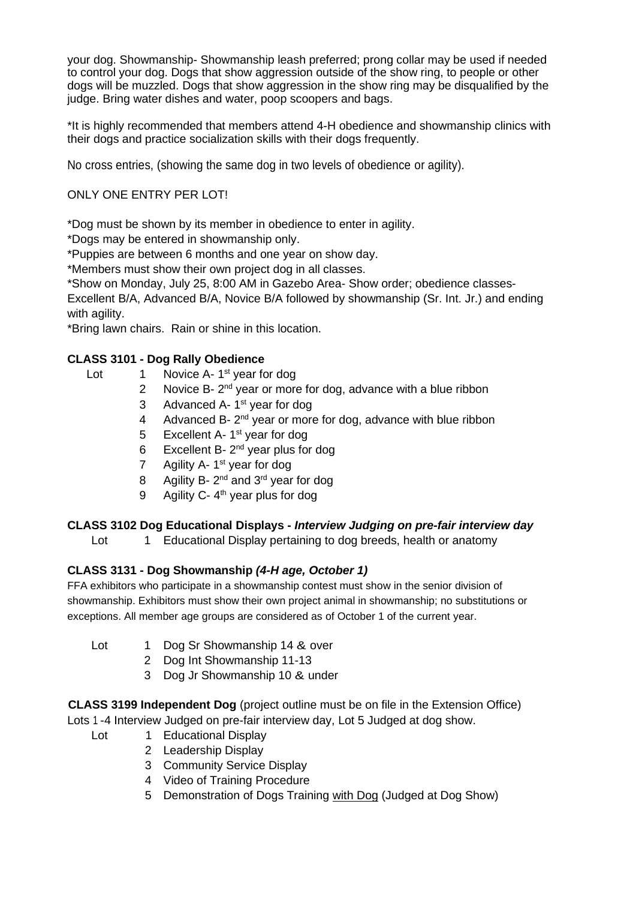your dog. Showmanship- Showmanship leash preferred; prong collar may be used if needed to control your dog. Dogs that show aggression outside of the show ring, to people or other dogs will be muzzled. Dogs that show aggression in the show ring may be disqualified by the judge. Bring water dishes and water, poop scoopers and bags.

*It is highly recommended that members attend 4-H obedience and showmanship clinics with their dogs and practice socialization skills with their dogs frequently.

No cross entries, (showing the same dog in two levels of obedience or agility).

ONLY ONE ENTRY PER LOT!

*Dog must be shown by its member in obedience to enter in agility.
*Dogs may be entered in showmanship only.
*Puppies are between 6 months and one year on show day.
*Members must show their own project dog in all classes.
*Show on Monday, July 25, 8:00 AM in Gazebo Area- Show order; obedience classes- Excellent B/A, Advanced B/A, Novice B/A followed by showmanship (Sr. Int. Jr.) and ending with agility.
*Bring lawn chairs. Rain or shine in this location.

**CLASS 3101 - Dog Rally Obedience**

Lot
1. Novice A- 1st year for dog
2. Novice B- 2nd year or more for dog, advance with a blue ribbon
3. Advanced A- 1st year for dog
4. Advanced B- 2nd year or more for dog, advance with blue ribbon
5. Excellent A- 1st year for dog
6. Excellent B- 2nd year plus for dog
7. Agility A- 1st year for dog
8. Agility B- 2nd and 3rd year for dog
9. Agility C- 4th year plus for dog

**CLASS 3102 Dog Educational Displays - *Interview Judging on pre-fair interview day***

Lot
1. Educational Display pertaining to dog breeds, health or anatomy

**CLASS 3131 - Dog Showmanship *(4-H age, October 1)***

FFA exhibitors who participate in a showmanship contest must show in the senior division of showmanship. Exhibitors must show their own project animal in showmanship; no substitutions or exceptions. All member age groups are considered as of October 1 of the current year.

Lot
1. Dog Sr Showmanship 14 & over
2. Dog Int Showmanship 11-13
3. Dog Jr Showmanship 10 & under

**CLASS 3199 Independent Dog** (project outline must be on file in the Extension Office)
Lots 1 -4 Interview Judged on pre-fair interview day, Lot 5 Judged at dog show.

Lot
1. Educational Display
2. Leadership Display
3. Community Service Display
4. Video of Training Procedure
5. Demonstration of Dogs Training with Dog (Judged at Dog Show)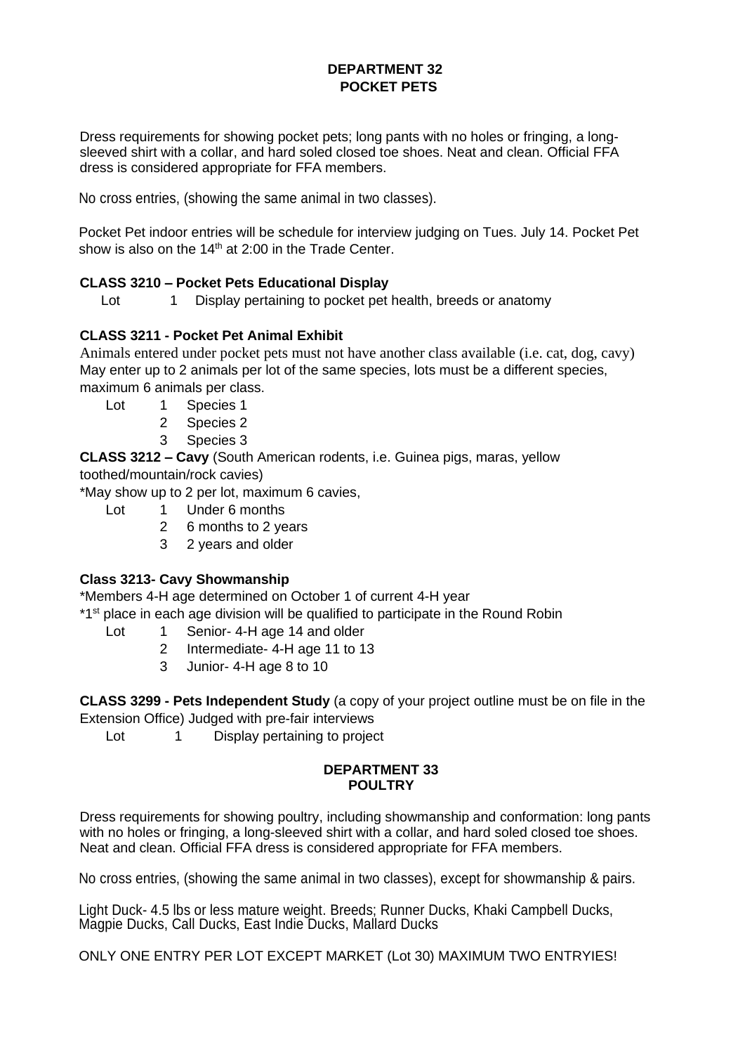## DEPARTMENT 32
## POCKET PETS

Dress requirements for showing pocket pets; long pants with no holes or fringing, a long-sleeved shirt with a collar, and hard soled closed toe shoes. Neat and clean. Official FFA dress is considered appropriate for FFA members.

No cross entries, (showing the same animal in two classes).

Pocket Pet indoor entries will be schedule for interview judging on Tues. July 14. Pocket Pet show is also on the 14th at 2:00 in the Trade Center.

**CLASS 3210 – Pocket Pets Educational Display**

Lot 1 Display pertaining to pocket pet health, breeds or anatomy

**CLASS 3211 - Pocket Pet Animal Exhibit**

Animals entered under pocket pets must not have another class available (i.e. cat, dog, cavy) May enter up to 2 animals per lot of the same species, lots must be a different species, maximum 6 animals per class.

Lot 1 Species 1
2 Species 2
3 Species 3

**CLASS 3212 – Cavy** (South American rodents, i.e. Guinea pigs, maras, yellow toothed/mountain/rock cavies)

*May show up to 2 per lot, maximum 6 cavies,

Lot 1 Under 6 months
2 6 months to 2 years
3 2 years and older

**Class 3213- Cavy Showmanship**

*Members 4-H age determined on October 1 of current 4-H year

*1st place in each age division will be qualified to participate in the Round Robin

Lot 1 Senior- 4-H age 14 and older
2 Intermediate- 4-H age 11 to 13
3 Junior- 4-H age 8 to 10

**CLASS 3299 - Pets Independent Study** (a copy of your project outline must be on file in the Extension Office) Judged with pre-fair interviews

Lot 1 Display pertaining to project

## DEPARTMENT 33
## POULTRY

Dress requirements for showing poultry, including showmanship and conformation: long pants with no holes or fringing, a long-sleeved shirt with a collar, and hard soled closed toe shoes. Neat and clean. Official FFA dress is considered appropriate for FFA members.

No cross entries, (showing the same animal in two classes), except for showmanship & pairs.

Light Duck- 4.5 lbs or less mature weight. Breeds; Runner Ducks, Khaki Campbell Ducks, Magpie Ducks, Call Ducks, East Indie Ducks, Mallard Ducks

ONLY ONE ENTRY PER LOT EXCEPT MARKET (Lot 30) MAXIMUM TWO ENTRYIES!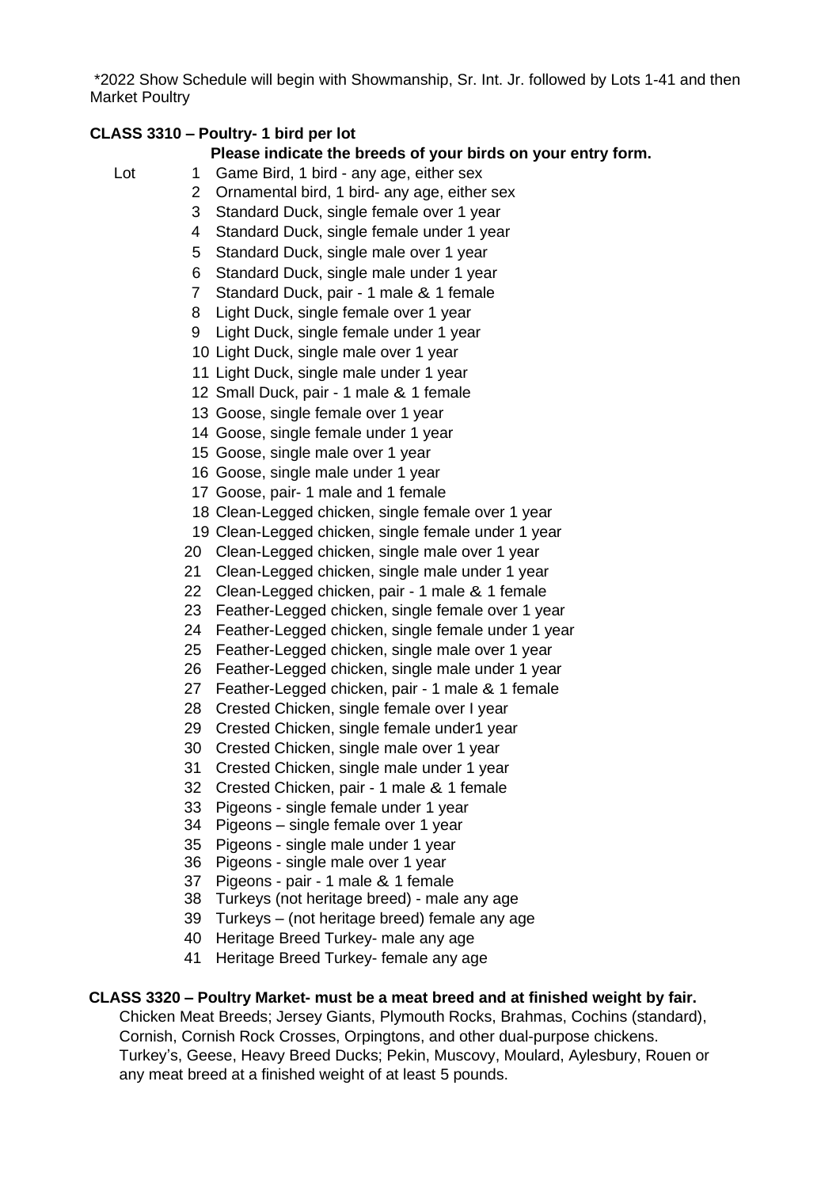*2022 Show Schedule will begin with Showmanship, Sr. Int. Jr. followed by Lots 1-41 and then Market Poultry

**CLASS 3310 – Poultry- 1 bird per lot**

**Please indicate the breeds of your birds on your entry form.**

Lot
1 Game Bird, 1 bird - any age, either sex
2 Ornamental bird, 1 bird- any age, either sex
3 Standard Duck, single female over 1 year
4 Standard Duck, single female under 1 year
5 Standard Duck, single male over 1 year
6 Standard Duck, single male under 1 year
7 Standard Duck, pair - 1 male & 1 female
8 Light Duck, single female over 1 year
9 Light Duck, single female under 1 year
10 Light Duck, single male over 1 year
11 Light Duck, single male under 1 year
12 Small Duck, pair - 1 male & 1 female
13 Goose, single female over 1 year
14 Goose, single female under 1 year
15 Goose, single male over 1 year
16 Goose, single male under 1 year
17 Goose, pair- 1 male and 1 female
18 Clean-Legged chicken, single female over 1 year
19 Clean-Legged chicken, single female under 1 year
20 Clean-Legged chicken, single male over 1 year
21 Clean-Legged chicken, single male under 1 year
22 Clean-Legged chicken, pair - 1 male & 1 female
23 Feather-Legged chicken, single female over 1 year
24 Feather-Legged chicken, single female under 1 year
25 Feather-Legged chicken, single male over 1 year
26 Feather-Legged chicken, single male under 1 year
27 Feather-Legged chicken, pair - 1 male & 1 female
28 Crested Chicken, single female over I year
29 Crested Chicken, single female under1 year
30 Crested Chicken, single male over 1 year
31 Crested Chicken, single male under 1 year
32 Crested Chicken, pair - 1 male & 1 female
33 Pigeons - single female under 1 year
34 Pigeons – single female over 1 year
35 Pigeons - single male under 1 year
36 Pigeons - single male over 1 year
37 Pigeons - pair - 1 male & 1 female
38 Turkeys (not heritage breed) - male any age
39 Turkeys – (not heritage breed) female any age
40 Heritage Breed Turkey- male any age
41 Heritage Breed Turkey- female any age

**CLASS 3320 – Poultry Market- must be a meat breed and at finished weight by fair.**

Chicken Meat Breeds; Jersey Giants, Plymouth Rocks, Brahmas, Cochins (standard), Cornish, Cornish Rock Crosses, Orpingtons, and other dual-purpose chickens. Turkey's, Geese, Heavy Breed Ducks; Pekin, Muscovy, Moulard, Aylesbury, Rouen or any meat breed at a finished weight of at least 5 pounds.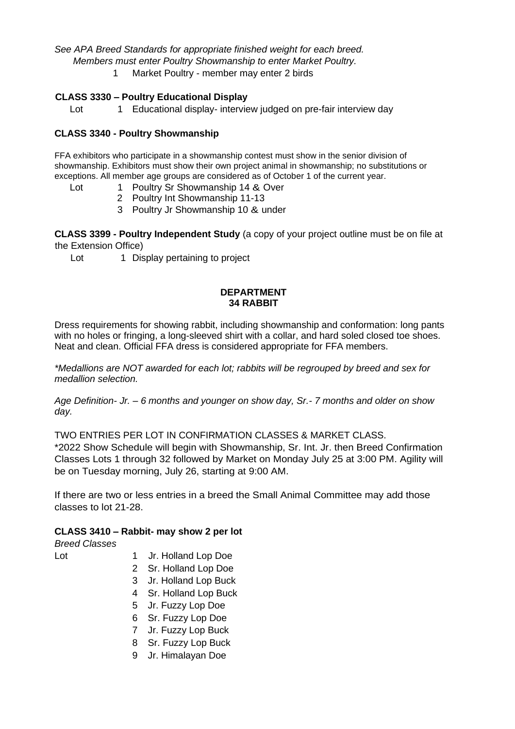*See APA Breed Standards for appropriate finished weight for each breed.*
*Members must enter Poultry Showmanship to enter Market Poultry.*

1 Market Poultry - member may enter 2 birds

**CLASS 3330 – Poultry Educational Display**

Lot 1 Educational display- interview judged on pre-fair interview day

**CLASS 3340 - Poultry Showmanship**

FFA exhibitors who participate in a showmanship contest must show in the senior division of showmanship. Exhibitors must show their own project animal in showmanship; no substitutions or exceptions. All member age groups are considered as of October 1 of the current year.

Lot 1 Poultry Sr Showmanship 14 & Over
2 Poultry Int Showmanship 11-13
3 Poultry Jr Showmanship 10 & under

**CLASS 3399 - Poultry Independent Study** (a copy of your project outline must be on file at the Extension Office)

Lot 1 Display pertaining to project

## DEPARTMENT 34 RABBIT

Dress requirements for showing rabbit, including showmanship and conformation: long pants with no holes or fringing, a long-sleeved shirt with a collar, and hard soled closed toe shoes. Neat and clean. Official FFA dress is considered appropriate for FFA members.

*\*Medallions are NOT awarded for each lot; rabbits will be regrouped by breed and sex for medallion selection.*

*Age Definition- Jr. – 6 months and younger on show day, Sr.- 7 months and older on show day.*

TWO ENTRIES PER LOT IN CONFIRMATION CLASSES & MARKET CLASS.
\*2022 Show Schedule will begin with Showmanship, Sr. Int. Jr. then Breed Confirmation Classes Lots 1 through 32 followed by Market on Monday July 25 at 3:00 PM. Agility will be on Tuesday morning, July 26, starting at 9:00 AM.

If there are two or less entries in a breed the Small Animal Committee may add those classes to lot 21-28.

**CLASS 3410 – Rabbit- may show 2 per lot**

*Breed Classes*

Lot 1 Jr. Holland Lop Doe
2 Sr. Holland Lop Doe
3 Jr. Holland Lop Buck
4 Sr. Holland Lop Buck
5 Jr. Fuzzy Lop Doe
6 Sr. Fuzzy Lop Doe
7 Jr. Fuzzy Lop Buck
8 Sr. Fuzzy Lop Buck
9 Jr. Himalayan Doe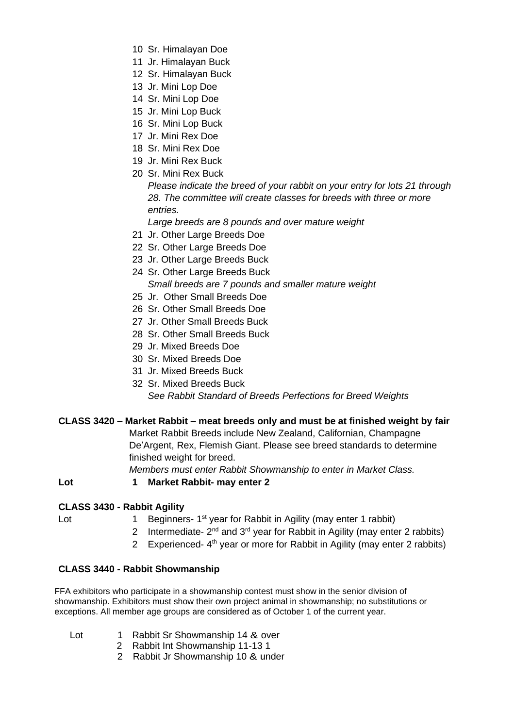10 Sr. Himalayan Doe
11 Jr. Himalayan Buck
12 Sr. Himalayan Buck
13 Jr. Mini Lop Doe
14 Sr. Mini Lop Doe
15 Jr. Mini Lop Buck
16 Sr. Mini Lop Buck
17 Jr. Mini Rex Doe
18 Sr. Mini Rex Doe
19 Jr. Mini Rex Buck
20 Sr. Mini Rex Buck

*Please indicate the breed of your rabbit on your entry for lots 21 through 28. The committee will create classes for breeds with three or more entries.*

*Large breeds are 8 pounds and over mature weight*

21 Jr. Other Large Breeds Doe
22 Sr. Other Large Breeds Doe
23 Jr. Other Large Breeds Buck
24 Sr. Other Large Breeds Buck

*Small breeds are 7 pounds and smaller mature weight*

25 Jr. Other Small Breeds Doe
26 Sr. Other Small Breeds Doe
27 Jr. Other Small Breeds Buck
28 Sr. Other Small Breeds Buck
29 Jr. Mixed Breeds Doe
30 Sr. Mixed Breeds Doe
31 Jr. Mixed Breeds Buck
32 Sr. Mixed Breeds Buck

*See Rabbit Standard of Breeds Perfections for Breed Weights*

**CLASS 3420 – Market Rabbit – meat breeds only and must be at finished weight by fair**

Market Rabbit Breeds include New Zealand, Californian, Champagne De'Argent, Rex, Flemish Giant. Please see breed standards to determine finished weight for breed.

*Members must enter Rabbit Showmanship to enter in Market Class.*

**Lot 1 Market Rabbit- may enter 2**

**CLASS 3430 - Rabbit Agility**

Lot
1 Beginners- 1st year for Rabbit in Agility (may enter 1 rabbit)
2 Intermediate- 2nd and 3rd year for Rabbit in Agility (may enter 2 rabbits)
2 Experienced- 4th year or more for Rabbit in Agility (may enter 2 rabbits)

**CLASS 3440 - Rabbit Showmanship**

FFA exhibitors who participate in a showmanship contest must show in the senior division of showmanship. Exhibitors must show their own project animal in showmanship; no substitutions or exceptions. All member age groups are considered as of October 1 of the current year.

Lot
1 Rabbit Sr Showmanship 14 & over
2 Rabbit Int Showmanship 11-13 1
2 Rabbit Jr Showmanship 10 & under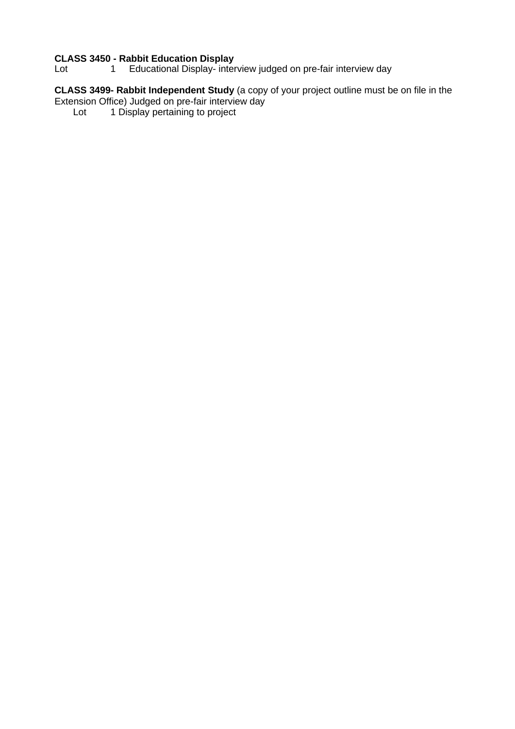**CLASS 3450 - Rabbit Education Display**

Lot 1 Educational Display- interview judged on pre-fair interview day

**CLASS 3499- Rabbit Independent Study** (a copy of your project outline must be on file in the Extension Office) Judged on pre-fair interview day

Lot 1 Display pertaining to project